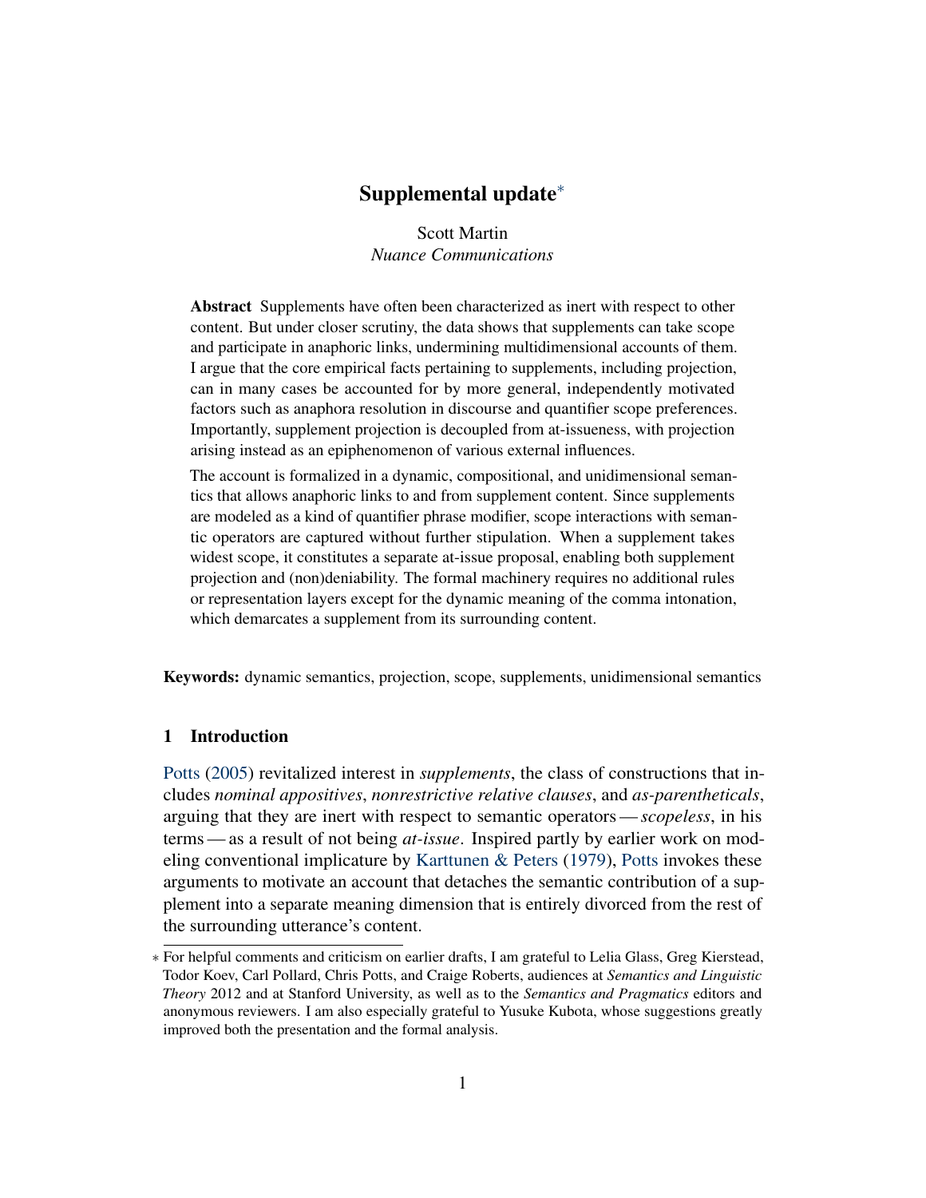# Supplemental update[*]

Scott Martin
*Nuance Communications*

**Abstract** Supplements have often been characterized as inert with respect to other content. But under closer scrutiny, the data shows that supplements can take scope and participate in anaphoric links, undermining multidimensional accounts of them. I argue that the core empirical facts pertaining to supplements, including projection, can in many cases be accounted for by more general, independently motivated factors such as anaphora resolution in discourse and quantifier scope preferences. Importantly, supplement projection is decoupled from at-issueness, with projection arising instead as an epiphenomenon of various external influences.

The account is formalized in a dynamic, compositional, and unidimensional semantics that allows anaphoric links to and from supplement content. Since supplements are modeled as a kind of quantifier phrase modifier, scope interactions with semantic operators are captured without further stipulation. When a supplement takes widest scope, it constitutes a separate at-issue proposal, enabling both supplement projection and (non)deniability. The formal machinery requires no additional rules or representation layers except for the dynamic meaning of the comma intonation, which demarcates a supplement from its surrounding content.

**Keywords:** dynamic semantics, projection, scope, supplements, unidimensional semantics

## 1 Introduction

Potts (2005) revitalized interest in *supplements*, the class of constructions that includes *nominal appositives*, *nonrestrictive relative clauses*, and *as-parentheticals*, arguing that they are inert with respect to semantic operators — *scopeless*, in his terms — as a result of not being *at-issue*. Inspired partly by earlier work on modeling conventional implicature by Karttunen & Peters (1979), Potts invokes these arguments to motivate an account that detaches the semantic contribution of a supplement into a separate meaning dimension that is entirely divorced from the rest of the surrounding utterance's content.

[*] For helpful comments and criticism on earlier drafts, I am grateful to Lelia Glass, Greg Kierstead, Todor Koev, Carl Pollard, Chris Potts, and Craige Roberts, audiences at *Semantics and Linguistic Theory* 2012 and at Stanford University, as well as to the *Semantics and Pragmatics* editors and anonymous reviewers. I am also especially grateful to Yusuke Kubota, whose suggestions greatly improved both the presentation and the formal analysis.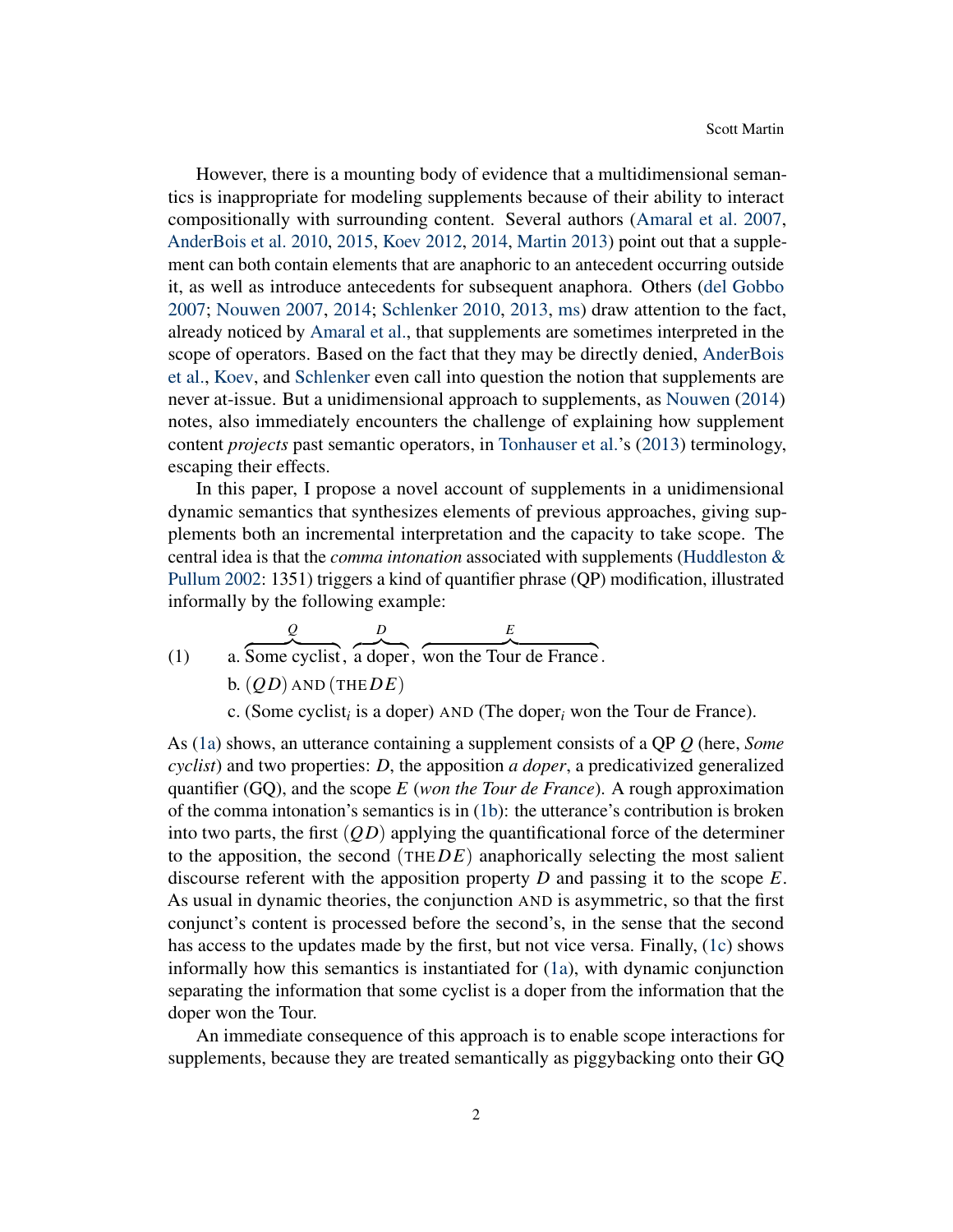However, there is a mounting body of evidence that a multidimensional semantics is inappropriate for modeling supplements because of their ability to interact compositionally with surrounding content. Several authors (Amaral et al. 2007, AnderBois et al. 2010, 2015, Koev 2012, 2014, Martin 2013) point out that a supplement can both contain elements that are anaphoric to an antecedent occurring outside it, as well as introduce antecedents for subsequent anaphora. Others (del Gobbo 2007; Nouwen 2007, 2014; Schlenker 2010, 2013, ms) draw attention to the fact, already noticed by Amaral et al., that supplements are sometimes interpreted in the scope of operators. Based on the fact that they may be directly denied, AnderBois et al., Koev, and Schlenker even call into question the notion that supplements are never at-issue. But a unidimensional approach to supplements, as Nouwen (2014) notes, also immediately encounters the challenge of explaining how supplement content *projects* past semantic operators, in Tonhauser et al.'s (2013) terminology, escaping their effects.

In this paper, I propose a novel account of supplements in a unidimensional dynamic semantics that synthesizes elements of previous approaches, giving supplements both an incremental interpretation and the capacity to take scope. The central idea is that the *comma intonation* associated with supplements (Huddleston & Pullum 2002: 1351) triggers a kind of quantifier phrase (QP) modification, illustrated informally by the following example:

(1) a. $\overbrace{\text{Some cyclist}}^{Q}$, $\overbrace{\text{a doper}}^{D}$, $\overbrace{\text{won the Tour de France}}^{E}$.

b. $(Q\,D)$ AND $(\text{THE}\,D\,E)$

c. (Some cyclist$_i$ is a doper) AND (The doper$_i$ won the Tour de France).

As (1a) shows, an utterance containing a supplement consists of a QP $Q$ (here, *Some cyclist*) and two properties: $D$, the apposition *a doper*, a predicativized generalized quantifier (GQ), and the scope $E$ (*won the Tour de France*). A rough approximation of the comma intonation's semantics is in (1b): the utterance's contribution is broken into two parts, the first $(Q\,D)$ applying the quantificational force of the determiner to the apposition, the second $(\text{THE}\,D\,E)$ anaphorically selecting the most salient discourse referent with the apposition property $D$ and passing it to the scope $E$. As usual in dynamic theories, the conjunction AND is asymmetric, so that the first conjunct's content is processed before the second's, in the sense that the second has access to the updates made by the first, but not vice versa. Finally, (1c) shows informally how this semantics is instantiated for (1a), with dynamic conjunction separating the information that some cyclist is a doper from the information that the doper won the Tour.

An immediate consequence of this approach is to enable scope interactions for supplements, because they are treated semantically as piggybacking onto their GQ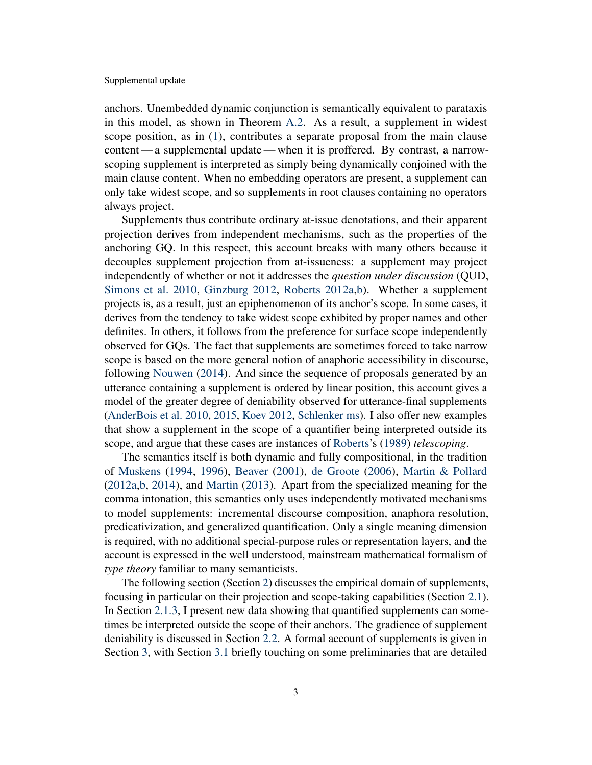anchors. Unembedded dynamic conjunction is semantically equivalent to parataxis in this model, as shown in Theorem A.2. As a result, a supplement in widest scope position, as in (1), contributes a separate proposal from the main clause content — a supplemental update — when it is proffered. By contrast, a narrow-scoping supplement is interpreted as simply being dynamically conjoined with the main clause content. When no embedding operators are present, a supplement can only take widest scope, and so supplements in root clauses containing no operators always project.

Supplements thus contribute ordinary at-issue denotations, and their apparent projection derives from independent mechanisms, such as the properties of the anchoring GQ. In this respect, this account breaks with many others because it decouples supplement projection from at-issueness: a supplement may project independently of whether or not it addresses the *question under discussion* (QUD, Simons et al. 2010, Ginzburg 2012, Roberts 2012a,b). Whether a supplement projects is, as a result, just an epiphenomenon of its anchor's scope. In some cases, it derives from the tendency to take widest scope exhibited by proper names and other definites. In others, it follows from the preference for surface scope independently observed for GQs. The fact that supplements are sometimes forced to take narrow scope is based on the more general notion of anaphoric accessibility in discourse, following Nouwen (2014). And since the sequence of proposals generated by an utterance containing a supplement is ordered by linear position, this account gives a model of the greater degree of deniability observed for utterance-final supplements (AnderBois et al. 2010, 2015, Koev 2012, Schlenker ms). I also offer new examples that show a supplement in the scope of a quantifier being interpreted outside its scope, and argue that these cases are instances of Roberts's (1989) *telescoping*.

The semantics itself is both dynamic and fully compositional, in the tradition of Muskens (1994, 1996), Beaver (2001), de Groote (2006), Martin & Pollard (2012a,b, 2014), and Martin (2013). Apart from the specialized meaning for the comma intonation, this semantics only uses independently motivated mechanisms to model supplements: incremental discourse composition, anaphora resolution, predicativization, and generalized quantification. Only a single meaning dimension is required, with no additional special-purpose rules or representation layers, and the account is expressed in the well understood, mainstream mathematical formalism of *type theory* familiar to many semanticists.

The following section (Section 2) discusses the empirical domain of supplements, focusing in particular on their projection and scope-taking capabilities (Section 2.1). In Section 2.1.3, I present new data showing that quantified supplements can sometimes be interpreted outside the scope of their anchors. The gradience of supplement deniability is discussed in Section 2.2. A formal account of supplements is given in Section 3, with Section 3.1 briefly touching on some preliminaries that are detailed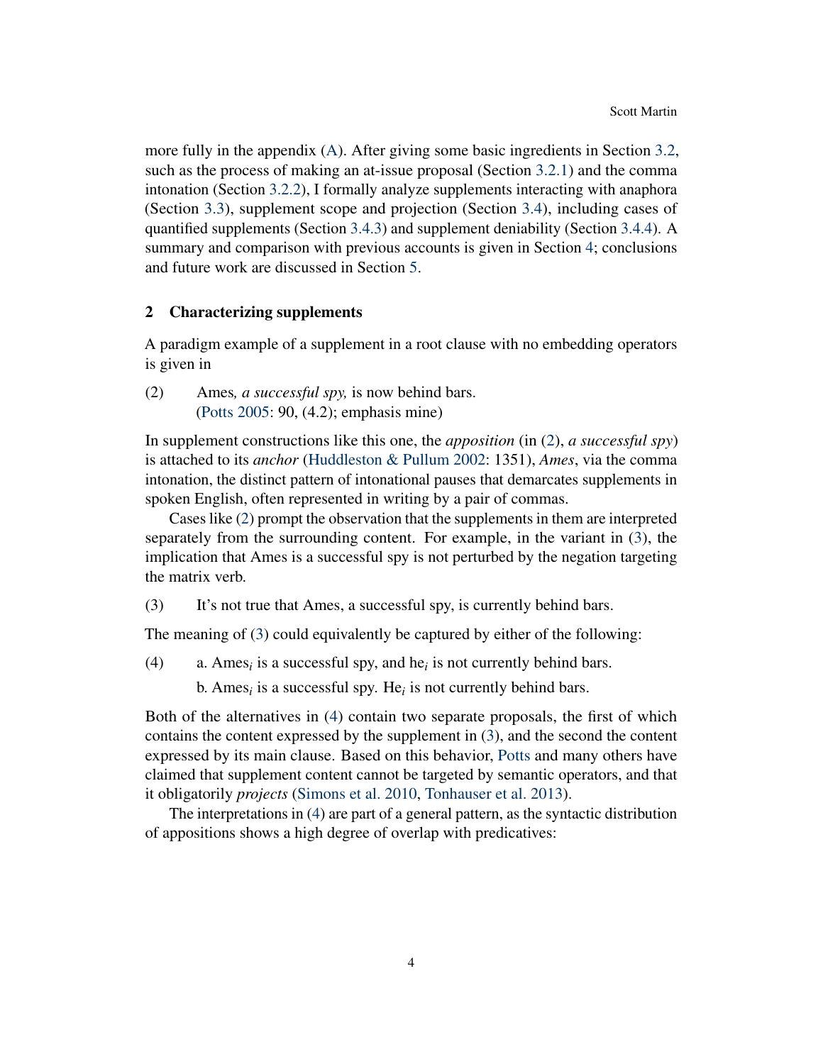more fully in the appendix (A). After giving some basic ingredients in Section 3.2, such as the process of making an at-issue proposal (Section 3.2.1) and the comma intonation (Section 3.2.2), I formally analyze supplements interacting with anaphora (Section 3.3), supplement scope and projection (Section 3.4), including cases of quantified supplements (Section 3.4.3) and supplement deniability (Section 3.4.4). A summary and comparison with previous accounts is given in Section 4; conclusions and future work are discussed in Section 5.

## 2 Characterizing supplements

A paradigm example of a supplement in a root clause with no embedding operators is given in

(2) Ames*, a successful spy,* is now behind bars.
(Potts 2005: 90, (4.2); emphasis mine)

In supplement constructions like this one, the *apposition* (in (2), *a successful spy*) is attached to its *anchor* (Huddleston & Pullum 2002: 1351), *Ames*, via the comma intonation, the distinct pattern of intonational pauses that demarcates supplements in spoken English, often represented in writing by a pair of commas.

Cases like (2) prompt the observation that the supplements in them are interpreted separately from the surrounding content. For example, in the variant in (3), the implication that Ames is a successful spy is not perturbed by the negation targeting the matrix verb.

(3) It's not true that Ames, a successful spy, is currently behind bars.

The meaning of (3) could equivalently be captured by either of the following:

(4) a. Ames$_i$ is a successful spy, and he$_i$ is not currently behind bars.
b. Ames$_i$ is a successful spy. He$_i$ is not currently behind bars.

Both of the alternatives in (4) contain two separate proposals, the first of which contains the content expressed by the supplement in (3), and the second the content expressed by its main clause. Based on this behavior, Potts and many others have claimed that supplement content cannot be targeted by semantic operators, and that it obligatorily *projects* (Simons et al. 2010, Tonhauser et al. 2013).

The interpretations in (4) are part of a general pattern, as the syntactic distribution of appositions shows a high degree of overlap with predicatives: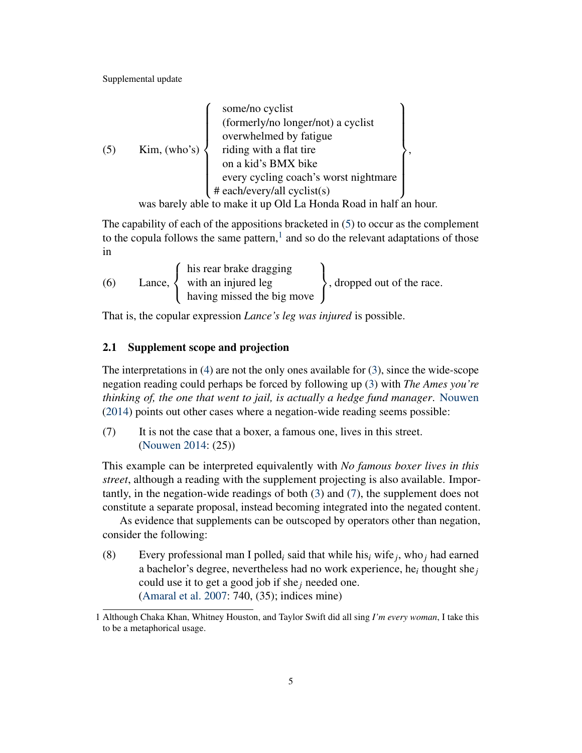(5) Kim, (who's) { some/no cyclist | (formerly/no longer/not) a cyclist | overwhelmed by fatigue | riding with a flat tire | on a kid's BMX bike | every cycling coach's worst nightmare | # each/every/all cyclist(s) }, was barely able to make it up Old La Honda Road in half an hour.

The capability of each of the appositions bracketed in (5) to occur as the complement to the copula follows the same pattern,[1] and so do the relevant adaptations of those in

(6) Lance, { his rear brake dragging | with an injured leg | having missed the big move }, dropped out of the race.

That is, the copular expression *Lance's leg was injured* is possible.

### 2.1 Supplement scope and projection

The interpretations in (4) are not the only ones available for (3), since the wide-scope negation reading could perhaps be forced by following up (3) with *The Ames you're thinking of, the one that went to jail, is actually a hedge fund manager*. Nouwen (2014) points out other cases where a negation-wide reading seems possible:

(7) It is not the case that a boxer, a famous one, lives in this street.
(Nouwen 2014: (25))

This example can be interpreted equivalently with *No famous boxer lives in this street*, although a reading with the supplement projecting is also available. Importantly, in the negation-wide readings of both (3) and (7), the supplement does not constitute a separate proposal, instead becoming integrated into the negated content.

As evidence that supplements can be outscoped by operators other than negation, consider the following:

(8) Every professional man I polled$_i$ said that while his$_i$ wife$_j$, who$_j$ had earned a bachelor's degree, nevertheless had no work experience, he$_i$ thought she$_j$ could use it to get a good job if she$_j$ needed one.
(Amaral et al. 2007: 740, (35); indices mine)

1 Although Chaka Khan, Whitney Houston, and Taylor Swift did all sing *I'm every woman*, I take this to be a metaphorical usage.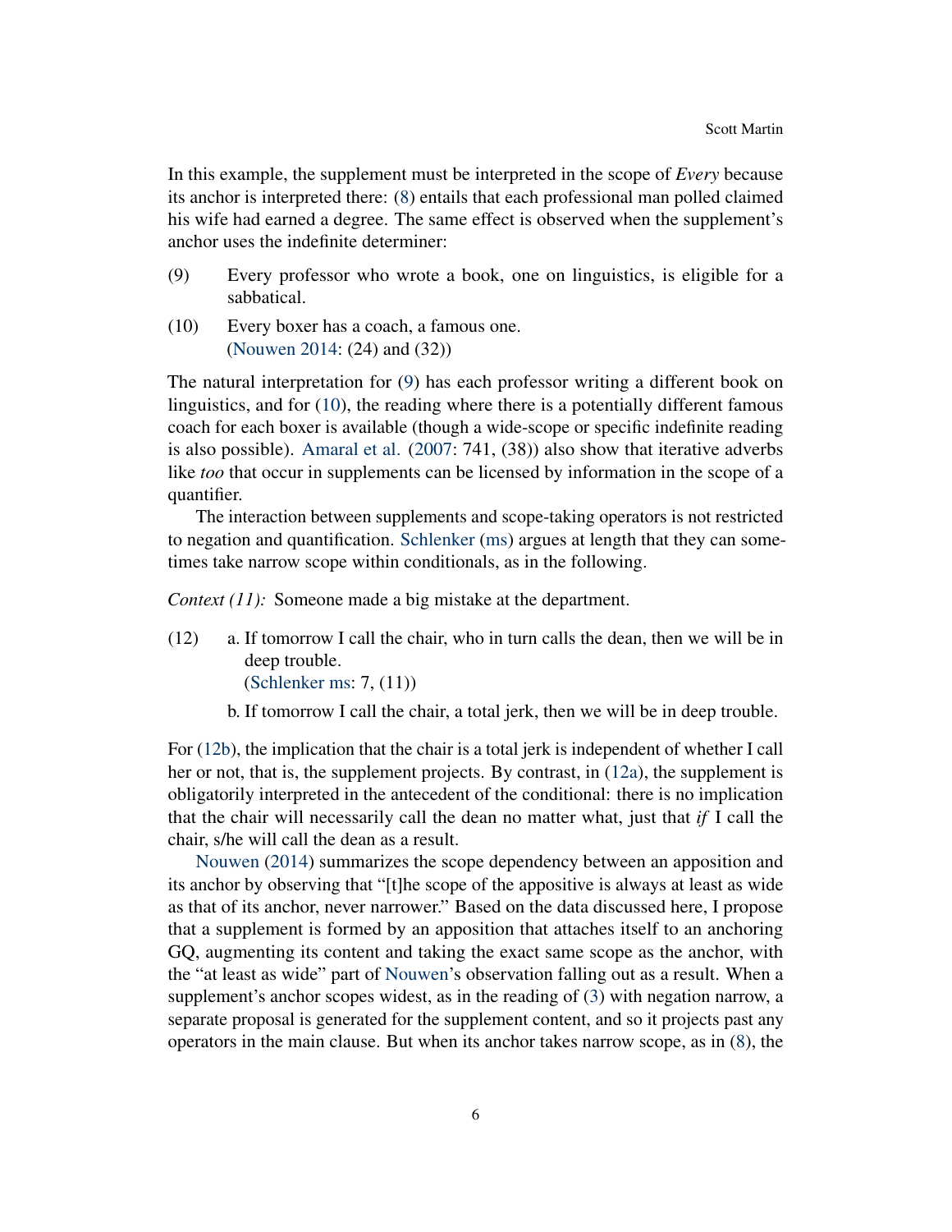In this example, the supplement must be interpreted in the scope of *Every* because its anchor is interpreted there: (8) entails that each professional man polled claimed his wife had earned a degree. The same effect is observed when the supplement's anchor uses the indefinite determiner:

(9) Every professor who wrote a book, one on linguistics, is eligible for a sabbatical.

(10) Every boxer has a coach, a famous one.
(Nouwen 2014: (24) and (32))

The natural interpretation for (9) has each professor writing a different book on linguistics, and for (10), the reading where there is a potentially different famous coach for each boxer is available (though a wide-scope or specific indefinite reading is also possible). Amaral et al. (2007: 741, (38)) also show that iterative adverbs like *too* that occur in supplements can be licensed by information in the scope of a quantifier.

The interaction between supplements and scope-taking operators is not restricted to negation and quantification. Schlenker (ms) argues at length that they can sometimes take narrow scope within conditionals, as in the following.

*Context (11):* Someone made a big mistake at the department.

(12) a. If tomorrow I call the chair, who in turn calls the dean, then we will be in deep trouble.
(Schlenker ms: 7, (11))

b. If tomorrow I call the chair, a total jerk, then we will be in deep trouble.

For (12b), the implication that the chair is a total jerk is independent of whether I call her or not, that is, the supplement projects. By contrast, in (12a), the supplement is obligatorily interpreted in the antecedent of the conditional: there is no implication that the chair will necessarily call the dean no matter what, just that *if* I call the chair, s/he will call the dean as a result.

Nouwen (2014) summarizes the scope dependency between an apposition and its anchor by observing that "[t]he scope of the appositive is always at least as wide as that of its anchor, never narrower." Based on the data discussed here, I propose that a supplement is formed by an apposition that attaches itself to an anchoring GQ, augmenting its content and taking the exact same scope as the anchor, with the "at least as wide" part of Nouwen's observation falling out as a result. When a supplement's anchor scopes widest, as in the reading of (3) with negation narrow, a separate proposal is generated for the supplement content, and so it projects past any operators in the main clause. But when its anchor takes narrow scope, as in (8), the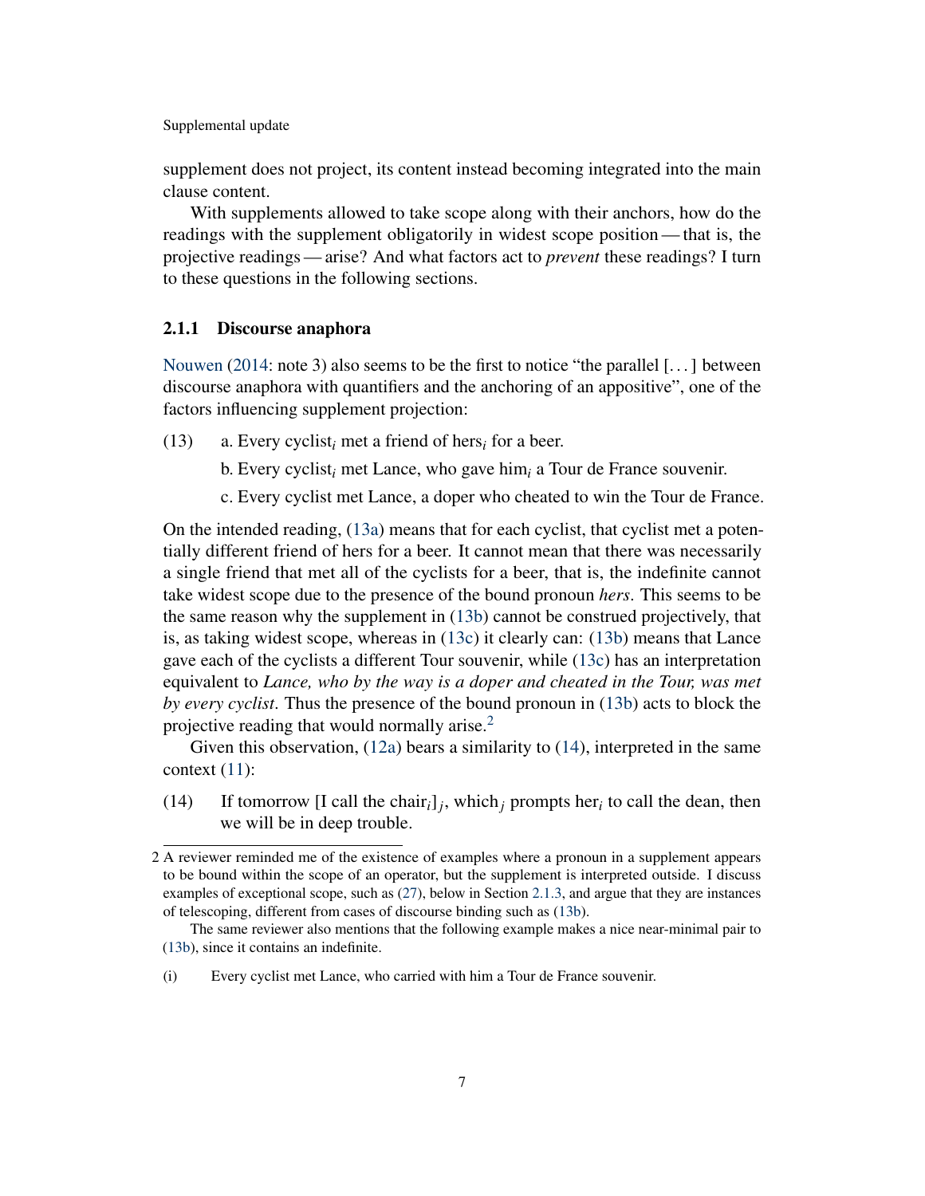supplement does not project, its content instead becoming integrated into the main clause content.

With supplements allowed to take scope along with their anchors, how do the readings with the supplement obligatorily in widest scope position — that is, the projective readings — arise? And what factors act to *prevent* these readings? I turn to these questions in the following sections.

### 2.1.1 Discourse anaphora

Nouwen (2014: note 3) also seems to be the first to notice "the parallel [. . . ] between discourse anaphora with quantifiers and the anchoring of an appositive", one of the factors influencing supplement projection:

(13) a. Every cyclist$_i$ met a friend of hers$_i$ for a beer.

b. Every cyclist$_i$ met Lance, who gave him$_i$ a Tour de France souvenir.

c. Every cyclist met Lance, a doper who cheated to win the Tour de France.

On the intended reading, (13a) means that for each cyclist, that cyclist met a potentially different friend of hers for a beer. It cannot mean that there was necessarily a single friend that met all of the cyclists for a beer, that is, the indefinite cannot take widest scope due to the presence of the bound pronoun *hers*. This seems to be the same reason why the supplement in (13b) cannot be construed projectively, that is, as taking widest scope, whereas in (13c) it clearly can: (13b) means that Lance gave each of the cyclists a different Tour souvenir, while (13c) has an interpretation equivalent to *Lance, who by the way is a doper and cheated in the Tour, was met by every cyclist*. Thus the presence of the bound pronoun in (13b) acts to block the projective reading that would normally arise.[2]

Given this observation, (12a) bears a similarity to (14), interpreted in the same context (11):

(14) If tomorrow [I call the chair$_i$]$_j$, which$_j$ prompts her$_i$ to call the dean, then we will be in deep trouble.

---

2 A reviewer reminded me of the existence of examples where a pronoun in a supplement appears to be bound within the scope of an operator, but the supplement is interpreted outside. I discuss examples of exceptional scope, such as (27), below in Section 2.1.3, and argue that they are instances of telescoping, different from cases of discourse binding such as (13b).

The same reviewer also mentions that the following example makes a nice near-minimal pair to (13b), since it contains an indefinite.

(i) Every cyclist met Lance, who carried with him a Tour de France souvenir.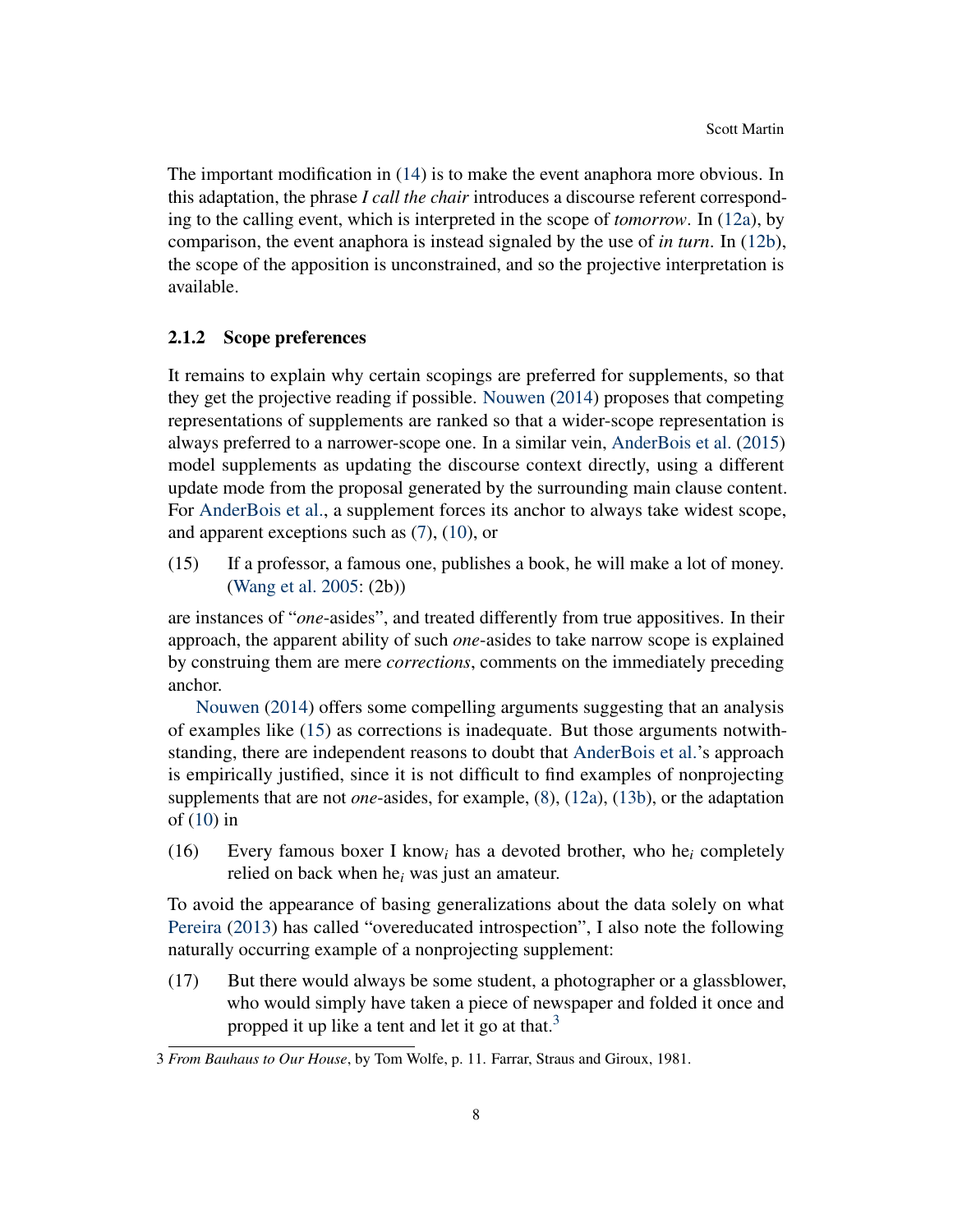The important modification in (14) is to make the event anaphora more obvious. In this adaptation, the phrase *I call the chair* introduces a discourse referent corresponding to the calling event, which is interpreted in the scope of *tomorrow*. In (12a), by comparison, the event anaphora is instead signaled by the use of *in turn*. In (12b), the scope of the apposition is unconstrained, and so the projective interpretation is available.

### 2.1.2 Scope preferences

It remains to explain why certain scopings are preferred for supplements, so that they get the projective reading if possible. Nouwen (2014) proposes that competing representations of supplements are ranked so that a wider-scope representation is always preferred to a narrower-scope one. In a similar vein, AnderBois et al. (2015) model supplements as updating the discourse context directly, using a different update mode from the proposal generated by the surrounding main clause content. For AnderBois et al., a supplement forces its anchor to always take widest scope, and apparent exceptions such as (7), (10), or

(15) If a professor, a famous one, publishes a book, he will make a lot of money. (Wang et al. 2005: (2b))

are instances of "*one*-asides", and treated differently from true appositives. In their approach, the apparent ability of such *one*-asides to take narrow scope is explained by construing them are mere *corrections*, comments on the immediately preceding anchor.

Nouwen (2014) offers some compelling arguments suggesting that an analysis of examples like (15) as corrections is inadequate. But those arguments notwithstanding, there are independent reasons to doubt that AnderBois et al.'s approach is empirically justified, since it is not difficult to find examples of nonprojecting supplements that are not *one*-asides, for example, (8), (12a), (13b), or the adaptation of (10) in

(16) Every famous boxer I know$_i$ has a devoted brother, who he$_i$ completely relied on back when he$_i$ was just an amateur.

To avoid the appearance of basing generalizations about the data solely on what Pereira (2013) has called "overeducated introspection", I also note the following naturally occurring example of a nonprojecting supplement:

(17) But there would always be some student, a photographer or a glassblower, who would simply have taken a piece of newspaper and folded it once and propped it up like a tent and let it go at that.[3]

3 *From Bauhaus to Our House*, by Tom Wolfe, p. 11. Farrar, Straus and Giroux, 1981.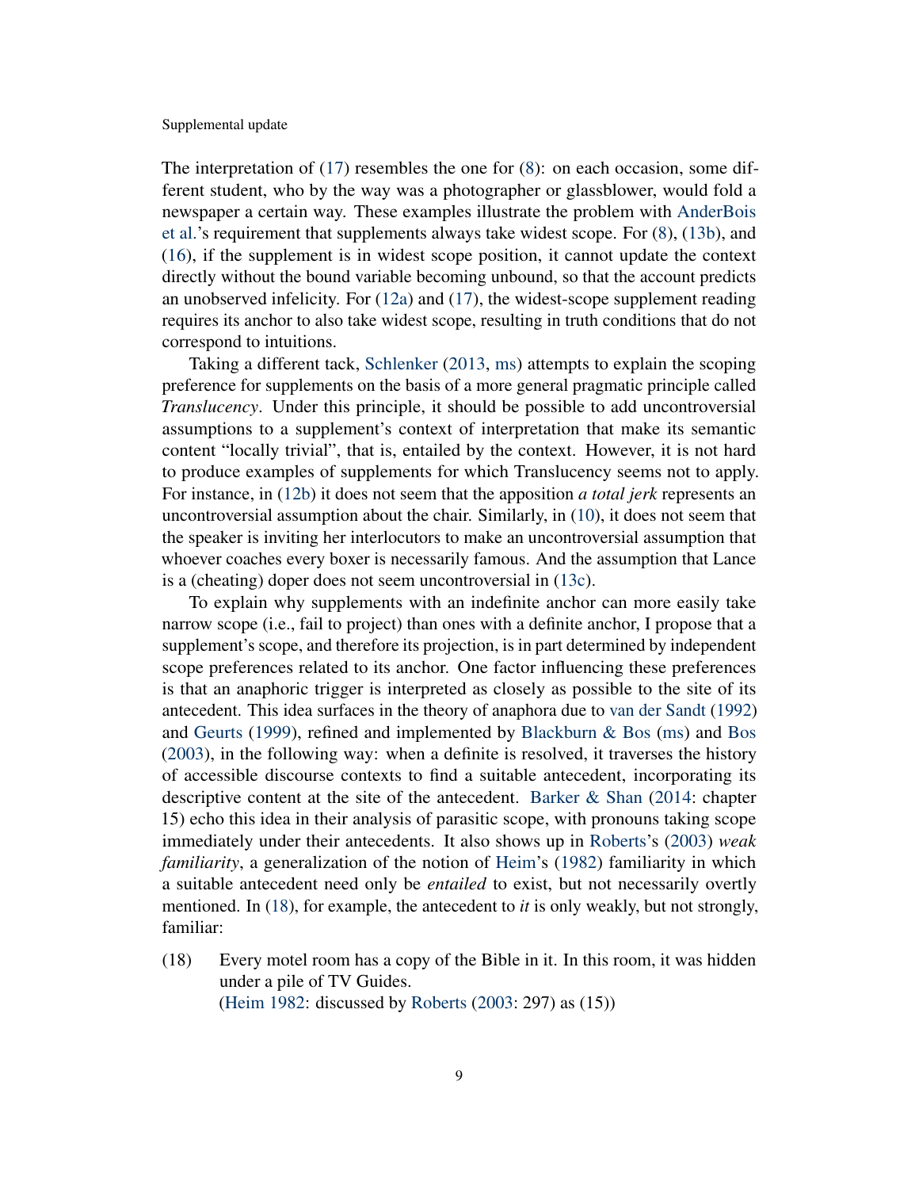The interpretation of (17) resembles the one for (8): on each occasion, some different student, who by the way was a photographer or glassblower, would fold a newspaper a certain way. These examples illustrate the problem with AnderBois et al.'s requirement that supplements always take widest scope. For (8), (13b), and (16), if the supplement is in widest scope position, it cannot update the context directly without the bound variable becoming unbound, so that the account predicts an unobserved infelicity. For (12a) and (17), the widest-scope supplement reading requires its anchor to also take widest scope, resulting in truth conditions that do not correspond to intuitions.

Taking a different tack, Schlenker (2013, ms) attempts to explain the scoping preference for supplements on the basis of a more general pragmatic principle called *Translucency*. Under this principle, it should be possible to add uncontroversial assumptions to a supplement's context of interpretation that make its semantic content "locally trivial", that is, entailed by the context. However, it is not hard to produce examples of supplements for which Translucency seems not to apply. For instance, in (12b) it does not seem that the apposition *a total jerk* represents an uncontroversial assumption about the chair. Similarly, in (10), it does not seem that the speaker is inviting her interlocutors to make an uncontroversial assumption that whoever coaches every boxer is necessarily famous. And the assumption that Lance is a (cheating) doper does not seem uncontroversial in (13c).

To explain why supplements with an indefinite anchor can more easily take narrow scope (i.e., fail to project) than ones with a definite anchor, I propose that a supplement's scope, and therefore its projection, is in part determined by independent scope preferences related to its anchor. One factor influencing these preferences is that an anaphoric trigger is interpreted as closely as possible to the site of its antecedent. This idea surfaces in the theory of anaphora due to van der Sandt (1992) and Geurts (1999), refined and implemented by Blackburn & Bos (ms) and Bos (2003), in the following way: when a definite is resolved, it traverses the history of accessible discourse contexts to find a suitable antecedent, incorporating its descriptive content at the site of the antecedent. Barker & Shan (2014: chapter 15) echo this idea in their analysis of parasitic scope, with pronouns taking scope immediately under their antecedents. It also shows up in Roberts's (2003) *weak familiarity*, a generalization of the notion of Heim's (1982) familiarity in which a suitable antecedent need only be *entailed* to exist, but not necessarily overtly mentioned. In (18), for example, the antecedent to *it* is only weakly, but not strongly, familiar:

(18) Every motel room has a copy of the Bible in it. In this room, it was hidden under a pile of TV Guides.
(Heim 1982: discussed by Roberts (2003: 297) as (15))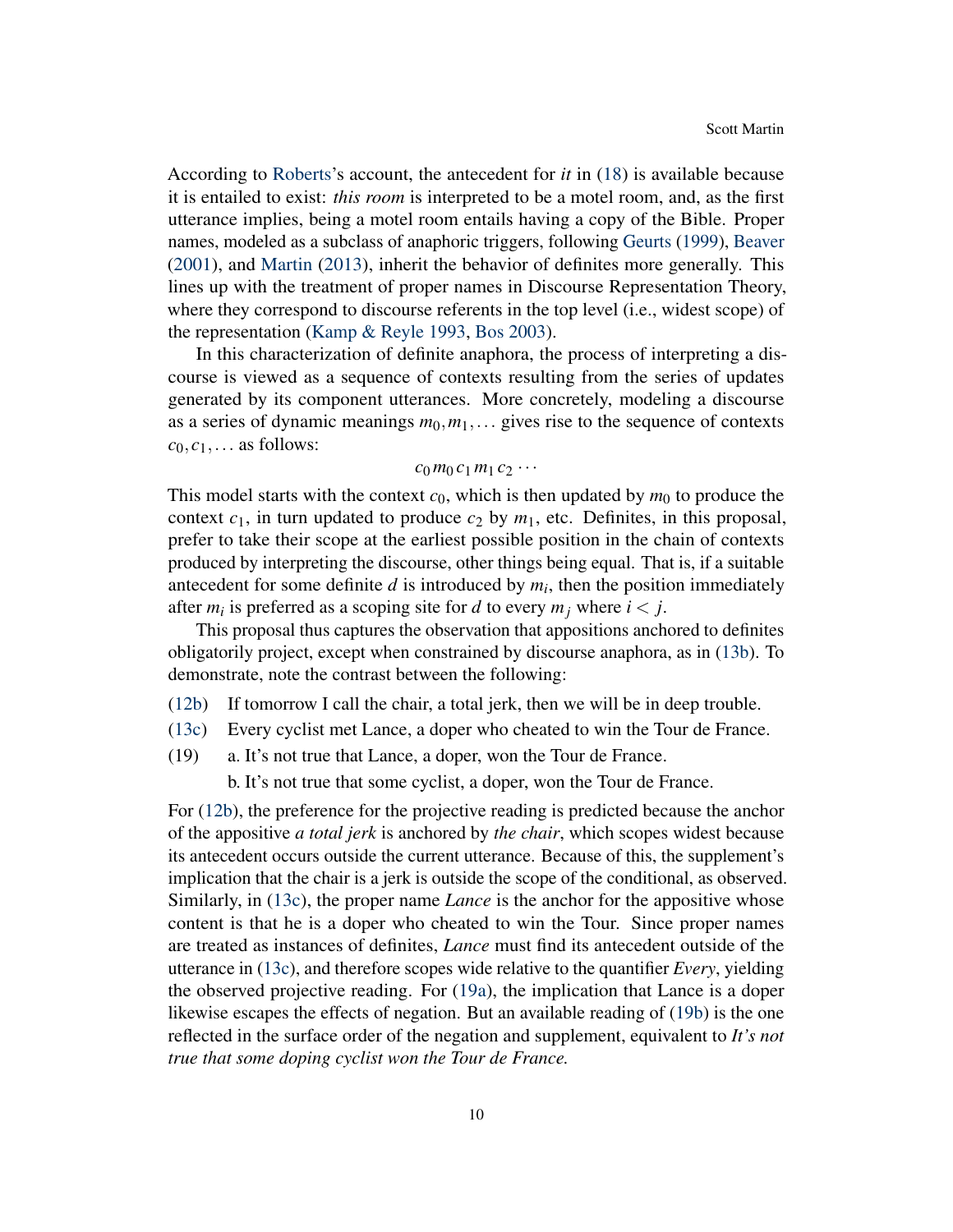According to Roberts's account, the antecedent for *it* in (18) is available because it is entailed to exist: *this room* is interpreted to be a motel room, and, as the first utterance implies, being a motel room entails having a copy of the Bible. Proper names, modeled as a subclass of anaphoric triggers, following Geurts (1999), Beaver (2001), and Martin (2013), inherit the behavior of definites more generally. This lines up with the treatment of proper names in Discourse Representation Theory, where they correspond to discourse referents in the top level (i.e., widest scope) of the representation (Kamp & Reyle 1993, Bos 2003).

In this characterization of definite anaphora, the process of interpreting a discourse is viewed as a sequence of contexts resulting from the series of updates generated by its component utterances. More concretely, modeling a discourse as a series of dynamic meanings $m_0, m_1, \ldots$ gives rise to the sequence of contexts $c_0, c_1, \ldots$ as follows:

$$c_0\, m_0\, c_1\, m_1\, c_2 \cdots$$

This model starts with the context $c_0$, which is then updated by $m_0$ to produce the context $c_1$, in turn updated to produce $c_2$ by $m_1$, etc. Definites, in this proposal, prefer to take their scope at the earliest possible position in the chain of contexts produced by interpreting the discourse, other things being equal. That is, if a suitable antecedent for some definite $d$ is introduced by $m_i$, then the position immediately after $m_i$ is preferred as a scoping site for $d$ to every $m_j$ where $i < j$.

This proposal thus captures the observation that appositions anchored to definites obligatorily project, except when constrained by discourse anaphora, as in (13b). To demonstrate, note the contrast between the following:

(12b) If tomorrow I call the chair, a total jerk, then we will be in deep trouble.

(13c) Every cyclist met Lance, a doper who cheated to win the Tour de France.

(19) a. It's not true that Lance, a doper, won the Tour de France.
b. It's not true that some cyclist, a doper, won the Tour de France.

For (12b), the preference for the projective reading is predicted because the anchor of the appositive *a total jerk* is anchored by *the chair*, which scopes widest because its antecedent occurs outside the current utterance. Because of this, the supplement's implication that the chair is a jerk is outside the scope of the conditional, as observed. Similarly, in (13c), the proper name *Lance* is the anchor for the appositive whose content is that he is a doper who cheated to win the Tour. Since proper names are treated as instances of definites, *Lance* must find its antecedent outside of the utterance in (13c), and therefore scopes wide relative to the quantifier *Every*, yielding the observed projective reading. For (19a), the implication that Lance is a doper likewise escapes the effects of negation. But an available reading of (19b) is the one reflected in the surface order of the negation and supplement, equivalent to *It's not true that some doping cyclist won the Tour de France.*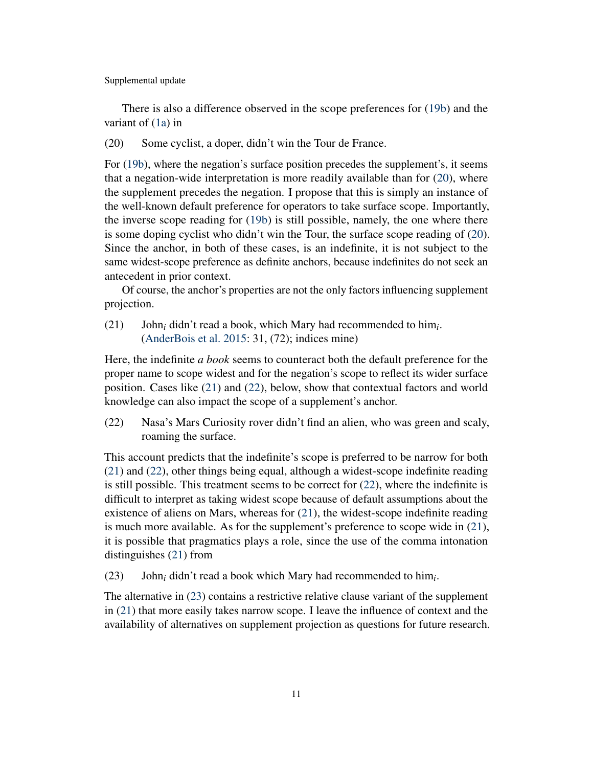There is also a difference observed in the scope preferences for (19b) and the variant of (1a) in

(20) Some cyclist, a doper, didn't win the Tour de France.

For (19b), where the negation's surface position precedes the supplement's, it seems that a negation-wide interpretation is more readily available than for (20), where the supplement precedes the negation. I propose that this is simply an instance of the well-known default preference for operators to take surface scope. Importantly, the inverse scope reading for (19b) is still possible, namely, the one where there is some doping cyclist who didn't win the Tour, the surface scope reading of (20). Since the anchor, in both of these cases, is an indefinite, it is not subject to the same widest-scope preference as definite anchors, because indefinites do not seek an antecedent in prior context.

Of course, the anchor's properties are not the only factors influencing supplement projection.

(21) John$_i$ didn't read a book, which Mary had recommended to him$_i$.
(AnderBois et al. 2015: 31, (72); indices mine)

Here, the indefinite *a book* seems to counteract both the default preference for the proper name to scope widest and for the negation's scope to reflect its wider surface position. Cases like (21) and (22), below, show that contextual factors and world knowledge can also impact the scope of a supplement's anchor.

(22) Nasa's Mars Curiosity rover didn't find an alien, who was green and scaly, roaming the surface.

This account predicts that the indefinite's scope is preferred to be narrow for both (21) and (22), other things being equal, although a widest-scope indefinite reading is still possible. This treatment seems to be correct for (22), where the indefinite is difficult to interpret as taking widest scope because of default assumptions about the existence of aliens on Mars, whereas for (21), the widest-scope indefinite reading is much more available. As for the supplement's preference to scope wide in (21), it is possible that pragmatics plays a role, since the use of the comma intonation distinguishes (21) from

(23) John$_i$ didn't read a book which Mary had recommended to him$_i$.

The alternative in (23) contains a restrictive relative clause variant of the supplement in (21) that more easily takes narrow scope. I leave the influence of context and the availability of alternatives on supplement projection as questions for future research.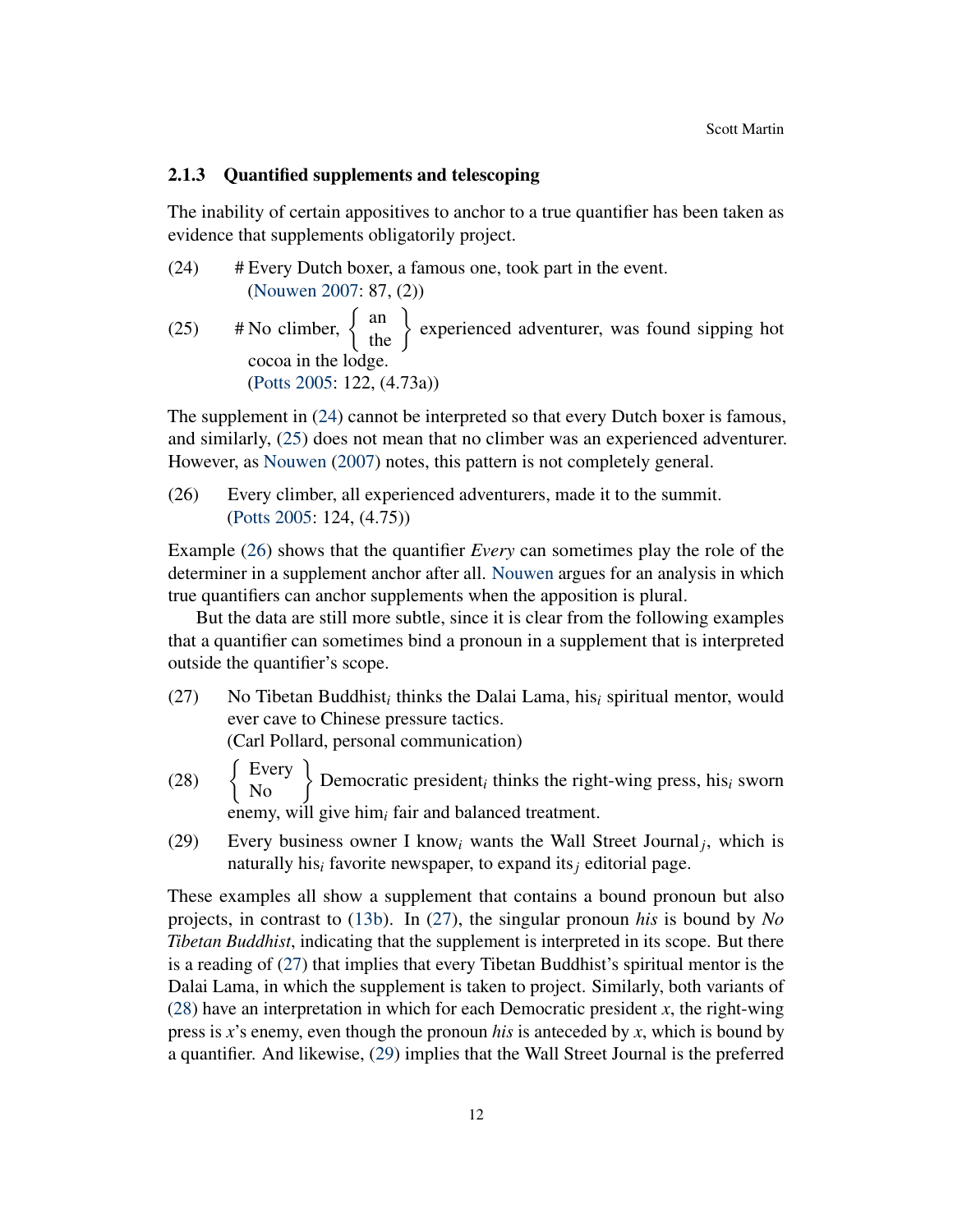### 2.1.3 Quantified supplements and telescoping

The inability of certain appositives to anchor to a true quantifier has been taken as evidence that supplements obligatorily project.

(24) # Every Dutch boxer, a famous one, took part in the event.
(Nouwen 2007: 87, (2))

(25) # No climber, $\left\{ \begin{array}{c} \text{an} \\ \text{the} \end{array} \right\}$ experienced adventurer, was found sipping hot cocoa in the lodge.
(Potts 2005: 122, (4.73a))

The supplement in (24) cannot be interpreted so that every Dutch boxer is famous, and similarly, (25) does not mean that no climber was an experienced adventurer. However, as Nouwen (2007) notes, this pattern is not completely general.

(26) Every climber, all experienced adventurers, made it to the summit.
(Potts 2005: 124, (4.75))

Example (26) shows that the quantifier *Every* can sometimes play the role of the determiner in a supplement anchor after all. Nouwen argues for an analysis in which true quantifiers can anchor supplements when the apposition is plural.

But the data are still more subtle, since it is clear from the following examples that a quantifier can sometimes bind a pronoun in a supplement that is interpreted outside the quantifier's scope.

(27) No Tibetan Buddhist$_i$ thinks the Dalai Lama, his$_i$ spiritual mentor, would ever cave to Chinese pressure tactics.
(Carl Pollard, personal communication)

(28) $\left\{ \begin{array}{c} \text{Every} \\ \text{No} \end{array} \right\}$ Democratic president$_i$ thinks the right-wing press, his$_i$ sworn enemy, will give him$_i$ fair and balanced treatment.

(29) Every business owner I know$_i$ wants the Wall Street Journal$_j$, which is naturally his$_i$ favorite newspaper, to expand its$_j$ editorial page.

These examples all show a supplement that contains a bound pronoun but also projects, in contrast to (13b). In (27), the singular pronoun *his* is bound by *No Tibetan Buddhist*, indicating that the supplement is interpreted in its scope. But there is a reading of (27) that implies that every Tibetan Buddhist's spiritual mentor is the Dalai Lama, in which the supplement is taken to project. Similarly, both variants of (28) have an interpretation in which for each Democratic president $x$, the right-wing press is $x$'s enemy, even though the pronoun *his* is anteceded by $x$, which is bound by a quantifier. And likewise, (29) implies that the Wall Street Journal is the preferred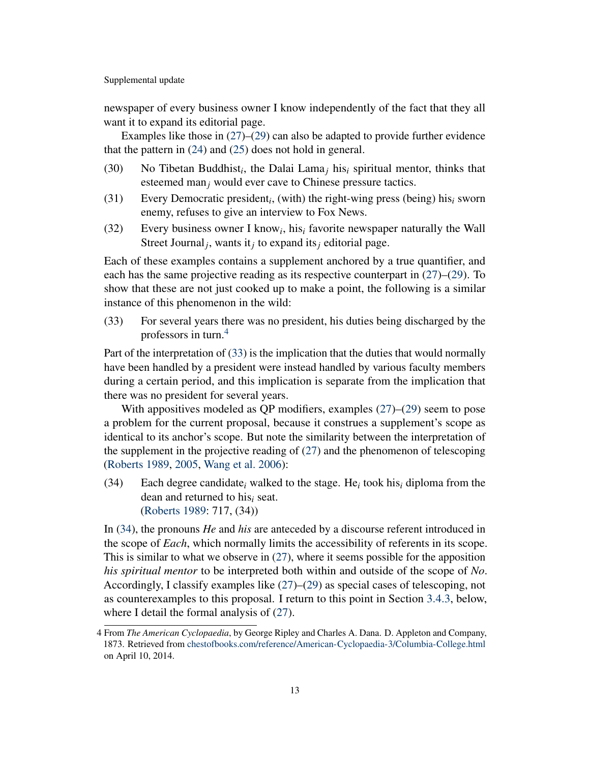newspaper of every business owner I know independently of the fact that they all want it to expand its editorial page.

Examples like those in (27)–(29) can also be adapted to provide further evidence that the pattern in (24) and (25) does not hold in general.

(30) No Tibetan Buddhist$_i$, the Dalai Lama$_j$ his$_i$ spiritual mentor, thinks that esteemed man$_j$ would ever cave to Chinese pressure tactics.

(31) Every Democratic president$_i$, (with) the right-wing press (being) his$_i$ sworn enemy, refuses to give an interview to Fox News.

(32) Every business owner I know$_i$, his$_i$ favorite newspaper naturally the Wall Street Journal$_j$, wants it$_j$ to expand its$_j$ editorial page.

Each of these examples contains a supplement anchored by a true quantifier, and each has the same projective reading as its respective counterpart in (27)–(29). To show that these are not just cooked up to make a point, the following is a similar instance of this phenomenon in the wild:

(33) For several years there was no president, his duties being discharged by the professors in turn.[4]

Part of the interpretation of (33) is the implication that the duties that would normally have been handled by a president were instead handled by various faculty members during a certain period, and this implication is separate from the implication that there was no president for several years.

With appositives modeled as QP modifiers, examples (27)–(29) seem to pose a problem for the current proposal, because it construes a supplement's scope as identical to its anchor's scope. But note the similarity between the interpretation of the supplement in the projective reading of (27) and the phenomenon of telescoping (Roberts 1989, 2005, Wang et al. 2006):

(34) Each degree candidate$_i$ walked to the stage. He$_i$ took his$_i$ diploma from the dean and returned to his$_i$ seat.
(Roberts 1989: 717, (34))

In (34), the pronouns *He* and *his* are anteceded by a discourse referent introduced in the scope of *Each*, which normally limits the accessibility of referents in its scope. This is similar to what we observe in (27), where it seems possible for the apposition *his spiritual mentor* to be interpreted both within and outside of the scope of *No*. Accordingly, I classify examples like (27)–(29) as special cases of telescoping, not as counterexamples to this proposal. I return to this point in Section 3.4.3, below, where I detail the formal analysis of (27).

---

4 From *The American Cyclopaedia*, by George Ripley and Charles A. Dana. D. Appleton and Company, 1873. Retrieved from chestofbooks.com/reference/American-Cyclopaedia-3/Columbia-College.html on April 10, 2014.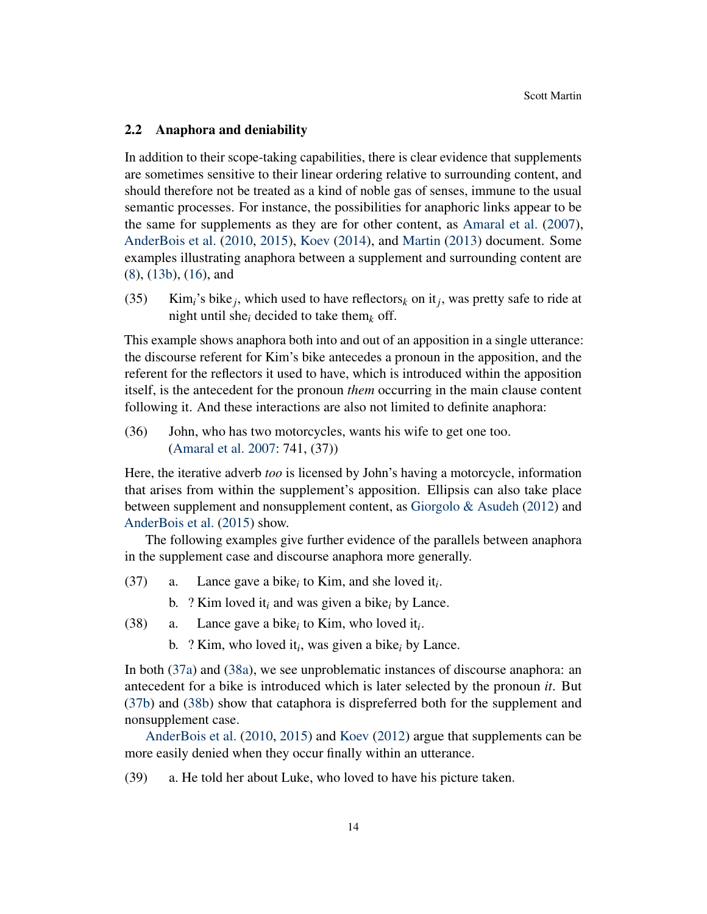## 2.2 Anaphora and deniability

In addition to their scope-taking capabilities, there is clear evidence that supplements are sometimes sensitive to their linear ordering relative to surrounding content, and should therefore not be treated as a kind of noble gas of senses, immune to the usual semantic processes. For instance, the possibilities for anaphoric links appear to be the same for supplements as they are for other content, as Amaral et al. (2007), AnderBois et al. (2010, 2015), Koev (2014), and Martin (2013) document. Some examples illustrating anaphora between a supplement and surrounding content are (8), (13b), (16), and

(35) Kim$_i$'s bike$_j$, which used to have reflectors$_k$ on it$_j$, was pretty safe to ride at night until she$_i$ decided to take them$_k$ off.

This example shows anaphora both into and out of an apposition in a single utterance: the discourse referent for Kim's bike antecedes a pronoun in the apposition, and the referent for the reflectors it used to have, which is introduced within the apposition itself, is the antecedent for the pronoun *them* occurring in the main clause content following it. And these interactions are also not limited to definite anaphora:

(36) John, who has two motorcycles, wants his wife to get one too.
(Amaral et al. 2007: 741, (37))

Here, the iterative adverb *too* is licensed by John's having a motorcycle, information that arises from within the supplement's apposition. Ellipsis can also take place between supplement and nonsupplement content, as Giorgolo & Asudeh (2012) and AnderBois et al. (2015) show.

The following examples give further evidence of the parallels between anaphora in the supplement case and discourse anaphora more generally.

(37) a. Lance gave a bike$_i$ to Kim, and she loved it$_i$.

b. ? Kim loved it$_i$ and was given a bike$_i$ by Lance.

(38) a. Lance gave a bike$_i$ to Kim, who loved it$_i$.

b. ? Kim, who loved it$_i$, was given a bike$_i$ by Lance.

In both (37a) and (38a), we see unproblematic instances of discourse anaphora: an antecedent for a bike is introduced which is later selected by the pronoun *it*. But (37b) and (38b) show that cataphora is dispreferred both for the supplement and nonsupplement case.

AnderBois et al. (2010, 2015) and Koev (2012) argue that supplements can be more easily denied when they occur finally within an utterance.

(39) a. He told her about Luke, who loved to have his picture taken.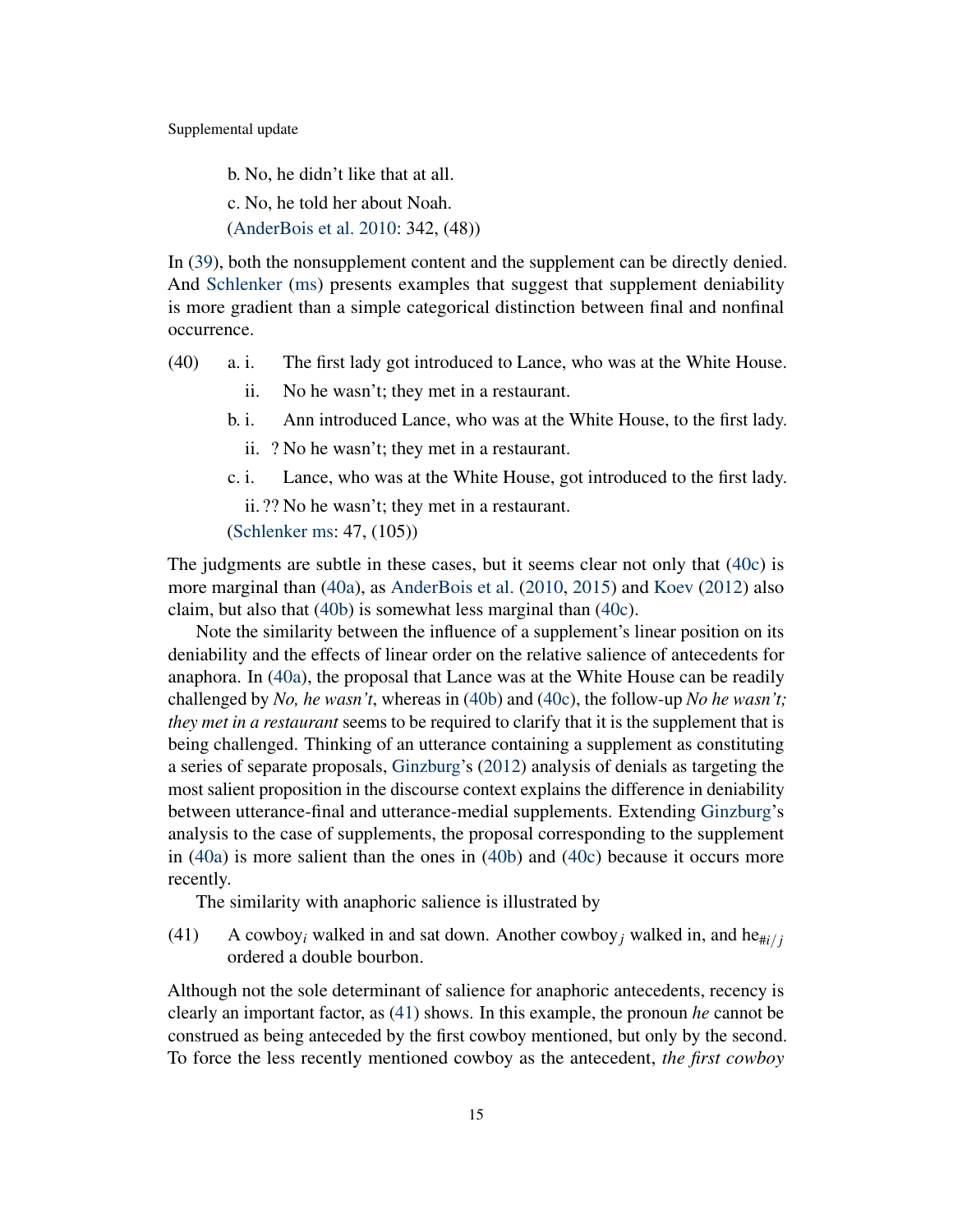b. No, he didn't like that at all.

c. No, he told her about Noah.

(AnderBois et al. 2010: 342, (48))

In (39), both the nonsupplement content and the supplement can be directly denied. And Schlenker (ms) presents examples that suggest that supplement deniability is more gradient than a simple categorical distinction between final and nonfinal occurrence.

(40) a. i. The first lady got introduced to Lance, who was at the White House.

ii. No he wasn't; they met in a restaurant.

b. i. Ann introduced Lance, who was at the White House, to the first lady.

ii. ? No he wasn't; they met in a restaurant.

c. i. Lance, who was at the White House, got introduced to the first lady.

ii. ?? No he wasn't; they met in a restaurant.

(Schlenker ms: 47, (105))

The judgments are subtle in these cases, but it seems clear not only that (40c) is more marginal than (40a), as AnderBois et al. (2010, 2015) and Koev (2012) also claim, but also that (40b) is somewhat less marginal than (40c).

Note the similarity between the influence of a supplement's linear position on its deniability and the effects of linear order on the relative salience of antecedents for anaphora. In (40a), the proposal that Lance was at the White House can be readily challenged by *No, he wasn't*, whereas in (40b) and (40c), the follow-up *No he wasn't; they met in a restaurant* seems to be required to clarify that it is the supplement that is being challenged. Thinking of an utterance containing a supplement as constituting a series of separate proposals, Ginzburg's (2012) analysis of denials as targeting the most salient proposition in the discourse context explains the difference in deniability between utterance-final and utterance-medial supplements. Extending Ginzburg's analysis to the case of supplements, the proposal corresponding to the supplement in (40a) is more salient than the ones in (40b) and (40c) because it occurs more recently.

The similarity with anaphoric salience is illustrated by

(41) A cowboy$_i$ walked in and sat down. Another cowboy$_j$ walked in, and he$_{\#i/j}$ ordered a double bourbon.

Although not the sole determinant of salience for anaphoric antecedents, recency is clearly an important factor, as (41) shows. In this example, the pronoun *he* cannot be construed as being anteceded by the first cowboy mentioned, but only by the second. To force the less recently mentioned cowboy as the antecedent, *the first cowboy*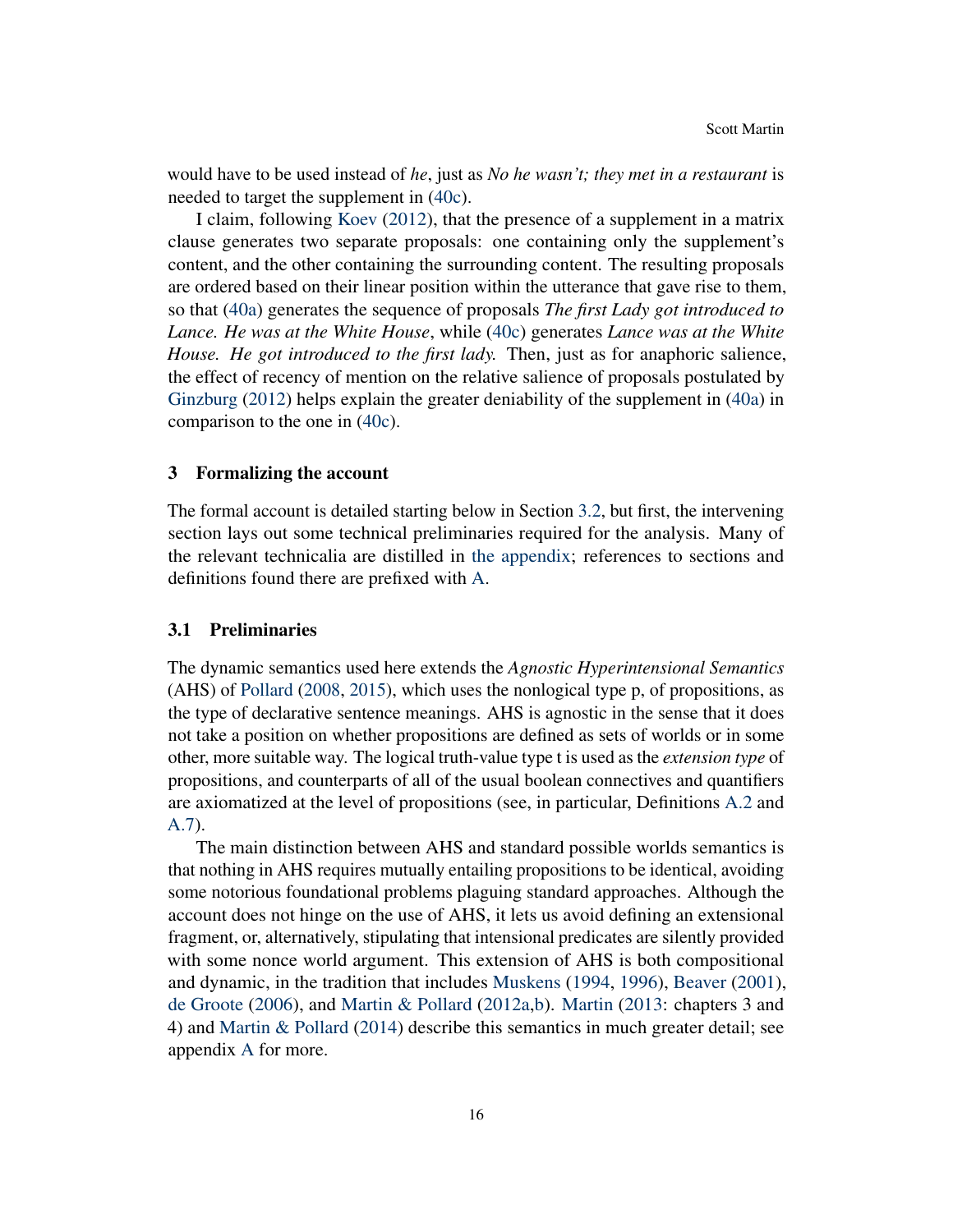would have to be used instead of *he*, just as *No he wasn't; they met in a restaurant* is needed to target the supplement in (40c).

I claim, following Koev (2012), that the presence of a supplement in a matrix clause generates two separate proposals: one containing only the supplement's content, and the other containing the surrounding content. The resulting proposals are ordered based on their linear position within the utterance that gave rise to them, so that (40a) generates the sequence of proposals *The first Lady got introduced to Lance. He was at the White House*, while (40c) generates *Lance was at the White House. He got introduced to the first lady.* Then, just as for anaphoric salience, the effect of recency of mention on the relative salience of proposals postulated by Ginzburg (2012) helps explain the greater deniability of the supplement in (40a) in comparison to the one in (40c).

## 3 Formalizing the account

The formal account is detailed starting below in Section 3.2, but first, the intervening section lays out some technical preliminaries required for the analysis. Many of the relevant technicalia are distilled in the appendix; references to sections and definitions found there are prefixed with A.

### 3.1 Preliminaries

The dynamic semantics used here extends the *Agnostic Hyperintensional Semantics* (AHS) of Pollard (2008, 2015), which uses the nonlogical type p, of propositions, as the type of declarative sentence meanings. AHS is agnostic in the sense that it does not take a position on whether propositions are defined as sets of worlds or in some other, more suitable way. The logical truth-value type t is used as the *extension type* of propositions, and counterparts of all of the usual boolean connectives and quantifiers are axiomatized at the level of propositions (see, in particular, Definitions A.2 and A.7).

The main distinction between AHS and standard possible worlds semantics is that nothing in AHS requires mutually entailing propositions to be identical, avoiding some notorious foundational problems plaguing standard approaches. Although the account does not hinge on the use of AHS, it lets us avoid defining an extensional fragment, or, alternatively, stipulating that intensional predicates are silently provided with some nonce world argument. This extension of AHS is both compositional and dynamic, in the tradition that includes Muskens (1994, 1996), Beaver (2001), de Groote (2006), and Martin & Pollard (2012a,b). Martin (2013: chapters 3 and 4) and Martin & Pollard (2014) describe this semantics in much greater detail; see appendix A for more.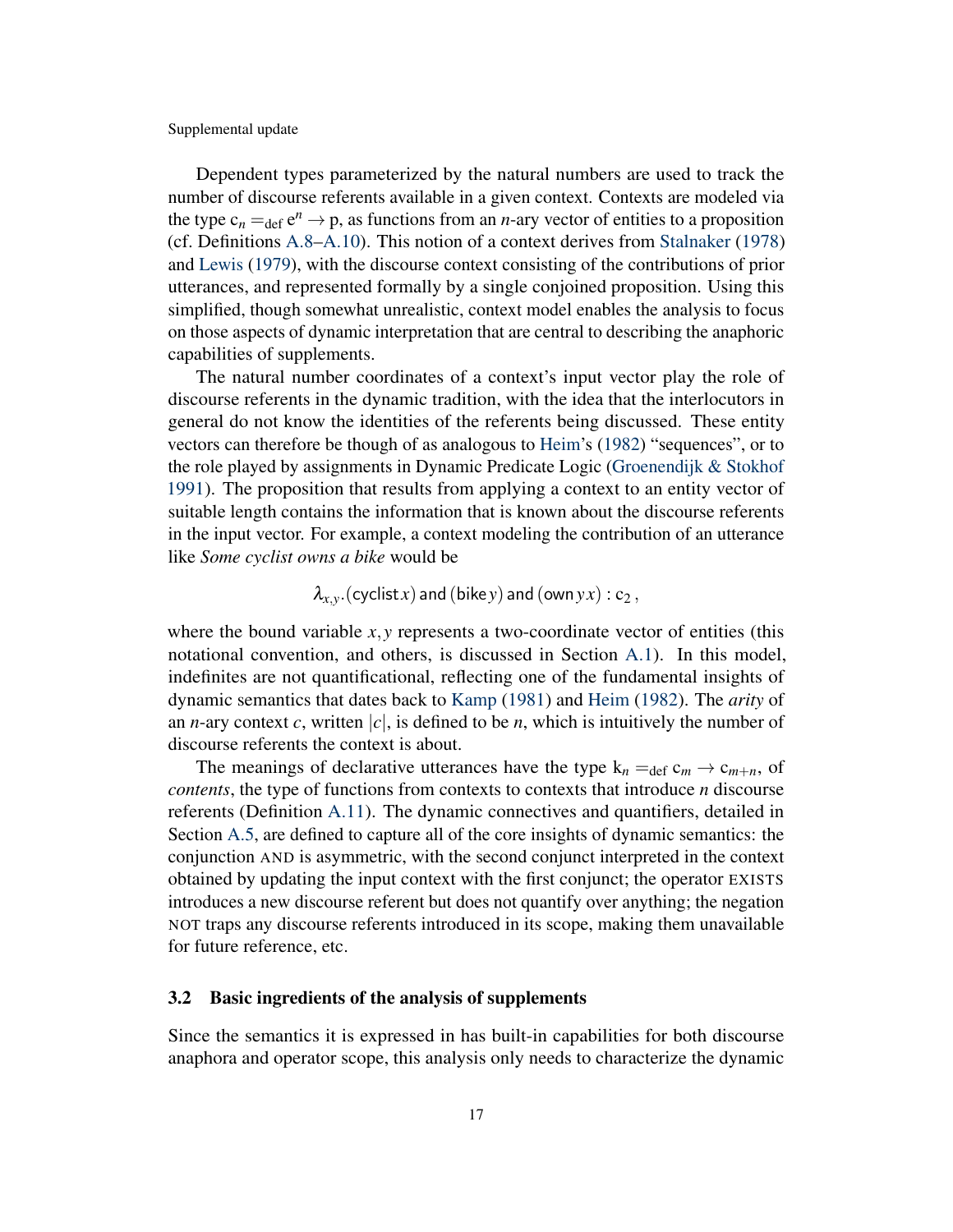Dependent types parameterized by the natural numbers are used to track the number of discourse referents available in a given context. Contexts are modeled via the type $\mathsf{c}_n =_{\text{def}} \mathsf{e}^n \rightarrow \mathsf{p}$, as functions from an $n$-ary vector of entities to a proposition (cf. Definitions A.8–A.10). This notion of a context derives from Stalnaker (1978) and Lewis (1979), with the discourse context consisting of the contributions of prior utterances, and represented formally by a single conjoined proposition. Using this simplified, though somewhat unrealistic, context model enables the analysis to focus on those aspects of dynamic interpretation that are central to describing the anaphoric capabilities of supplements.

The natural number coordinates of a context's input vector play the role of discourse referents in the dynamic tradition, with the idea that the interlocutors in general do not know the identities of the referents being discussed. These entity vectors can therefore be though of as analogous to Heim's (1982) "sequences", or to the role played by assignments in Dynamic Predicate Logic (Groenendijk & Stokhof 1991). The proposition that results from applying a context to an entity vector of suitable length contains the information that is known about the discourse referents in the input vector. For example, a context modeling the contribution of an utterance like *Some cyclist owns a bike* would be

$$\lambda_{x,y}.(\mathsf{cyclist}\,x)\ \mathsf{and}\ (\mathsf{bike}\,y)\ \mathsf{and}\ (\mathsf{own}\,y\,x) : \mathsf{c}_2\,,$$

where the bound variable $x, y$ represents a two-coordinate vector of entities (this notational convention, and others, is discussed in Section A.1). In this model, indefinites are not quantificational, reflecting one of the fundamental insights of dynamic semantics that dates back to Kamp (1981) and Heim (1982). The *arity* of an $n$-ary context $c$, written $|c|$, is defined to be $n$, which is intuitively the number of discourse referents the context is about.

The meanings of declarative utterances have the type $\mathsf{k}_n =_{\text{def}} \mathsf{c}_m \rightarrow \mathsf{c}_{m+n}$, of *contents*, the type of functions from contexts to contexts that introduce $n$ discourse referents (Definition A.11). The dynamic connectives and quantifiers, detailed in Section A.5, are defined to capture all of the core insights of dynamic semantics: the conjunction AND is asymmetric, with the second conjunct interpreted in the context obtained by updating the input context with the first conjunct; the operator EXISTS introduces a new discourse referent but does not quantify over anything; the negation NOT traps any discourse referents introduced in its scope, making them unavailable for future reference, etc.

### 3.2 Basic ingredients of the analysis of supplements

Since the semantics it is expressed in has built-in capabilities for both discourse anaphora and operator scope, this analysis only needs to characterize the dynamic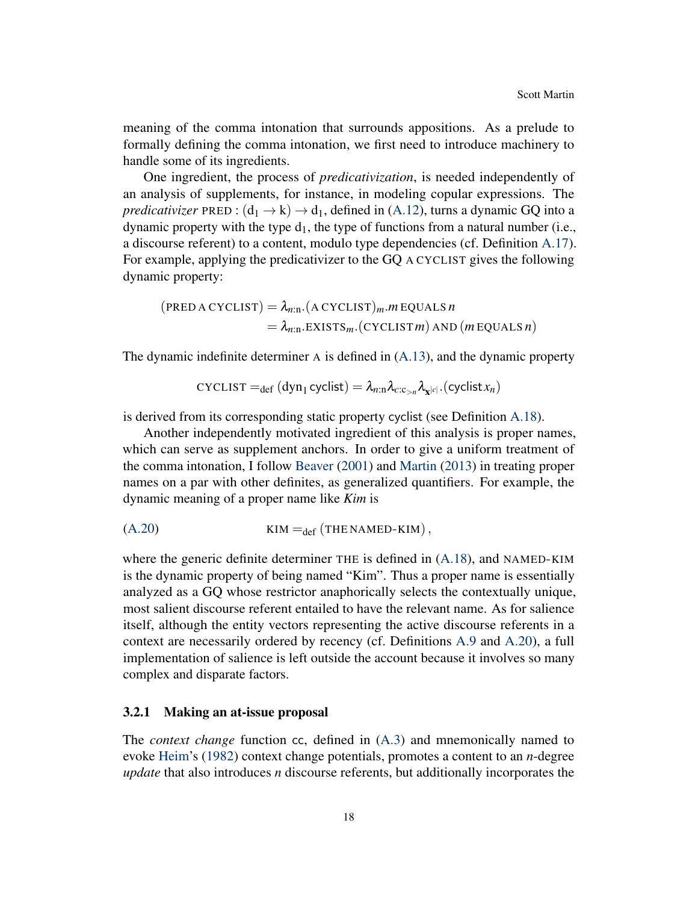meaning of the comma intonation that surrounds appositions. As a prelude to formally defining the comma intonation, we first need to introduce machinery to handle some of its ingredients.

One ingredient, the process of *predicativization*, is needed independently of an analysis of supplements, for instance, in modeling copular expressions. The *predicativizer* PRED : $(\mathrm{d}_1 \to \mathrm{k}) \to \mathrm{d}_1$, defined in (A.12), turns a dynamic GQ into a dynamic property with the type $\mathrm{d}_1$, the type of functions from a natural number (i.e., a discourse referent) to a content, modulo type dependencies (cf. Definition A.17). For example, applying the predicativizer to the GQ A CYCLIST gives the following dynamic property:

$$\begin{aligned}(\text{PRED A CYCLIST}) &= \lambda_{n:\mathrm{n}}.(\text{A CYCLIST})_m.m \,\text{EQUALS}\, n \\ &= \lambda_{n:\mathrm{n}}.\text{EXISTS}_m.(\text{CYCLIST}\, m) \text{ AND } (m \,\text{EQUALS}\, n)\end{aligned}$$

The dynamic indefinite determiner A is defined in (A.13), and the dynamic property

$$\text{CYCLIST} =_{\text{def}} (\mathsf{dyn}_1\, \mathsf{cyclist}) = \lambda_{n:\mathrm{n}}\lambda_{c:\mathrm{c}_{>n}}\lambda_{\mathbf{x}^{|c|}}.(\mathsf{cyclist}\, x_n)$$

is derived from its corresponding static property cyclist (see Definition A.18).

Another independently motivated ingredient of this analysis is proper names, which can serve as supplement anchors. In order to give a uniform treatment of the comma intonation, I follow Beaver (2001) and Martin (2013) in treating proper names on a par with other definites, as generalized quantifiers. For example, the dynamic meaning of a proper name like *Kim* is

(A.20) $$\text{KIM} =_{\text{def}} (\text{THE NAMED-KIM}),$$

where the generic definite determiner THE is defined in (A.18), and NAMED-KIM is the dynamic property of being named "Kim". Thus a proper name is essentially analyzed as a GQ whose restrictor anaphorically selects the contextually unique, most salient discourse referent entailed to have the relevant name. As for salience itself, although the entity vectors representing the active discourse referents in a context are necessarily ordered by recency (cf. Definitions A.9 and A.20), a full implementation of salience is left outside the account because it involves so many complex and disparate factors.

### 3.2.1 Making an at-issue proposal

The *context change* function cc, defined in (A.3) and mnemonically named to evoke Heim's (1982) context change potentials, promotes a content to an *n*-degree *update* that also introduces *n* discourse referents, but additionally incorporates the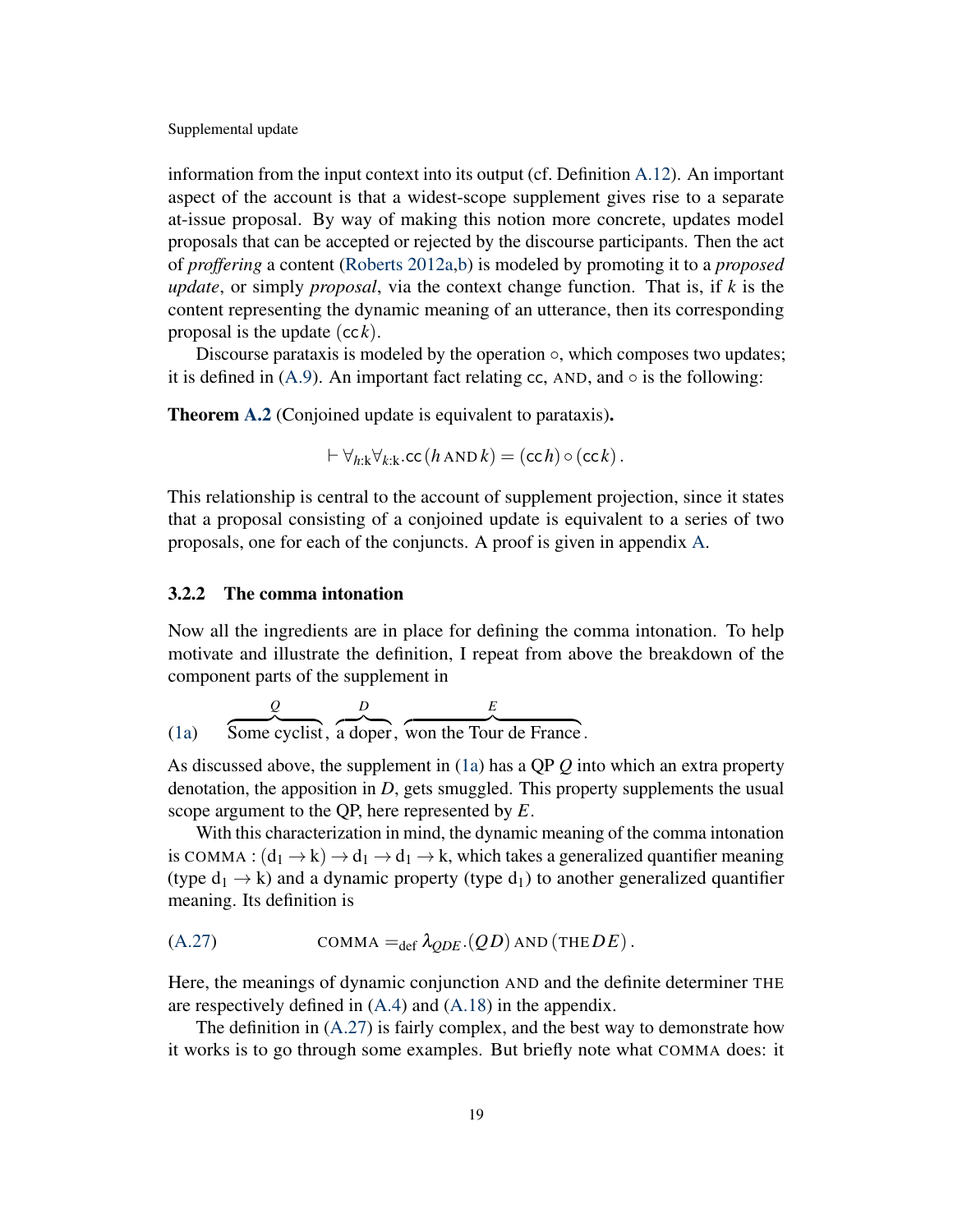information from the input context into its output (cf. Definition A.12). An important aspect of the account is that a widest-scope supplement gives rise to a separate at-issue proposal. By way of making this notion more concrete, updates model proposals that can be accepted or rejected by the discourse participants. Then the act of *proffering* a content (Roberts 2012a,b) is modeled by promoting it to a *proposed update*, or simply *proposal*, via the context change function. That is, if $k$ is the content representing the dynamic meaning of an utterance, then its corresponding proposal is the update $(\mathsf{cc}\, k)$.

Discourse parataxis is modeled by the operation $\circ$, which composes two updates; it is defined in (A.9). An important fact relating $\mathsf{cc}$, AND, and $\circ$ is the following:

**Theorem A.2** (Conjoined update is equivalent to parataxis)**.**

$$\vdash \forall_{h:\mathrm{k}} \forall_{k:\mathrm{k}}.\mathsf{cc}\,(h \text{ AND } k) = (\mathsf{cc}\, h) \circ (\mathsf{cc}\, k)\,.$$

This relationship is central to the account of supplement projection, since it states that a proposal consisting of a conjoined update is equivalent to a series of two proposals, one for each of the conjuncts. A proof is given in appendix A.

### 3.2.2 The comma intonation

Now all the ingredients are in place for defining the comma intonation. To help motivate and illustrate the definition, I repeat from above the breakdown of the component parts of the supplement in

(1a) $\overbrace{\text{Some cyclist}}^{Q}$, $\overbrace{\text{a doper}}^{D}$, $\overbrace{\text{won the Tour de France}}^{E}$.

As discussed above, the supplement in (1a) has a QP $Q$ into which an extra property denotation, the apposition in $D$, gets smuggled. This property supplements the usual scope argument to the QP, here represented by $E$.

With this characterization in mind, the dynamic meaning of the comma intonation is COMMA : $(\mathrm{d}_1 \to \mathrm{k}) \to \mathrm{d}_1 \to \mathrm{d}_1 \to \mathrm{k}$, which takes a generalized quantifier meaning (type $\mathrm{d}_1 \to \mathrm{k}$) and a dynamic property (type $\mathrm{d}_1$) to another generalized quantifier meaning. Its definition is

(A.27) $$\text{COMMA} =_{\text{def}} \lambda_{QDE}.(Q D) \text{ AND } (\text{THE}\, D E)\,.$$

Here, the meanings of dynamic conjunction AND and the definite determiner THE are respectively defined in (A.4) and (A.18) in the appendix.

The definition in (A.27) is fairly complex, and the best way to demonstrate how it works is to go through some examples. But briefly note what COMMA does: it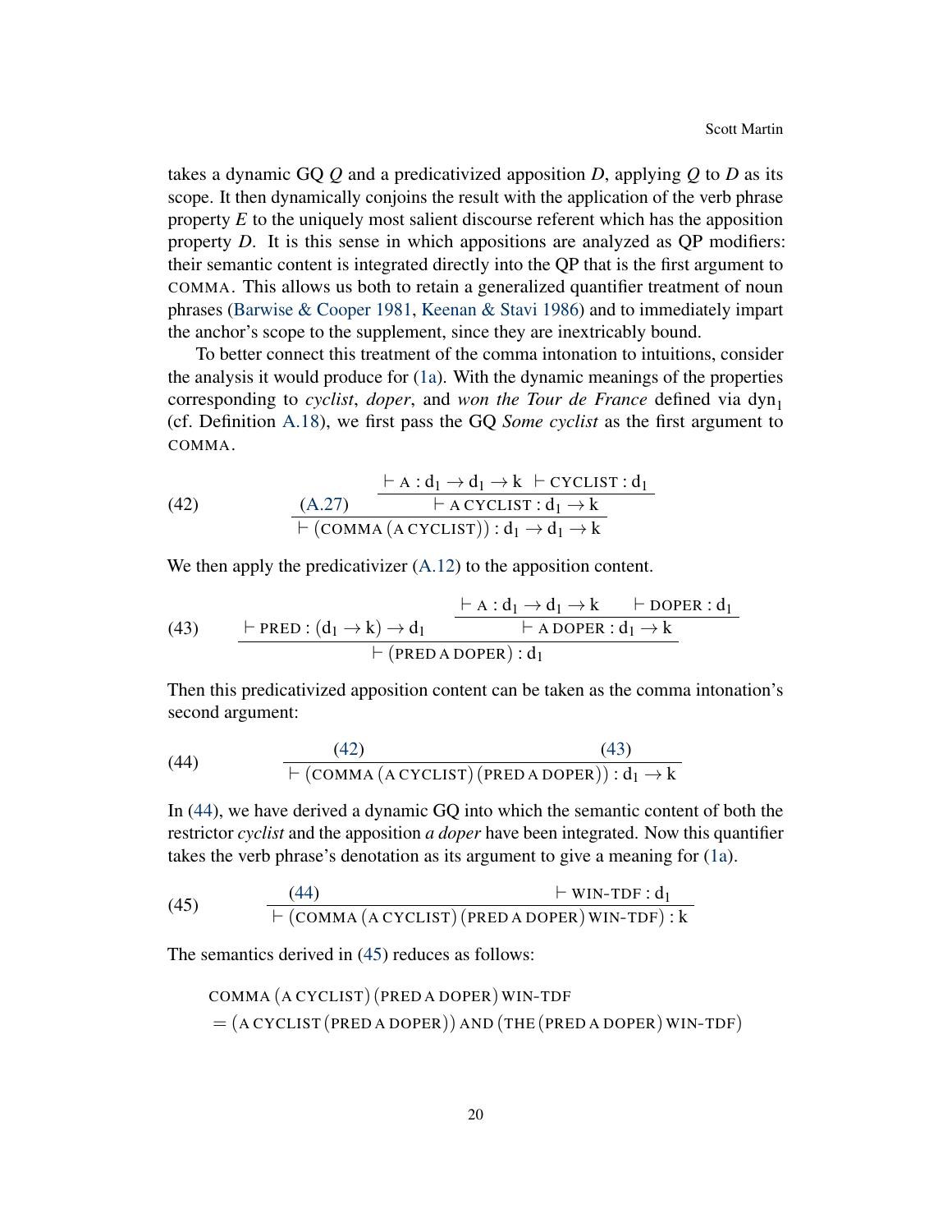takes a dynamic GQ *Q* and a predicativized apposition *D*, applying *Q* to *D* as its scope. It then dynamically conjoins the result with the application of the verb phrase property *E* to the uniquely most salient discourse referent which has the apposition property *D*. It is this sense in which appositions are analyzed as QP modifiers: their semantic content is integrated directly into the QP that is the first argument to COMMA. This allows us both to retain a generalized quantifier treatment of noun phrases (Barwise & Cooper 1981, Keenan & Stavi 1986) and to immediately impart the anchor's scope to the supplement, since they are inextricably bound.

To better connect this treatment of the comma intonation to intuitions, consider the analysis it would produce for (1a). With the dynamic meanings of the properties corresponding to *cyclist*, *doper*, and *won the Tour de France* defined via $\text{dyn}_1$ (cf. Definition A.18), we first pass the GQ *Some cyclist* as the first argument to COMMA.

(42)
$$\dfrac{\text{(A.27)} \qquad \dfrac{\vdash \text{A} : \text{d}_1 \to \text{d}_1 \to \text{k} \quad \vdash \text{CYCLIST} : \text{d}_1}{\vdash \text{A CYCLIST} : \text{d}_1 \to \text{k}}}{\vdash (\text{COMMA}\,(\text{A CYCLIST})) : \text{d}_1 \to \text{d}_1 \to \text{k}}$$

We then apply the predicativizer (A.12) to the apposition content.

(43)
$$\dfrac{\vdash \text{PRED} : (\text{d}_1 \to \text{k}) \to \text{d}_1 \qquad \dfrac{\vdash \text{A} : \text{d}_1 \to \text{d}_1 \to \text{k} \qquad \vdash \text{DOPER} : \text{d}_1}{\vdash \text{A DOPER} : \text{d}_1 \to \text{k}}}{\vdash (\text{PRED A DOPER}) : \text{d}_1}$$

Then this predicativized apposition content can be taken as the comma intonation's second argument:

(44)
$$\dfrac{(42) \qquad\qquad (43)}{\vdash (\text{COMMA}\,(\text{A CYCLIST})\,(\text{PRED A DOPER})) : \text{d}_1 \to \text{k}}$$

In (44), we have derived a dynamic GQ into which the semantic content of both the restrictor *cyclist* and the apposition *a doper* have been integrated. Now this quantifier takes the verb phrase's denotation as its argument to give a meaning for (1a).

(45)
$$\dfrac{(44) \qquad\qquad \vdash \text{WIN-TDF} : \text{d}_1}{\vdash (\text{COMMA}\,(\text{A CYCLIST})\,(\text{PRED A DOPER})\,\text{WIN-TDF}) : \text{k}}$$

The semantics derived in (45) reduces as follows:

$$\begin{aligned}
&\text{COMMA}\,(\text{A CYCLIST})\,(\text{PRED A DOPER})\,\text{WIN-TDF} \\
&= (\text{A CYCLIST}\,(\text{PRED A DOPER}))\ \text{AND}\ (\text{THE}\,(\text{PRED A DOPER})\,\text{WIN-TDF})
\end{aligned}$$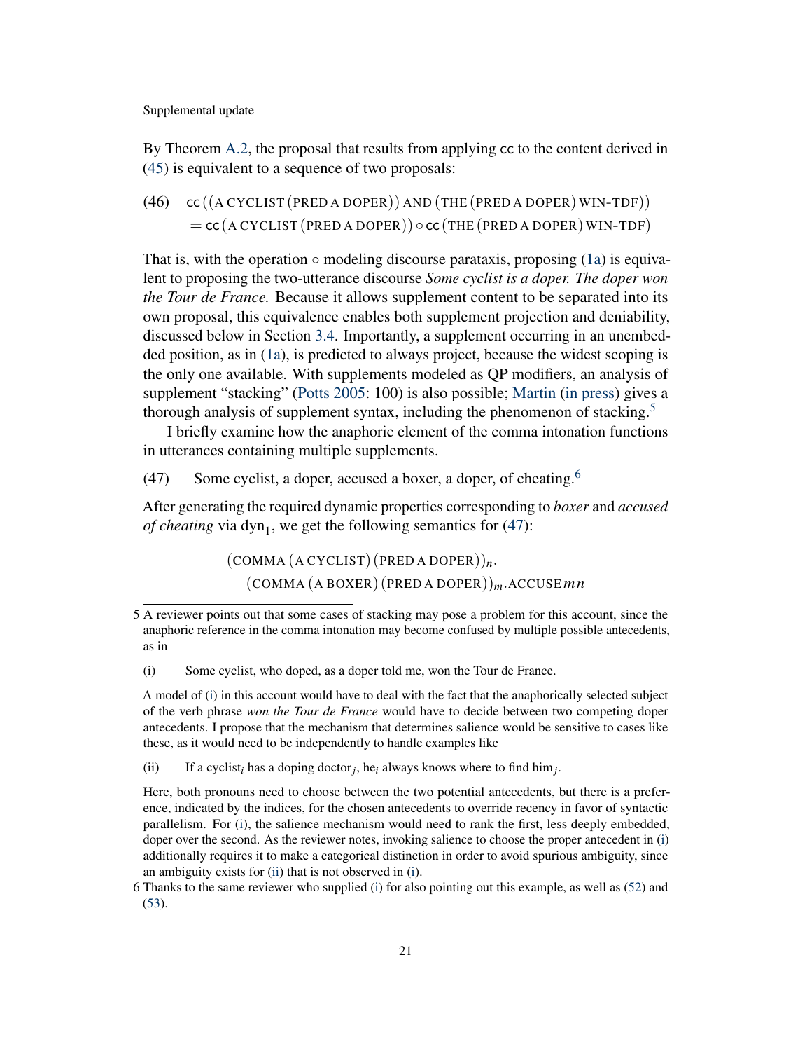By Theorem A.2, the proposal that results from applying cc to the content derived in (45) is equivalent to a sequence of two proposals:

(46) $\mathsf{cc}\left(\left(\text{A CYCLIST}\left(\text{PRED A DOPER}\right)\right) \text{ AND } \left(\text{THE}\left(\text{PRED A DOPER}\right) \text{WIN-TDF}\right)\right)$
$= \mathsf{cc}\left(\text{A CYCLIST}\left(\text{PRED A DOPER}\right)\right) \circ \mathsf{cc}\left(\text{THE}\left(\text{PRED A DOPER}\right) \text{WIN-TDF}\right)$

That is, with the operation $\circ$ modeling discourse parataxis, proposing (1a) is equivalent to proposing the two-utterance discourse *Some cyclist is a doper. The doper won the Tour de France.* Because it allows supplement content to be separated into its own proposal, this equivalence enables both supplement projection and deniability, discussed below in Section 3.4. Importantly, a supplement occurring in an unembedded position, as in (1a), is predicted to always project, because the widest scoping is the only one available. With supplements modeled as QP modifiers, an analysis of supplement "stacking" (Potts 2005: 100) is also possible; Martin (in press) gives a thorough analysis of supplement syntax, including the phenomenon of stacking.[5]

I briefly examine how the anaphoric element of the comma intonation functions in utterances containing multiple supplements.

(47) Some cyclist, a doper, accused a boxer, a doper, of cheating.[6]

After generating the required dynamic properties corresponding to *boxer* and *accused of cheating* via $\text{dyn}_1$, we get the following semantics for (47):

$$\left(\text{COMMA}\left(\text{A CYCLIST}\right)\left(\text{PRED A DOPER}\right)\right)_n.$$
$$\left(\text{COMMA}\left(\text{A BOXER}\right)\left(\text{PRED A DOPER}\right)\right)_m.\text{ACCUSE}\, m\, n$$

---

5 A reviewer points out that some cases of stacking may pose a problem for this account, since the anaphoric reference in the comma intonation may become confused by multiple possible antecedents, as in

(i) Some cyclist, who doped, as a doper told me, won the Tour de France.

A model of (i) in this account would have to deal with the fact that the anaphorically selected subject of the verb phrase *won the Tour de France* would have to decide between two competing doper antecedents. I propose that the mechanism that determines salience would be sensitive to cases like these, as it would need to be independently to handle examples like

(ii) If a cyclist$_i$ has a doping doctor$_j$, he$_i$ always knows where to find him$_j$.

Here, both pronouns need to choose between the two potential antecedents, but there is a preference, indicated by the indices, for the chosen antecedents to override recency in favor of syntactic parallelism. For (i), the salience mechanism would need to rank the first, less deeply embedded, doper over the second. As the reviewer notes, invoking salience to choose the proper antecedent in (i) additionally requires it to make a categorical distinction in order to avoid spurious ambiguity, since an ambiguity exists for (ii) that is not observed in (i).

6 Thanks to the same reviewer who supplied (i) for also pointing out this example, as well as (52) and (53).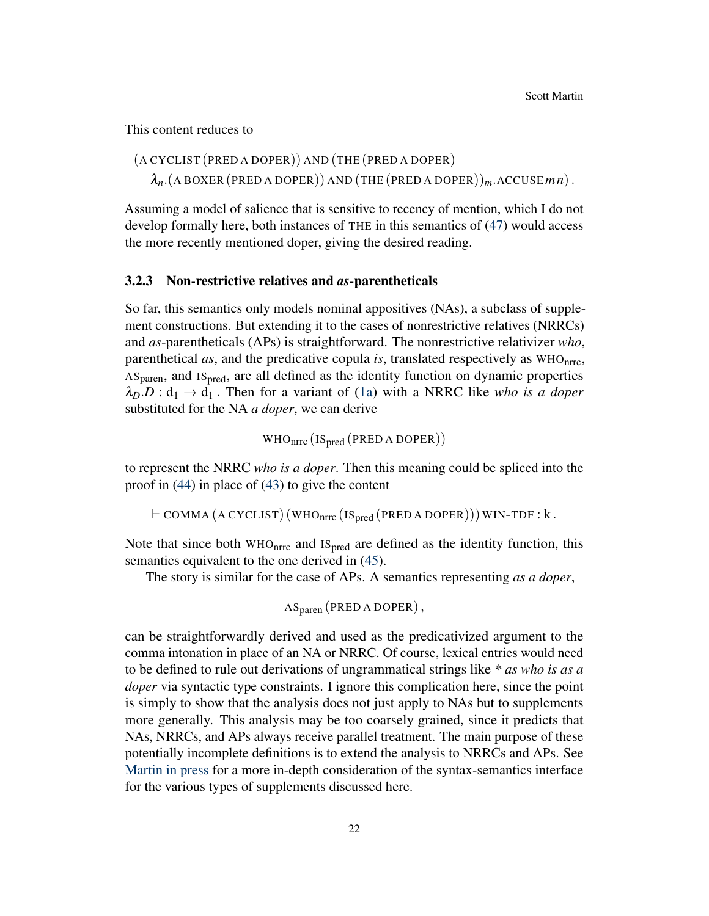This content reduces to

$$
\begin{aligned}
&(\text{A CYCLIST}\,(\text{PRED A DOPER}))\ \text{AND}\ (\text{THE}\,(\text{PRED A DOPER}) \\
&\quad \lambda_n.(\text{A BOXER}\,(\text{PRED A DOPER}))\ \text{AND}\ (\text{THE}\,(\text{PRED A DOPER}))_m.\text{ACCUSE}\,m\,n)\,.
\end{aligned}
$$

Assuming a model of salience that is sensitive to recency of mention, which I do not develop formally here, both instances of THE in this semantics of (47) would access the more recently mentioned doper, giving the desired reading.

### 3.2.3 Non-restrictive relatives and *as*-parentheticals

So far, this semantics only models nominal appositives (NAs), a subclass of supplement constructions. But extending it to the cases of nonrestrictive relatives (NRRCs) and *as*-parentheticals (APs) is straightforward. The nonrestrictive relativizer *who*, parenthetical *as*, and the predicative copula *is*, translated respectively as $\text{WHO}_{\text{nrrc}}$, $\text{AS}_{\text{paren}}$, and $\text{IS}_{\text{pred}}$, are all defined as the identity function on dynamic properties $\lambda_D.D : \mathrm{d}_1 \rightarrow \mathrm{d}_1$ . Then for a variant of (1a) with a NRRC like *who is a doper* substituted for the NA *a doper*, we can derive

$$\text{WHO}_{\text{nrrc}}\,(\text{IS}_{\text{pred}}\,(\text{PRED A DOPER}))$$

to represent the NRRC *who is a doper*. Then this meaning could be spliced into the proof in (44) in place of (43) to give the content

$$\vdash \text{COMMA}\,(\text{A CYCLIST})\,(\text{WHO}_{\text{nrrc}}\,(\text{IS}_{\text{pred}}\,(\text{PRED A DOPER})))\ \text{WIN-TDF} : \mathrm{k}\,.$$

Note that since both $\text{WHO}_{\text{nrrc}}$ and $\text{IS}_{\text{pred}}$ are defined as the identity function, this semantics equivalent to the one derived in (45).

The story is similar for the case of APs. A semantics representing *as a doper*,

$$\text{AS}_{\text{paren}}\,(\text{PRED A DOPER})\,,$$

can be straightforwardly derived and used as the predicativized argument to the comma intonation in place of an NA or NRRC. Of course, lexical entries would need to be defined to rule out derivations of ungrammatical strings like * *as who is as a doper* via syntactic type constraints. I ignore this complication here, since the point is simply to show that the analysis does not just apply to NAs but to supplements more generally. This analysis may be too coarsely grained, since it predicts that NAs, NRRCs, and APs always receive parallel treatment. The main purpose of these potentially incomplete definitions is to extend the analysis to NRRCs and APs. See Martin in press for a more in-depth consideration of the syntax-semantics interface for the various types of supplements discussed here.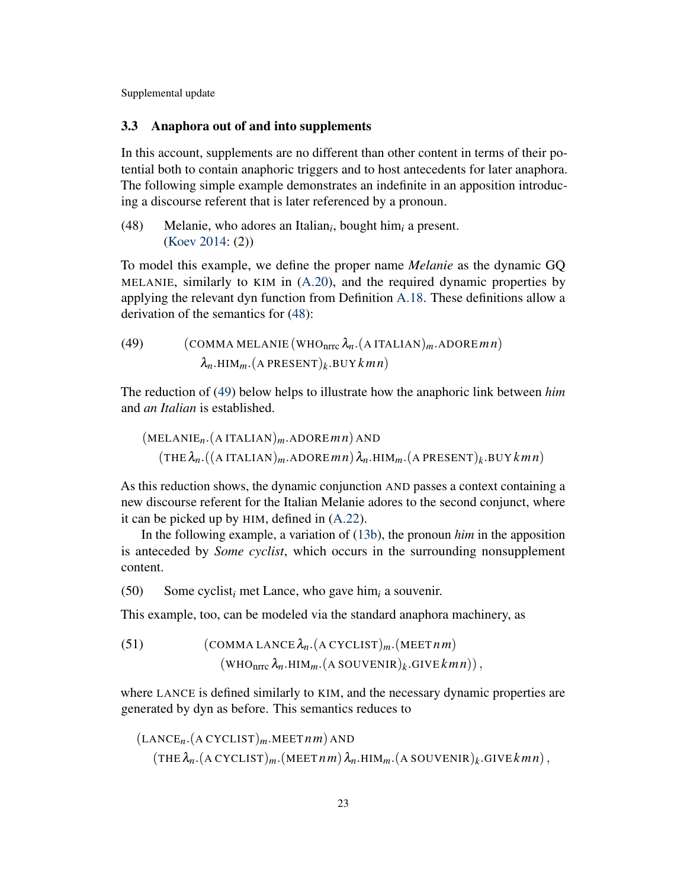### 3.3 Anaphora out of and into supplements

In this account, supplements are no different than other content in terms of their potential both to contain anaphoric triggers and to host antecedents for later anaphora. The following simple example demonstrates an indefinite in an apposition introducing a discourse referent that is later referenced by a pronoun.

(48) Melanie, who adores an Italian$_i$, bought him$_i$ a present. (Koev 2014: (2))

To model this example, we define the proper name *Melanie* as the dynamic GQ MELANIE, similarly to KIM in (A.20), and the required dynamic properties by applying the relevant dyn function from Definition A.18. These definitions allow a derivation of the semantics for (48):

$$\text{(49)}\qquad (\text{COMMA MELANIE}\,(\text{WHO}_{\text{nrrc}}\,\lambda_n.(\text{A ITALIAN})_m.\text{ADORE}\,m\,n)\;\lambda_n.\text{HIM}_m.(\text{A PRESENT})_k.\text{BUY}\,k\,m\,n)$$

The reduction of (49) below helps to illustrate how the anaphoric link between *him* and *an Italian* is established.

$$(\text{MELANIE}_n.(\text{A ITALIAN})_m.\text{ADORE}\,m\,n)\;\text{AND}\;(\text{THE}\,\lambda_n.((\text{A ITALIAN})_m.\text{ADORE}\,m\,n)\,\lambda_n.\text{HIM}_m.(\text{A PRESENT})_k.\text{BUY}\,k\,m\,n)$$

As this reduction shows, the dynamic conjunction AND passes a context containing a new discourse referent for the Italian Melanie adores to the second conjunct, where it can be picked up by HIM, defined in (A.22).

In the following example, a variation of (13b), the pronoun *him* in the apposition is anteceded by *Some cyclist*, which occurs in the surrounding nonsupplement content.

(50) Some cyclist$_i$ met Lance, who gave him$_i$ a souvenir.

This example, too, can be modeled via the standard anaphora machinery, as

$$\text{(51)}\qquad (\text{COMMA LANCE}\,\lambda_n.(\text{A CYCLIST})_m.(\text{MEET}\,n\,m)\;(\text{WHO}_{\text{nrrc}}\,\lambda_n.\text{HIM}_m.(\text{A SOUVENIR})_k.\text{GIVE}\,k\,m\,n))\,,$$

where LANCE is defined similarly to KIM, and the necessary dynamic properties are generated by dyn as before. This semantics reduces to

$$(\text{LANCE}_n.(\text{A CYCLIST})_m.\text{MEET}\,n\,m)\;\text{AND}\;(\text{THE}\,\lambda_n.(\text{A CYCLIST})_m.(\text{MEET}\,n\,m)\,\lambda_n.\text{HIM}_m.(\text{A SOUVENIR})_k.\text{GIVE}\,k\,m\,n)\,,$$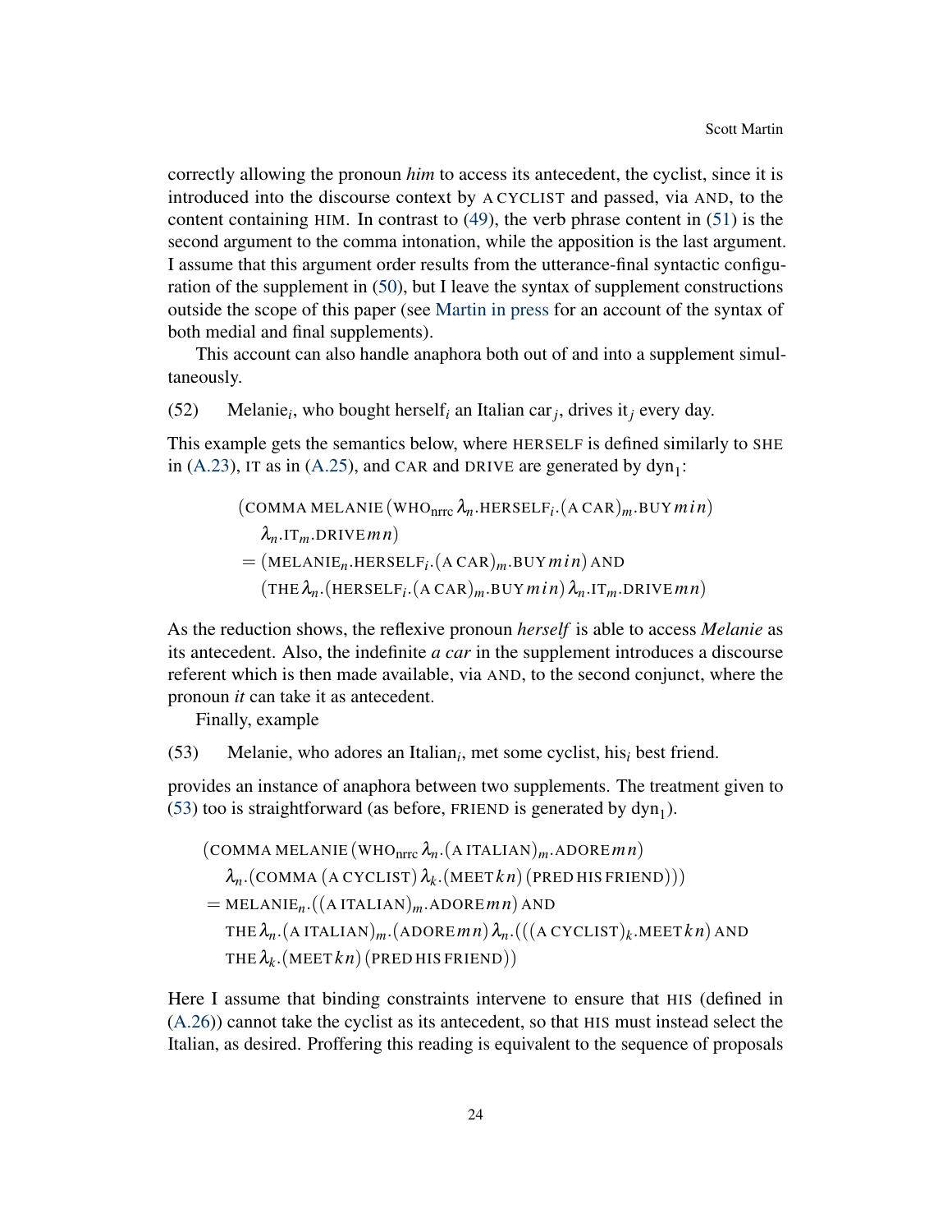correctly allowing the pronoun *him* to access its antecedent, the cyclist, since it is introduced into the discourse context by A CYCLIST and passed, via AND, to the content containing HIM. In contrast to (49), the verb phrase content in (51) is the second argument to the comma intonation, while the apposition is the last argument. I assume that this argument order results from the utterance-final syntactic configuration of the supplement in (50), but I leave the syntax of supplement constructions outside the scope of this paper (see Martin in press for an account of the syntax of both medial and final supplements).

This account can also handle anaphora both out of and into a supplement simultaneously.

(52) Melanie$_i$, who bought herself$_i$ an Italian car$_j$, drives it$_j$ every day.

This example gets the semantics below, where HERSELF is defined similarly to SHE in (A.23), IT as in (A.25), and CAR and DRIVE are generated by $\text{dyn}_1$:

$$
\begin{aligned}
&(\text{COMMA MELANIE}\,(\text{WHO}_{\text{nrrc}}\,\lambda_n.\text{HERSELF}_i.(\text{A CAR})_m.\text{BUY}\,m\,i\,n)\\
&\quad\lambda_n.\text{IT}_m.\text{DRIVE}\,m\,n)\\
&=(\text{MELANIE}_n.\text{HERSELF}_i.(\text{A CAR})_m.\text{BUY}\,m\,i\,n)\,\text{AND}\\
&\quad(\text{THE}\,\lambda_n.(\text{HERSELF}_i.(\text{A CAR})_m.\text{BUY}\,m\,i\,n)\,\lambda_n.\text{IT}_m.\text{DRIVE}\,m\,n)
\end{aligned}
$$

As the reduction shows, the reflexive pronoun *herself* is able to access *Melanie* as its antecedent. Also, the indefinite *a car* in the supplement introduces a discourse referent which is then made available, via AND, to the second conjunct, where the pronoun *it* can take it as antecedent.

Finally, example

(53) Melanie, who adores an Italian$_i$, met some cyclist, his$_i$ best friend.

provides an instance of anaphora between two supplements. The treatment given to (53) too is straightforward (as before, FRIEND is generated by $\text{dyn}_1$).

$$
\begin{aligned}
&(\text{COMMA MELANIE}\,(\text{WHO}_{\text{nrrc}}\,\lambda_n.(\text{A ITALIAN})_m.\text{ADORE}\,m\,n)\\
&\quad\lambda_n.(\text{COMMA}\,(\text{A CYCLIST})\,\lambda_k.(\text{MEET}\,k\,n)\,(\text{PRED HIS FRIEND})))\\
&=\text{MELANIE}_n.((\text{A ITALIAN})_m.\text{ADORE}\,m\,n)\,\text{AND}\\
&\quad\text{THE}\,\lambda_n.(\text{A ITALIAN})_m.(\text{ADORE}\,m\,n)\,\lambda_n.(((\text{A CYCLIST})_k.\text{MEET}\,k\,n)\,\text{AND}\\
&\quad\text{THE}\,\lambda_k.(\text{MEET}\,k\,n)\,(\text{PRED HIS FRIEND}))
\end{aligned}
$$

Here I assume that binding constraints intervene to ensure that HIS (defined in (A.26)) cannot take the cyclist as its antecedent, so that HIS must instead select the Italian, as desired. Proffering this reading is equivalent to the sequence of proposals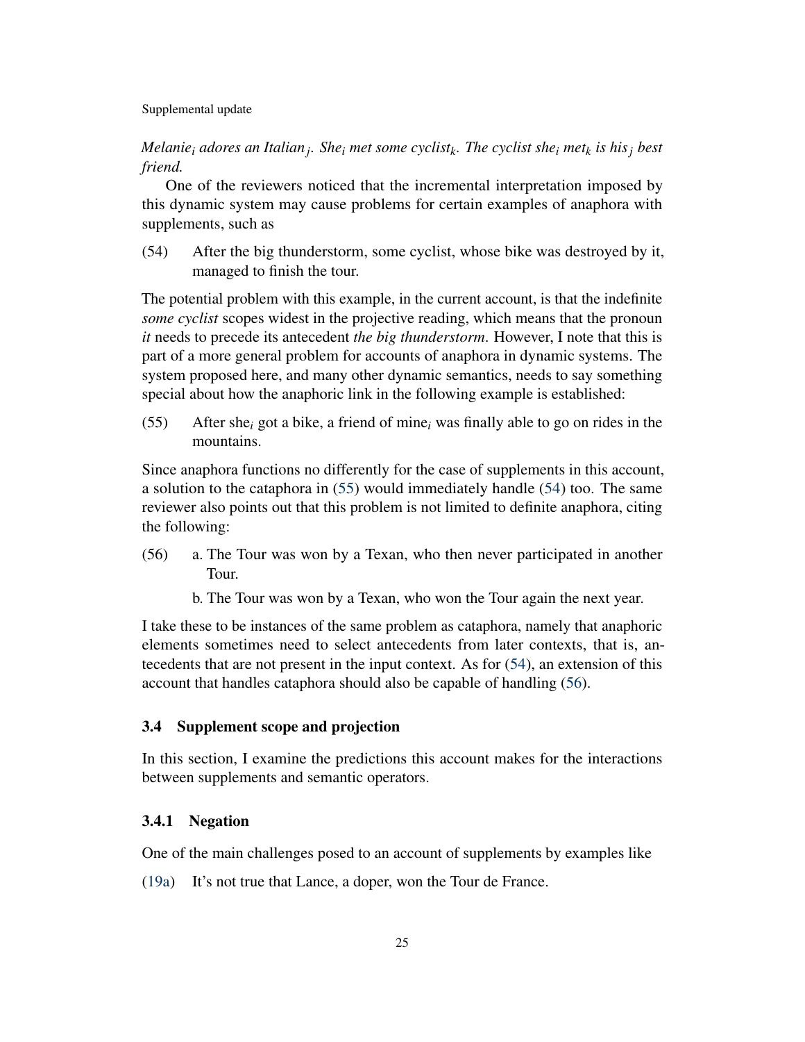*Melanie$_i$ adores an Italian$_j$. She$_i$ met some cyclist$_k$. The cyclist she$_i$ met$_k$ is his$_j$ best friend.*

One of the reviewers noticed that the incremental interpretation imposed by this dynamic system may cause problems for certain examples of anaphora with supplements, such as

(54) After the big thunderstorm, some cyclist, whose bike was destroyed by it, managed to finish the tour.

The potential problem with this example, in the current account, is that the indefinite *some cyclist* scopes widest in the projective reading, which means that the pronoun *it* needs to precede its antecedent *the big thunderstorm*. However, I note that this is part of a more general problem for accounts of anaphora in dynamic systems. The system proposed here, and many other dynamic semantics, needs to say something special about how the anaphoric link in the following example is established:

(55) After she$_i$ got a bike, a friend of mine$_i$ was finally able to go on rides in the mountains.

Since anaphora functions no differently for the case of supplements in this account, a solution to the cataphora in (55) would immediately handle (54) too. The same reviewer also points out that this problem is not limited to definite anaphora, citing the following:

(56) a. The Tour was won by a Texan, who then never participated in another Tour.

b. The Tour was won by a Texan, who won the Tour again the next year.

I take these to be instances of the same problem as cataphora, namely that anaphoric elements sometimes need to select antecedents from later contexts, that is, antecedents that are not present in the input context. As for (54), an extension of this account that handles cataphora should also be capable of handling (56).

### 3.4 Supplement scope and projection

In this section, I examine the predictions this account makes for the interactions between supplements and semantic operators.

#### 3.4.1 Negation

One of the main challenges posed to an account of supplements by examples like

(19a) It's not true that Lance, a doper, won the Tour de France.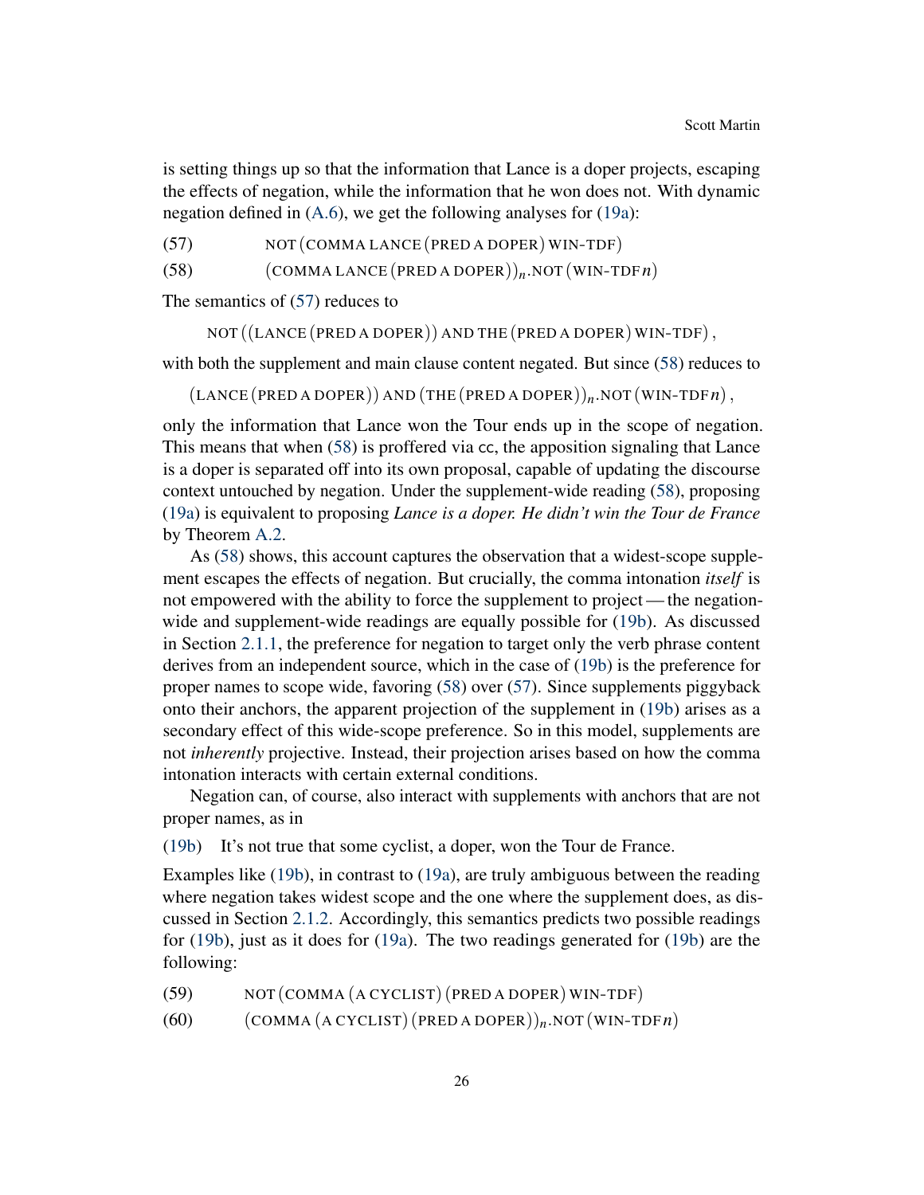is setting things up so that the information that Lance is a doper projects, escaping the effects of negation, while the information that he won does not. With dynamic negation defined in (A.6), we get the following analyses for (19a):

(57) NOT (COMMA LANCE (PRED A DOPER) WIN-TDF)

(58) (COMMA LANCE (PRED A DOPER))$_n$.NOT (WIN-TDF $n$)

The semantics of (57) reduces to

NOT ((LANCE (PRED A DOPER)) AND THE (PRED A DOPER) WIN-TDF),

with both the supplement and main clause content negated. But since (58) reduces to

(LANCE (PRED A DOPER)) AND (THE (PRED A DOPER))$_n$.NOT (WIN-TDF $n$),

only the information that Lance won the Tour ends up in the scope of negation. This means that when (58) is proffered via cc, the apposition signaling that Lance is a doper is separated off into its own proposal, capable of updating the discourse context untouched by negation. Under the supplement-wide reading (58), proposing (19a) is equivalent to proposing *Lance is a doper. He didn't win the Tour de France* by Theorem A.2.

As (58) shows, this account captures the observation that a widest-scope supplement escapes the effects of negation. But crucially, the comma intonation *itself* is not empowered with the ability to force the supplement to project — the negation-wide and supplement-wide readings are equally possible for (19b). As discussed in Section 2.1.1, the preference for negation to target only the verb phrase content derives from an independent source, which in the case of (19b) is the preference for proper names to scope wide, favoring (58) over (57). Since supplements piggyback onto their anchors, the apparent projection of the supplement in (19b) arises as a secondary effect of this wide-scope preference. So in this model, supplements are not *inherently* projective. Instead, their projection arises based on how the comma intonation interacts with certain external conditions.

Negation can, of course, also interact with supplements with anchors that are not proper names, as in

(19b) It's not true that some cyclist, a doper, won the Tour de France.

Examples like (19b), in contrast to (19a), are truly ambiguous between the reading where negation takes widest scope and the one where the supplement does, as discussed in Section 2.1.2. Accordingly, this semantics predicts two possible readings for (19b), just as it does for (19a). The two readings generated for (19b) are the following:

(59) NOT (COMMA (A CYCLIST) (PRED A DOPER) WIN-TDF)

(60) (COMMA (A CYCLIST) (PRED A DOPER))$_n$.NOT (WIN-TDF $n$)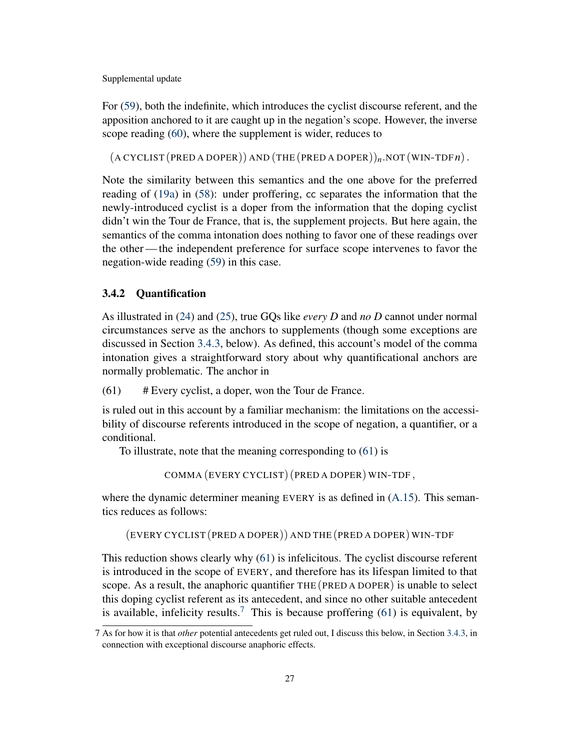For (59), both the indefinite, which introduces the cyclist discourse referent, and the apposition anchored to it are caught up in the negation's scope. However, the inverse scope reading (60), where the supplement is wider, reduces to

$$(\text{A CYCLIST}\,(\text{PRED A DOPER}))\ \text{AND}\ (\text{THE}\,(\text{PRED A DOPER}))_n.\text{NOT}\,(\text{WIN-TDF}\,n)\,.$$

Note the similarity between this semantics and the one above for the preferred reading of (19a) in (58): under proffering, cc separates the information that the newly-introduced cyclist is a doper from the information that the doping cyclist didn't win the Tour de France, that is, the supplement projects. But here again, the semantics of the comma intonation does nothing to favor one of these readings over the other — the independent preference for surface scope intervenes to favor the negation-wide reading (59) in this case.

### 3.4.2 Quantification

As illustrated in (24) and (25), true GQs like *every D* and *no D* cannot under normal circumstances serve as the anchors to supplements (though some exceptions are discussed in Section 3.4.3, below). As defined, this account's model of the comma intonation gives a straightforward story about why quantificational anchors are normally problematic. The anchor in

(61) # Every cyclist, a doper, won the Tour de France.

is ruled out in this account by a familiar mechanism: the limitations on the accessibility of discourse referents introduced in the scope of negation, a quantifier, or a conditional.

To illustrate, note that the meaning corresponding to (61) is

$$\text{COMMA}\,(\text{EVERY CYCLIST})\,(\text{PRED A DOPER})\ \text{WIN-TDF}\,,$$

where the dynamic determiner meaning EVERY is as defined in (A.15). This semantics reduces as follows:

$$(\text{EVERY CYCLIST}\,(\text{PRED A DOPER}))\ \text{AND THE}\,(\text{PRED A DOPER})\ \text{WIN-TDF}$$

This reduction shows clearly why (61) is infelicitous. The cyclist discourse referent is introduced in the scope of EVERY, and therefore has its lifespan limited to that scope. As a result, the anaphoric quantifier THE (PRED A DOPER) is unable to select this doping cyclist referent as its antecedent, and since no other suitable antecedent is available, infelicity results.[7] This is because proffering (61) is equivalent, by

7 As for how it is that *other* potential antecedents get ruled out, I discuss this below, in Section 3.4.3, in connection with exceptional discourse anaphoric effects.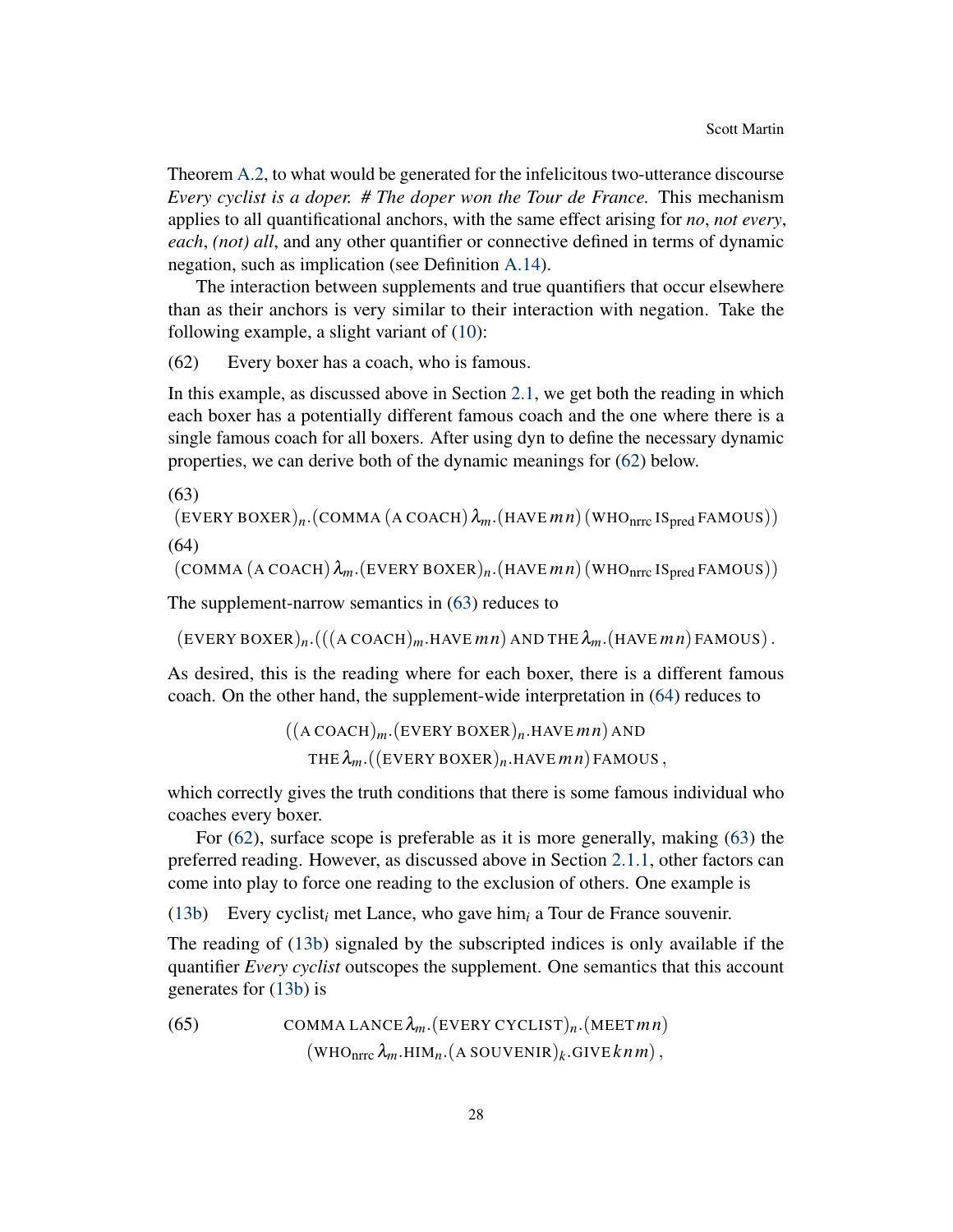Theorem A.2, to what would be generated for the infelicitous two-utterance discourse *Every cyclist is a doper. # The doper won the Tour de France.* This mechanism applies to all quantificational anchors, with the same effect arising for *no*, *not every*, *each*, *(not) all*, and any other quantifier or connective defined in terms of dynamic negation, such as implication (see Definition A.14).

The interaction between supplements and true quantifiers that occur elsewhere than as their anchors is very similar to their interaction with negation. Take the following example, a slight variant of (10):

(62) Every boxer has a coach, who is famous.

In this example, as discussed above in Section 2.1, we get both the reading in which each boxer has a potentially different famous coach and the one where there is a single famous coach for all boxers. After using dyn to define the necessary dynamic properties, we can derive both of the dynamic meanings for (62) below.

(63)
$$(\text{EVERY BOXER})_n.(\text{COMMA}\,(\text{A COACH})\,\lambda_m.(\text{HAVE}\,m\,n)\,(\text{WHO}_{\text{nrrc}}\,\text{IS}_{\text{pred}}\,\text{FAMOUS}))$$

(64)
$$(\text{COMMA}\,(\text{A COACH})\,\lambda_m.(\text{EVERY BOXER})_n.(\text{HAVE}\,m\,n)\,(\text{WHO}_{\text{nrrc}}\,\text{IS}_{\text{pred}}\,\text{FAMOUS}))$$

The supplement-narrow semantics in (63) reduces to

$$(\text{EVERY BOXER})_n.(((\text{A COACH})_m.\text{HAVE}\,m\,n)\ \text{AND THE}\,\lambda_m.(\text{HAVE}\,m\,n)\,\text{FAMOUS})\,.$$

As desired, this is the reading where for each boxer, there is a different famous coach. On the other hand, the supplement-wide interpretation in (64) reduces to

$$((\text{A COACH})_m.(\text{EVERY BOXER})_n.\text{HAVE}\,m\,n)\ \text{AND}$$
$$\text{THE}\,\lambda_m.((\text{EVERY BOXER})_n.\text{HAVE}\,m\,n)\,\text{FAMOUS}\,,$$

which correctly gives the truth conditions that there is some famous individual who coaches every boxer.

For (62), surface scope is preferable as it is more generally, making (63) the preferred reading. However, as discussed above in Section 2.1.1, other factors can come into play to force one reading to the exclusion of others. One example is

(13b) Every cyclist$_i$ met Lance, who gave him$_i$ a Tour de France souvenir.

The reading of (13b) signaled by the subscripted indices is only available if the quantifier *Every cyclist* outscopes the supplement. One semantics that this account generates for (13b) is

(65)
$$\text{COMMA LANCE}\,\lambda_m.(\text{EVERY CYCLIST})_n.(\text{MEET}\,m\,n)$$
$$(\text{WHO}_{\text{nrrc}}\,\lambda_m.\text{HIM}_n.(\text{A SOUVENIR})_k.\text{GIVE}\,k\,n\,m)\,,$$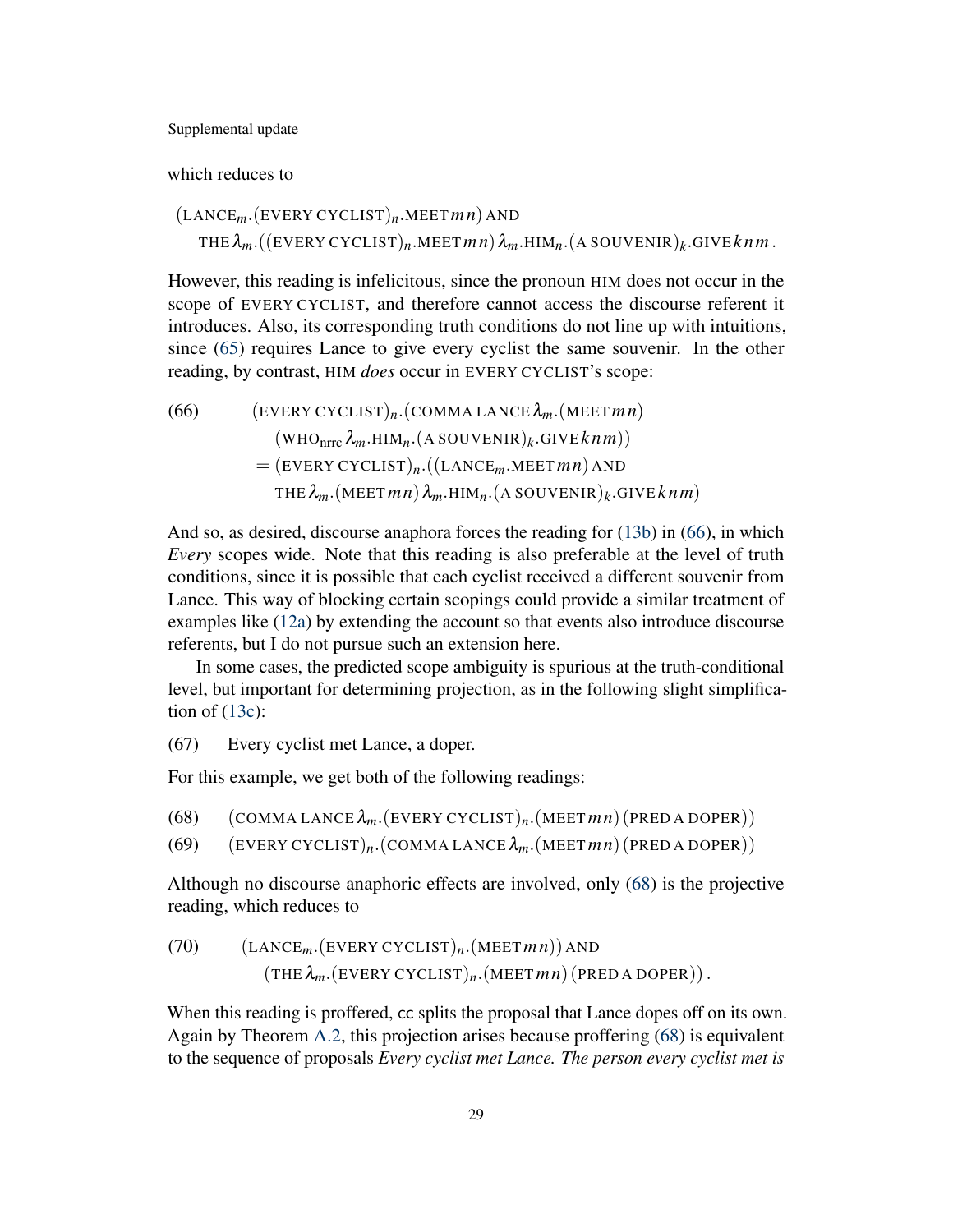which reduces to

$$(\text{LANCE}_m.(\text{EVERY CYCLIST})_n.\text{MEET}\,m\,n)\ \text{AND}$$
$$\quad \text{THE}\,\lambda_m.((\text{EVERY CYCLIST})_n.\text{MEET}\,m\,n)\,\lambda_m.\text{HIM}_n.(\text{A SOUVENIR})_k.\text{GIVE}\,k\,n\,m\,.$$

However, this reading is infelicitous, since the pronoun HIM does not occur in the scope of EVERY CYCLIST, and therefore cannot access the discourse referent it introduces. Also, its corresponding truth conditions do not line up with intuitions, since (65) requires Lance to give every cyclist the same souvenir. In the other reading, by contrast, HIM *does* occur in EVERY CYCLIST's scope:

(66)
$$(\text{EVERY CYCLIST})_n.(\text{COMMA LANCE}\,\lambda_m.(\text{MEET}\,m\,n)$$
$$\quad (\text{WHO}_{\text{nrrc}}\,\lambda_m.\text{HIM}_n.(\text{A SOUVENIR})_k.\text{GIVE}\,k\,n\,m))$$
$$= (\text{EVERY CYCLIST})_n.((\text{LANCE}_m.\text{MEET}\,m\,n)\ \text{AND}$$
$$\quad \text{THE}\,\lambda_m.(\text{MEET}\,m\,n)\,\lambda_m.\text{HIM}_n.(\text{A SOUVENIR})_k.\text{GIVE}\,k\,n\,m)$$

And so, as desired, discourse anaphora forces the reading for (13b) in (66), in which *Every* scopes wide. Note that this reading is also preferable at the level of truth conditions, since it is possible that each cyclist received a different souvenir from Lance. This way of blocking certain scopings could provide a similar treatment of examples like (12a) by extending the account so that events also introduce discourse referents, but I do not pursue such an extension here.

In some cases, the predicted scope ambiguity is spurious at the truth-conditional level, but important for determining projection, as in the following slight simplification of (13c):

(67) Every cyclist met Lance, a doper.

For this example, we get both of the following readings:

(68) $(\text{COMMA LANCE}\,\lambda_m.(\text{EVERY CYCLIST})_n.(\text{MEET}\,m\,n)\,(\text{PRED A DOPER}))$

(69) $(\text{EVERY CYCLIST})_n.(\text{COMMA LANCE}\,\lambda_m.(\text{MEET}\,m\,n)\,(\text{PRED A DOPER}))$

Although no discourse anaphoric effects are involved, only (68) is the projective reading, which reduces to

(70)
$$(\text{LANCE}_m.(\text{EVERY CYCLIST})_n.(\text{MEET}\,m\,n))\ \text{AND}$$
$$\quad (\text{THE}\,\lambda_m.(\text{EVERY CYCLIST})_n.(\text{MEET}\,m\,n)\,(\text{PRED A DOPER}))\,.$$

When this reading is proffered, cc splits the proposal that Lance dopes off on its own. Again by Theorem A.2, this projection arises because proffering (68) is equivalent to the sequence of proposals *Every cyclist met Lance. The person every cyclist met is*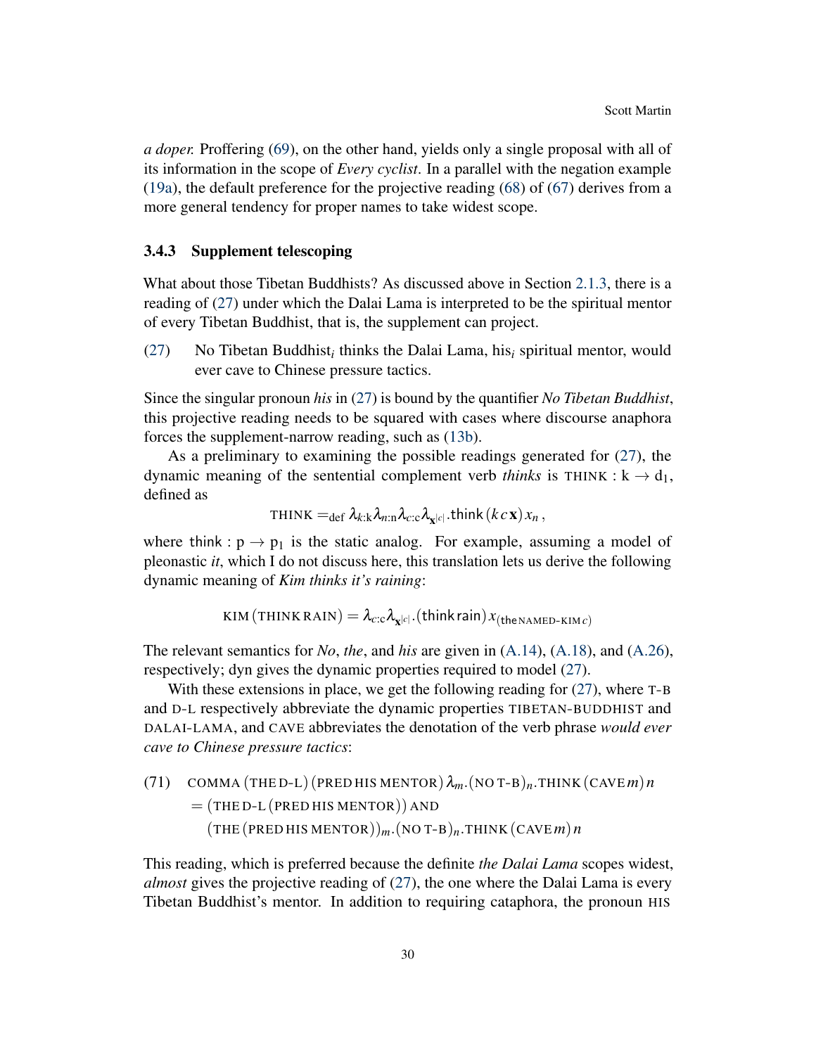*a doper.* Proffering (69), on the other hand, yields only a single proposal with all of its information in the scope of *Every cyclist*. In a parallel with the negation example (19a), the default preference for the projective reading (68) of (67) derives from a more general tendency for proper names to take widest scope.

### 3.4.3 Supplement telescoping

What about those Tibetan Buddhists? As discussed above in Section 2.1.3, there is a reading of (27) under which the Dalai Lama is interpreted to be the spiritual mentor of every Tibetan Buddhist, that is, the supplement can project.

(27) No Tibetan Buddhist$_i$ thinks the Dalai Lama, his$_i$ spiritual mentor, would ever cave to Chinese pressure tactics.

Since the singular pronoun *his* in (27) is bound by the quantifier *No Tibetan Buddhist*, this projective reading needs to be squared with cases where discourse anaphora forces the supplement-narrow reading, such as (13b).

As a preliminary to examining the possible readings generated for (27), the dynamic meaning of the sentential complement verb *thinks* is $\text{THINK} : \mathrm{k} \to \mathrm{d}_1$, defined as

$$\text{THINK} =_{\text{def}} \lambda_{k:\mathrm{k}}\lambda_{n:\mathrm{n}}\lambda_{c:\mathrm{c}}\lambda_{\mathbf{x}^{|c|}}.\mathsf{think}\,(k\,c\,\mathbf{x})\,x_n\,,$$

where $\mathsf{think} : \mathrm{p} \to \mathrm{p}_1$ is the static analog. For example, assuming a model of pleonastic *it*, which I do not discuss here, this translation lets us derive the following dynamic meaning of *Kim thinks it's raining*:

$$\text{KIM}\,(\text{THINK}\,\text{RAIN}) = \lambda_{c:\mathrm{c}}\lambda_{\mathbf{x}^{|c|}}.(\mathsf{think}\,\mathsf{rain})\,x_{(\mathsf{the}\,\text{NAMED-KIM}\,c)}$$

The relevant semantics for *No*, *the*, and *his* are given in (A.14), (A.18), and (A.26), respectively; dyn gives the dynamic properties required to model (27).

With these extensions in place, we get the following reading for (27), where T-B and D-L respectively abbreviate the dynamic properties TIBETAN-BUDDHIST and DALAI-LAMA, and CAVE abbreviates the denotation of the verb phrase *would ever cave to Chinese pressure tactics*:

(71)
$$\begin{aligned}
&\text{COMMA}\,(\text{THE}\,\text{D-L})\,(\text{PRED}\,\text{HIS}\,\text{MENTOR})\,\lambda_m.(\text{NO}\,\text{T-B})_n.\text{THINK}\,(\text{CAVE}\,m)\,n\\
&= (\text{THE}\,\text{D-L}\,(\text{PRED}\,\text{HIS}\,\text{MENTOR}))\;\text{AND}\\
&\quad (\text{THE}\,(\text{PRED}\,\text{HIS}\,\text{MENTOR}))_m.(\text{NO}\,\text{T-B})_n.\text{THINK}\,(\text{CAVE}\,m)\,n
\end{aligned}$$

This reading, which is preferred because the definite *the Dalai Lama* scopes widest, *almost* gives the projective reading of (27), the one where the Dalai Lama is every Tibetan Buddhist's mentor. In addition to requiring cataphora, the pronoun HIS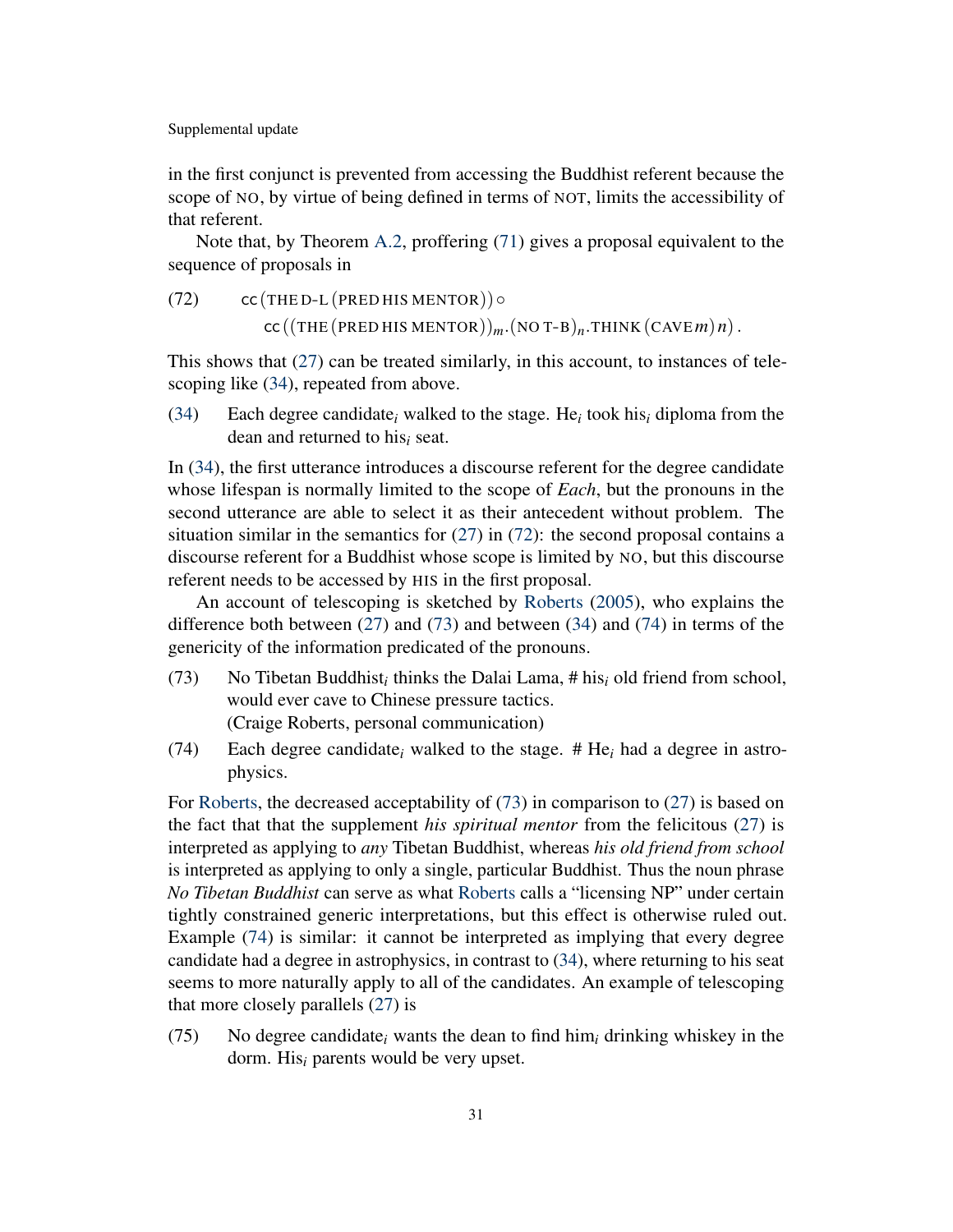in the first conjunct is prevented from accessing the Buddhist referent because the scope of NO, by virtue of being defined in terms of NOT, limits the accessibility of that referent.

Note that, by Theorem A.2, proffering (71) gives a proposal equivalent to the sequence of proposals in

(72) $\textsf{cc}\left(\text{THE D-L}\left(\text{PRED HIS MENTOR}\right)\right) \circ$
$\textsf{cc}\left(\left(\text{THE}\left(\text{PRED HIS MENTOR}\right)\right)_m.\left(\text{NO T-B}\right)_n.\text{THINK}\left(\text{CAVE}\,m\right)n\right).$

This shows that (27) can be treated similarly, in this account, to instances of telescoping like (34), repeated from above.

(34) Each degree candidate$_i$ walked to the stage. He$_i$ took his$_i$ diploma from the dean and returned to his$_i$ seat.

In (34), the first utterance introduces a discourse referent for the degree candidate whose lifespan is normally limited to the scope of *Each*, but the pronouns in the second utterance are able to select it as their antecedent without problem. The situation similar in the semantics for (27) in (72): the second proposal contains a discourse referent for a Buddhist whose scope is limited by NO, but this discourse referent needs to be accessed by HIS in the first proposal.

An account of telescoping is sketched by Roberts (2005), who explains the difference both between (27) and (73) and between (34) and (74) in terms of the genericity of the information predicated of the pronouns.

(73) No Tibetan Buddhist$_i$ thinks the Dalai Lama, # his$_i$ old friend from school, would ever cave to Chinese pressure tactics.
(Craige Roberts, personal communication)

(74) Each degree candidate$_i$ walked to the stage. # He$_i$ had a degree in astrophysics.

For Roberts, the decreased acceptability of (73) in comparison to (27) is based on the fact that that the supplement *his spiritual mentor* from the felicitous (27) is interpreted as applying to *any* Tibetan Buddhist, whereas *his old friend from school* is interpreted as applying to only a single, particular Buddhist. Thus the noun phrase *No Tibetan Buddhist* can serve as what Roberts calls a "licensing NP" under certain tightly constrained generic interpretations, but this effect is otherwise ruled out. Example (74) is similar: it cannot be interpreted as implying that every degree candidate had a degree in astrophysics, in contrast to (34), where returning to his seat seems to more naturally apply to all of the candidates. An example of telescoping that more closely parallels (27) is

(75) No degree candidate$_i$ wants the dean to find him$_i$ drinking whiskey in the dorm. His$_i$ parents would be very upset.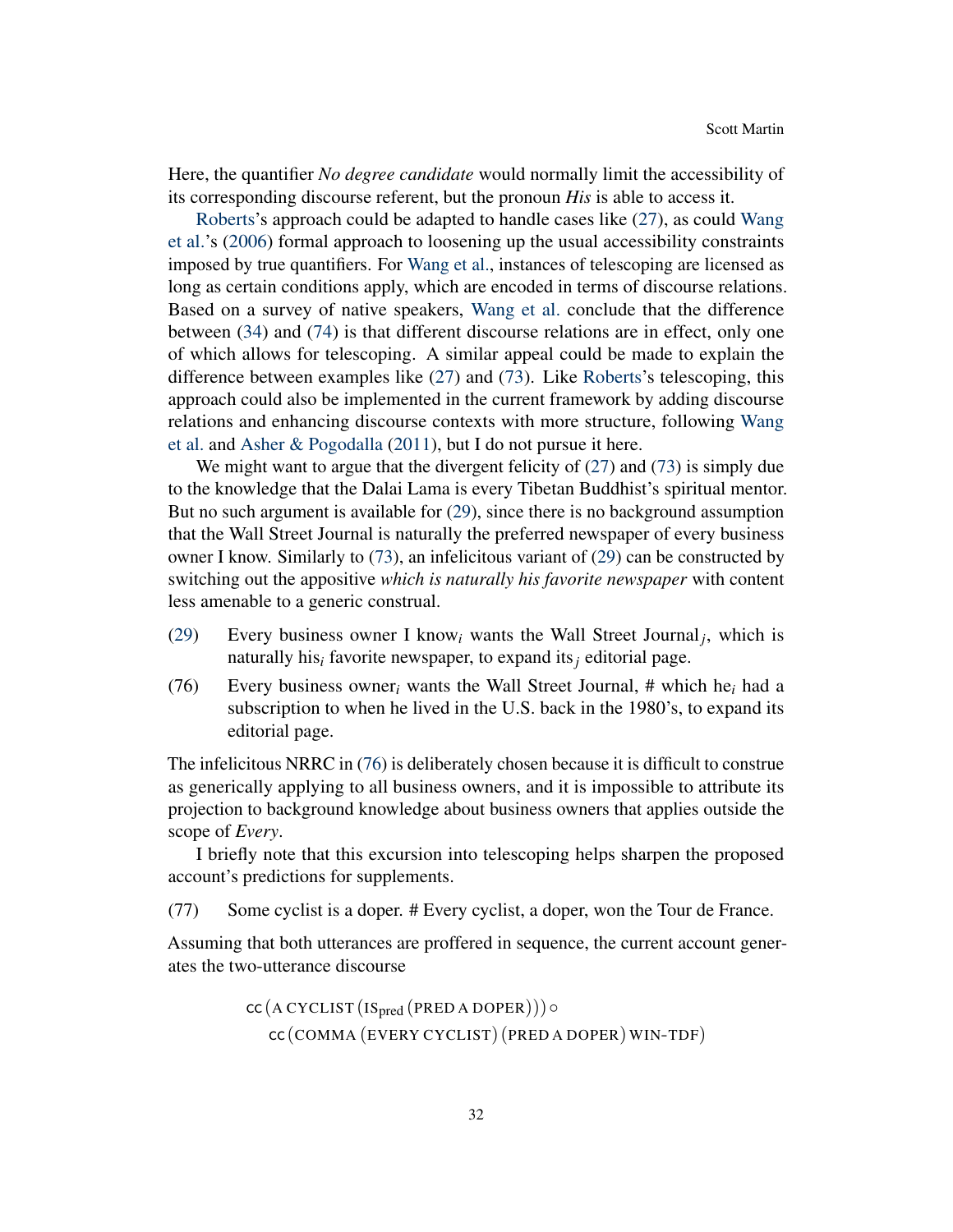Here, the quantifier *No degree candidate* would normally limit the accessibility of its corresponding discourse referent, but the pronoun *His* is able to access it.

Roberts's approach could be adapted to handle cases like (27), as could Wang et al.'s (2006) formal approach to loosening up the usual accessibility constraints imposed by true quantifiers. For Wang et al., instances of telescoping are licensed as long as certain conditions apply, which are encoded in terms of discourse relations. Based on a survey of native speakers, Wang et al. conclude that the difference between (34) and (74) is that different discourse relations are in effect, only one of which allows for telescoping. A similar appeal could be made to explain the difference between examples like (27) and (73). Like Roberts's telescoping, this approach could also be implemented in the current framework by adding discourse relations and enhancing discourse contexts with more structure, following Wang et al. and Asher & Pogodalla (2011), but I do not pursue it here.

We might want to argue that the divergent felicity of (27) and (73) is simply due to the knowledge that the Dalai Lama is every Tibetan Buddhist's spiritual mentor. But no such argument is available for (29), since there is no background assumption that the Wall Street Journal is naturally the preferred newspaper of every business owner I know. Similarly to (73), an infelicitous variant of (29) can be constructed by switching out the appositive *which is naturally his favorite newspaper* with content less amenable to a generic construal.

(29) Every business owner I know$_i$ wants the Wall Street Journal$_j$, which is naturally his$_i$ favorite newspaper, to expand its$_j$ editorial page.

(76) Every business owner$_i$ wants the Wall Street Journal, # which he$_i$ had a subscription to when he lived in the U.S. back in the 1980's, to expand its editorial page.

The infelicitous NRRC in (76) is deliberately chosen because it is difficult to construe as generically applying to all business owners, and it is impossible to attribute its projection to background knowledge about business owners that applies outside the scope of *Every*.

I briefly note that this excursion into telescoping helps sharpen the proposed account's predictions for supplements.

(77) Some cyclist is a doper. # Every cyclist, a doper, won the Tour de France.

Assuming that both utterances are proffered in sequence, the current account generates the two-utterance discourse

$$\mathsf{cc}\left(\text{A CYCLIST}\left(\text{IS}_{\text{pred}}\left(\text{PRED A DOPER}\right)\right)\right) \circ \\ \mathsf{cc}\left(\text{COMMA}\left(\text{EVERY CYCLIST}\right)\left(\text{PRED A DOPER}\right)\text{WIN-TDF}\right)$$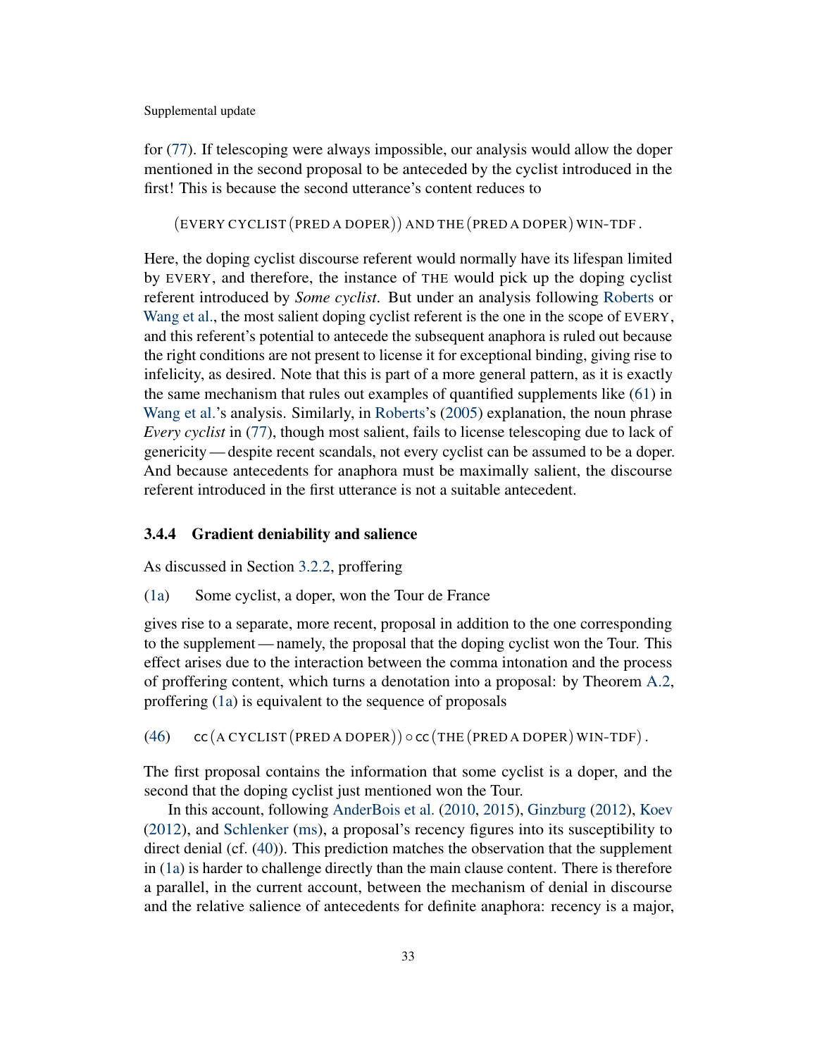for (77). If telescoping were always impossible, our analysis would allow the doper mentioned in the second proposal to be anteceded by the cyclist introduced in the first! This is because the second utterance's content reduces to

$$(\text{EVERY CYCLIST}\,(\text{PRED A DOPER}))\ \text{AND THE}\,(\text{PRED A DOPER})\ \text{WIN-TDF}\,.$$

Here, the doping cyclist discourse referent would normally have its lifespan limited by EVERY, and therefore, the instance of THE would pick up the doping cyclist referent introduced by *Some cyclist*. But under an analysis following Roberts or Wang et al., the most salient doping cyclist referent is the one in the scope of EVERY, and this referent's potential to antecede the subsequent anaphora is ruled out because the right conditions are not present to license it for exceptional binding, giving rise to infelicity, as desired. Note that this is part of a more general pattern, as it is exactly the same mechanism that rules out examples of quantified supplements like (61) in Wang et al.'s analysis. Similarly, in Roberts's (2005) explanation, the noun phrase *Every cyclist* in (77), though most salient, fails to license telescoping due to lack of genericity — despite recent scandals, not every cyclist can be assumed to be a doper. And because antecedents for anaphora must be maximally salient, the discourse referent introduced in the first utterance is not a suitable antecedent.

### 3.4.4 Gradient deniability and salience

As discussed in Section 3.2.2, proffering

(1a) Some cyclist, a doper, won the Tour de France

gives rise to a separate, more recent, proposal in addition to the one corresponding to the supplement — namely, the proposal that the doping cyclist won the Tour. This effect arises due to the interaction between the comma intonation and the process of proffering content, which turns a denotation into a proposal: by Theorem A.2, proffering (1a) is equivalent to the sequence of proposals

(46) $\mathsf{cc}\,(\text{A CYCLIST}\,(\text{PRED A DOPER})) \circ \mathsf{cc}\,(\text{THE}\,(\text{PRED A DOPER})\ \text{WIN-TDF})\,.$

The first proposal contains the information that some cyclist is a doper, and the second that the doping cyclist just mentioned won the Tour.

In this account, following AnderBois et al. (2010, 2015), Ginzburg (2012), Koev (2012), and Schlenker (ms), a proposal's recency figures into its susceptibility to direct denial (cf. (40)). This prediction matches the observation that the supplement in (1a) is harder to challenge directly than the main clause content. There is therefore a parallel, in the current account, between the mechanism of denial in discourse and the relative salience of antecedents for definite anaphora: recency is a major,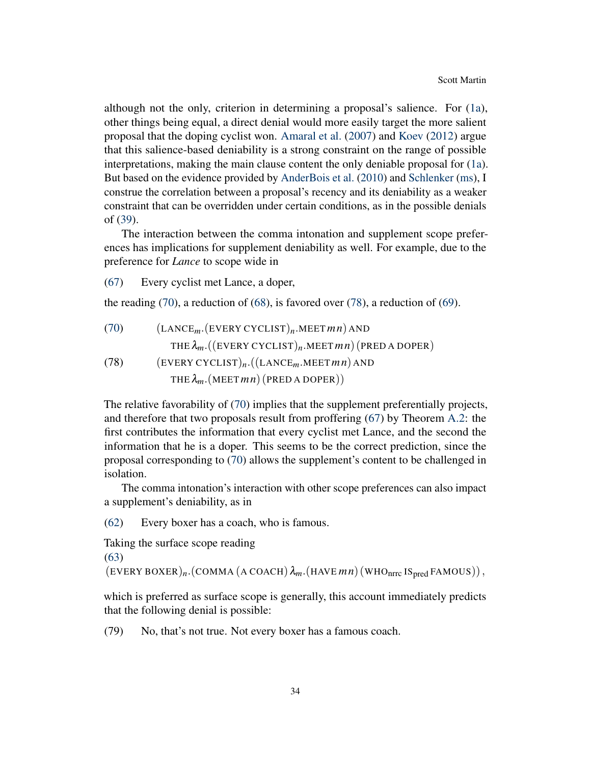although not the only, criterion in determining a proposal's salience. For (1a), other things being equal, a direct denial would more easily target the more salient proposal that the doping cyclist won. Amaral et al. (2007) and Koev (2012) argue that this salience-based deniability is a strong constraint on the range of possible interpretations, making the main clause content the only deniable proposal for (1a). But based on the evidence provided by AnderBois et al. (2010) and Schlenker (ms), I construe the correlation between a proposal's recency and its deniability as a weaker constraint that can be overridden under certain conditions, as in the possible denials of (39).

The interaction between the comma intonation and supplement scope preferences has implications for supplement deniability as well. For example, due to the preference for *Lance* to scope wide in

(67) Every cyclist met Lance, a doper,

the reading (70), a reduction of (68), is favored over (78), a reduction of (69).

(70) $(\text{LANCE}_m.(\text{EVERY CYCLIST})_n.\text{MEET}\, m\, n)$ AND
$\text{THE}\ \lambda_m.((\text{EVERY CYCLIST})_n.\text{MEET}\, m\, n)\ (\text{PRED A DOPER})$

(78) $(\text{EVERY CYCLIST})_n.((\text{LANCE}_m.\text{MEET}\, m\, n)$ AND
$\text{THE}\ \lambda_m.(\text{MEET}\, m\, n)\ (\text{PRED A DOPER}))$

The relative favorability of (70) implies that the supplement preferentially projects, and therefore that two proposals result from proffering (67) by Theorem A.2: the first contributes the information that every cyclist met Lance, and the second the information that he is a doper. This seems to be the correct prediction, since the proposal corresponding to (70) allows the supplement's content to be challenged in isolation.

The comma intonation's interaction with other scope preferences can also impact a supplement's deniability, as in

(62) Every boxer has a coach, who is famous.

Taking the surface scope reading

(63)
$(\text{EVERY BOXER})_n.(\text{COMMA}\ (\text{A COACH})\ \lambda_m.(\text{HAVE}\, m\, n)\ (\text{WHO}_{\text{nrrc}}\ \text{IS}_{\text{pred}}\ \text{FAMOUS}))$,

which is preferred as surface scope is generally, this account immediately predicts that the following denial is possible:

(79) No, that's not true. Not every boxer has a famous coach.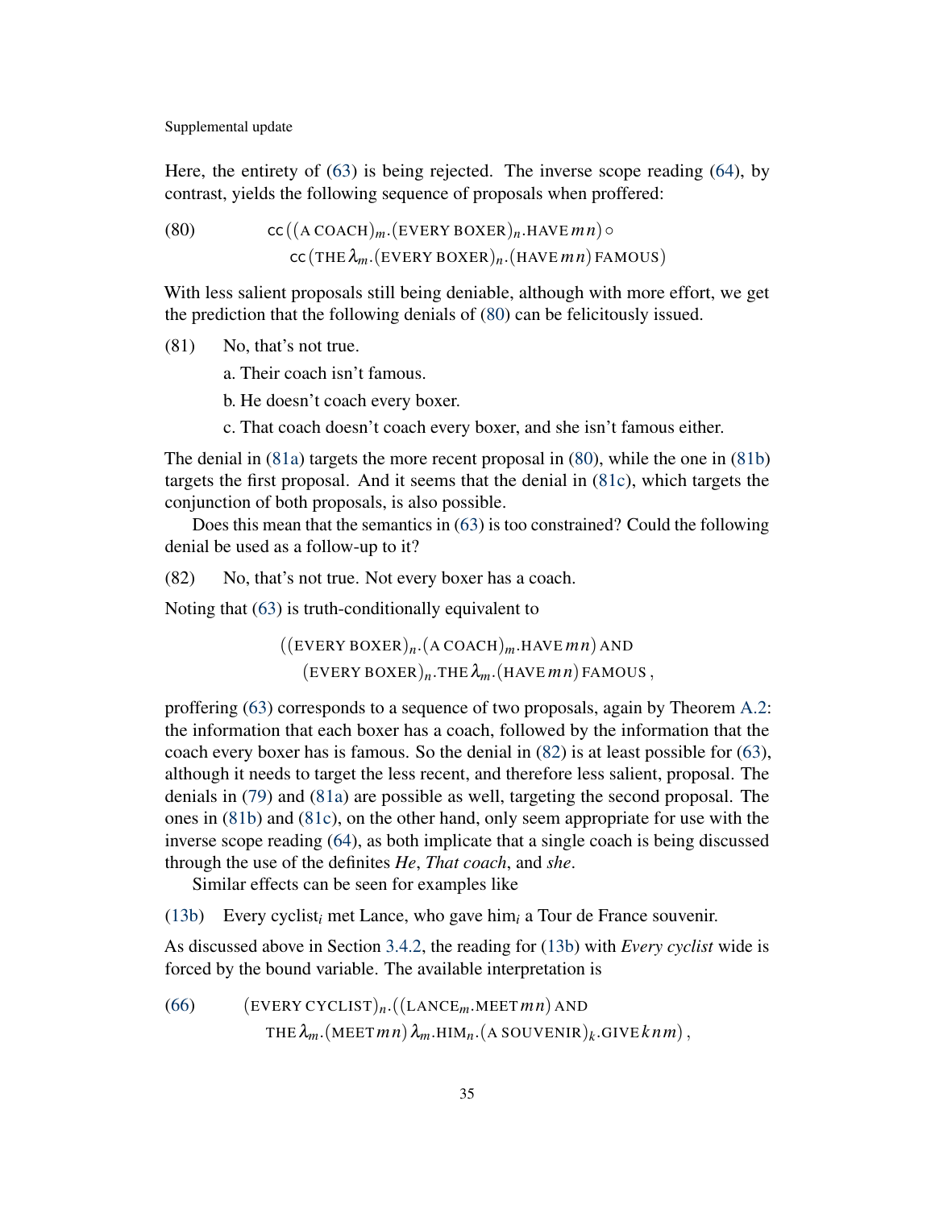Here, the entirety of (63) is being rejected. The inverse scope reading (64), by contrast, yields the following sequence of proposals when proffered:

(80) $$\mathsf{cc}\left(\left(\text{A COACH}\right)_m.\left(\text{EVERY BOXER}\right)_n.\text{HAVE}\, m\, n\right) \circ \mathsf{cc}\left(\text{THE}\, \lambda_m.\left(\text{EVERY BOXER}\right)_n.\left(\text{HAVE}\, m\, n\right) \text{FAMOUS}\right)$$

With less salient proposals still being deniable, although with more effort, we get the prediction that the following denials of (80) can be felicitously issued.

(81) No, that's not true.

a. Their coach isn't famous.

b. He doesn't coach every boxer.

c. That coach doesn't coach every boxer, and she isn't famous either.

The denial in (81a) targets the more recent proposal in (80), while the one in (81b) targets the first proposal. And it seems that the denial in (81c), which targets the conjunction of both proposals, is also possible.

Does this mean that the semantics in (63) is too constrained? Could the following denial be used as a follow-up to it?

(82) No, that's not true. Not every boxer has a coach.

Noting that (63) is truth-conditionally equivalent to

$$\left(\left(\text{EVERY BOXER}\right)_n.\left(\text{A COACH}\right)_m.\text{HAVE}\, m\, n\right) \text{AND} \left(\text{EVERY BOXER}\right)_n.\text{THE}\, \lambda_m.\left(\text{HAVE}\, m\, n\right) \text{FAMOUS}\,,$$

proffering (63) corresponds to a sequence of two proposals, again by Theorem A.2: the information that each boxer has a coach, followed by the information that the coach every boxer has is famous. So the denial in (82) is at least possible for (63), although it needs to target the less recent, and therefore less salient, proposal. The denials in (79) and (81a) are possible as well, targeting the second proposal. The ones in (81b) and (81c), on the other hand, only seem appropriate for use with the inverse scope reading (64), as both implicate that a single coach is being discussed through the use of the definites *He*, *That coach*, and *she*.

Similar effects can be seen for examples like

(13b) Every cyclist$_i$ met Lance, who gave him$_i$ a Tour de France souvenir.

As discussed above in Section 3.4.2, the reading for (13b) with *Every cyclist* wide is forced by the bound variable. The available interpretation is

(66) $$\left(\text{EVERY CYCLIST}\right)_n.\left(\left(\text{LANCE}_m.\text{MEET}\, m\, n\right) \text{AND} \ \text{THE}\, \lambda_m.\left(\text{MEET}\, m\, n\right) \lambda_m.\text{HIM}_n.\left(\text{A SOUVENIR}\right)_k.\text{GIVE}\, k\, n\, m\right),$$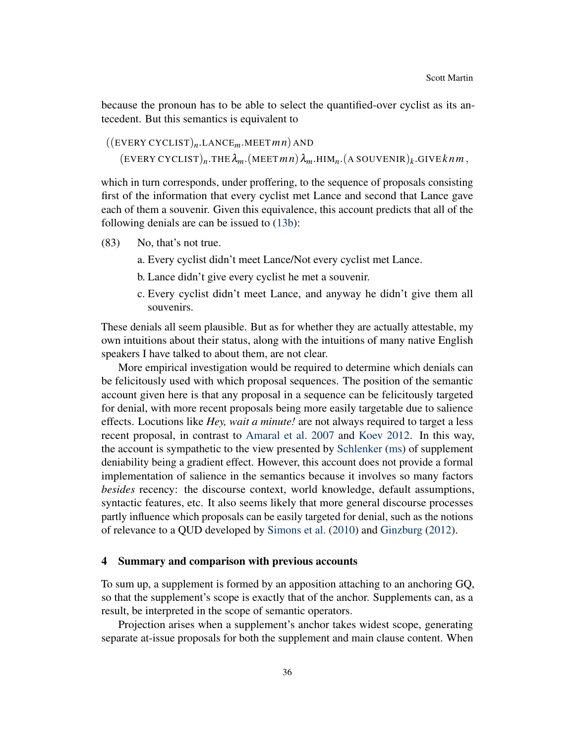because the pronoun has to be able to select the quantified-over cyclist as its antecedent. But this semantics is equivalent to

$$
\begin{aligned}
&((\text{EVERY CYCLIST})_n.\text{LANCE}_m.\text{MEET}\,m\,n) \text{ AND} \\
&\quad (\text{EVERY CYCLIST})_n.\text{THE}\,\lambda_m.(\text{MEET}\,m\,n)\,\lambda_m.\text{HIM}_n.(\text{A SOUVENIR})_k.\text{GIVE}\,k\,n\,m\,,
\end{aligned}
$$

which in turn corresponds, under proffering, to the sequence of proposals consisting first of the information that every cyclist met Lance and second that Lance gave each of them a souvenir. Given this equivalence, this account predicts that all of the following denials are can be issued to (13b):

(83) No, that's not true.

a. Every cyclist didn't meet Lance/Not every cyclist met Lance.

b. Lance didn't give every cyclist he met a souvenir.

c. Every cyclist didn't meet Lance, and anyway he didn't give them all souvenirs.

These denials all seem plausible. But as for whether they are actually attestable, my own intuitions about their status, along with the intuitions of many native English speakers I have talked to about them, are not clear.

More empirical investigation would be required to determine which denials can be felicitously used with which proposal sequences. The position of the semantic account given here is that any proposal in a sequence can be felicitously targeted for denial, with more recent proposals being more easily targetable due to salience effects. Locutions like *Hey, wait a minute!* are not always required to target a less recent proposal, in contrast to Amaral et al. 2007 and Koev 2012. In this way, the account is sympathetic to the view presented by Schlenker (ms) of supplement deniability being a gradient effect. However, this account does not provide a formal implementation of salience in the semantics because it involves so many factors *besides* recency: the discourse context, world knowledge, default assumptions, syntactic features, etc. It also seems likely that more general discourse processes partly influence which proposals can be easily targeted for denial, such as the notions of relevance to a QUD developed by Simons et al. (2010) and Ginzburg (2012).

## 4 Summary and comparison with previous accounts

To sum up, a supplement is formed by an apposition attaching to an anchoring GQ, so that the supplement's scope is exactly that of the anchor. Supplements can, as a result, be interpreted in the scope of semantic operators.

Projection arises when a supplement's anchor takes widest scope, generating separate at-issue proposals for both the supplement and main clause content. When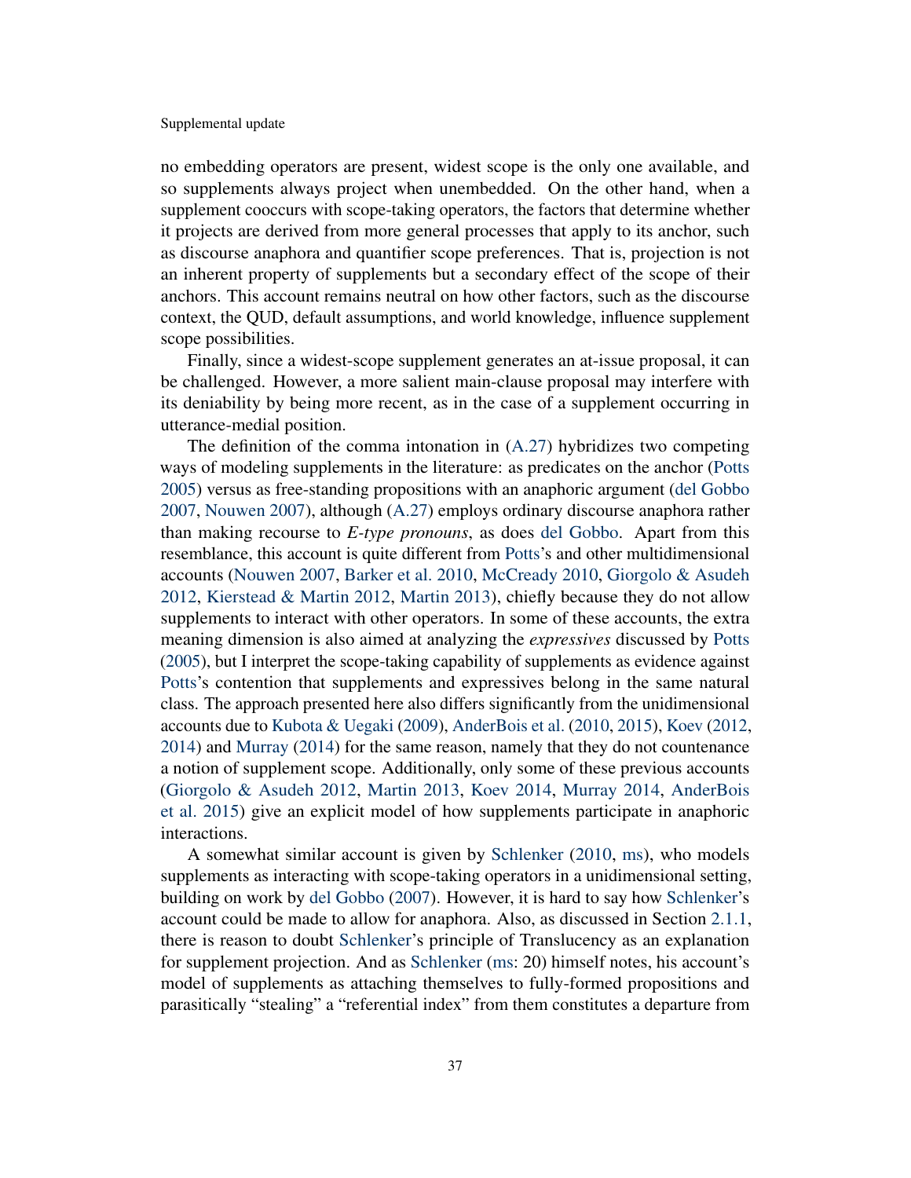no embedding operators are present, widest scope is the only one available, and so supplements always project when unembedded. On the other hand, when a supplement cooccurs with scope-taking operators, the factors that determine whether it projects are derived from more general processes that apply to its anchor, such as discourse anaphora and quantifier scope preferences. That is, projection is not an inherent property of supplements but a secondary effect of the scope of their anchors. This account remains neutral on how other factors, such as the discourse context, the QUD, default assumptions, and world knowledge, influence supplement scope possibilities.

Finally, since a widest-scope supplement generates an at-issue proposal, it can be challenged. However, a more salient main-clause proposal may interfere with its deniability by being more recent, as in the case of a supplement occurring in utterance-medial position.

The definition of the comma intonation in (A.27) hybridizes two competing ways of modeling supplements in the literature: as predicates on the anchor (Potts 2005) versus as free-standing propositions with an anaphoric argument (del Gobbo 2007, Nouwen 2007), although (A.27) employs ordinary discourse anaphora rather than making recourse to *E-type pronouns*, as does del Gobbo. Apart from this resemblance, this account is quite different from Potts's and other multidimensional accounts (Nouwen 2007, Barker et al. 2010, McCready 2010, Giorgolo & Asudeh 2012, Kierstead & Martin 2012, Martin 2013), chiefly because they do not allow supplements to interact with other operators. In some of these accounts, the extra meaning dimension is also aimed at analyzing the *expressives* discussed by Potts (2005), but I interpret the scope-taking capability of supplements as evidence against Potts's contention that supplements and expressives belong in the same natural class. The approach presented here also differs significantly from the unidimensional accounts due to Kubota & Uegaki (2009), AnderBois et al. (2010, 2015), Koev (2012, 2014) and Murray (2014) for the same reason, namely that they do not countenance a notion of supplement scope. Additionally, only some of these previous accounts (Giorgolo & Asudeh 2012, Martin 2013, Koev 2014, Murray 2014, AnderBois et al. 2015) give an explicit model of how supplements participate in anaphoric interactions.

A somewhat similar account is given by Schlenker (2010, ms), who models supplements as interacting with scope-taking operators in a unidimensional setting, building on work by del Gobbo (2007). However, it is hard to say how Schlenker's account could be made to allow for anaphora. Also, as discussed in Section 2.1.1, there is reason to doubt Schlenker's principle of Translucency as an explanation for supplement projection. And as Schlenker (ms: 20) himself notes, his account's model of supplements as attaching themselves to fully-formed propositions and parasitically "stealing" a "referential index" from them constitutes a departure from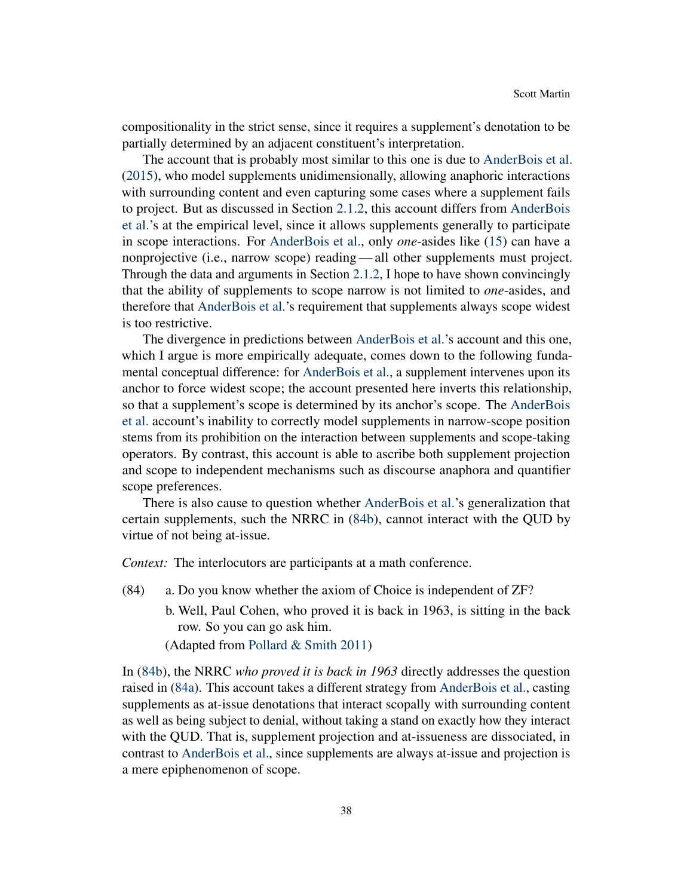compositionality in the strict sense, since it requires a supplement's denotation to be partially determined by an adjacent constituent's interpretation.

The account that is probably most similar to this one is due to AnderBois et al. (2015), who model supplements unidimensionally, allowing anaphoric interactions with surrounding content and even capturing some cases where a supplement fails to project. But as discussed in Section 2.1.2, this account differs from AnderBois et al.'s at the empirical level, since it allows supplements generally to participate in scope interactions. For AnderBois et al., only *one*-asides like (15) can have a nonprojective (i.e., narrow scope) reading — all other supplements must project. Through the data and arguments in Section 2.1.2, I hope to have shown convincingly that the ability of supplements to scope narrow is not limited to *one*-asides, and therefore that AnderBois et al.'s requirement that supplements always scope widest is too restrictive.

The divergence in predictions between AnderBois et al.'s account and this one, which I argue is more empirically adequate, comes down to the following fundamental conceptual difference: for AnderBois et al., a supplement intervenes upon its anchor to force widest scope; the account presented here inverts this relationship, so that a supplement's scope is determined by its anchor's scope. The AnderBois et al. account's inability to correctly model supplements in narrow-scope position stems from its prohibition on the interaction between supplements and scope-taking operators. By contrast, this account is able to ascribe both supplement projection and scope to independent mechanisms such as discourse anaphora and quantifier scope preferences.

There is also cause to question whether AnderBois et al.'s generalization that certain supplements, such the NRRC in (84b), cannot interact with the QUD by virtue of not being at-issue.

*Context:* The interlocutors are participants at a math conference.

(84) a. Do you know whether the axiom of Choice is independent of ZF?

b. Well, Paul Cohen, who proved it is back in 1963, is sitting in the back row. So you can go ask him.

(Adapted from Pollard & Smith 2011)

In (84b), the NRRC *who proved it is back in 1963* directly addresses the question raised in (84a). This account takes a different strategy from AnderBois et al., casting supplements as at-issue denotations that interact scopally with surrounding content as well as being subject to denial, without taking a stand on exactly how they interact with the QUD. That is, supplement projection and at-issueness are dissociated, in contrast to AnderBois et al., since supplements are always at-issue and projection is a mere epiphenomenon of scope.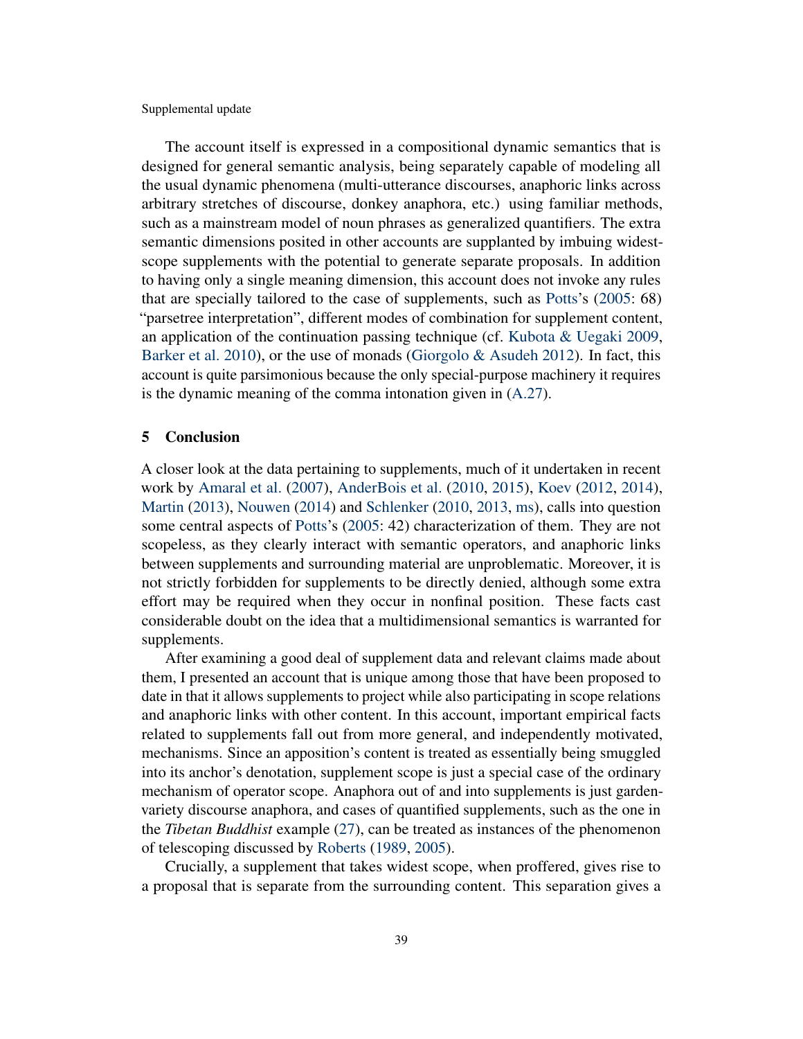The account itself is expressed in a compositional dynamic semantics that is designed for general semantic analysis, being separately capable of modeling all the usual dynamic phenomena (multi-utterance discourses, anaphoric links across arbitrary stretches of discourse, donkey anaphora, etc.) using familiar methods, such as a mainstream model of noun phrases as generalized quantifiers. The extra semantic dimensions posited in other accounts are supplanted by imbuing widest-scope supplements with the potential to generate separate proposals. In addition to having only a single meaning dimension, this account does not invoke any rules that are specially tailored to the case of supplements, such as Potts's (2005: 68) "parsetree interpretation", different modes of combination for supplement content, an application of the continuation passing technique (cf. Kubota & Uegaki 2009, Barker et al. 2010), or the use of monads (Giorgolo & Asudeh 2012). In fact, this account is quite parsimonious because the only special-purpose machinery it requires is the dynamic meaning of the comma intonation given in (A.27).

## 5 Conclusion

A closer look at the data pertaining to supplements, much of it undertaken in recent work by Amaral et al. (2007), AnderBois et al. (2010, 2015), Koev (2012, 2014), Martin (2013), Nouwen (2014) and Schlenker (2010, 2013, ms), calls into question some central aspects of Potts's (2005: 42) characterization of them. They are not scopeless, as they clearly interact with semantic operators, and anaphoric links between supplements and surrounding material are unproblematic. Moreover, it is not strictly forbidden for supplements to be directly denied, although some extra effort may be required when they occur in nonfinal position. These facts cast considerable doubt on the idea that a multidimensional semantics is warranted for supplements.

After examining a good deal of supplement data and relevant claims made about them, I presented an account that is unique among those that have been proposed to date in that it allows supplements to project while also participating in scope relations and anaphoric links with other content. In this account, important empirical facts related to supplements fall out from more general, and independently motivated, mechanisms. Since an apposition's content is treated as essentially being smuggled into its anchor's denotation, supplement scope is just a special case of the ordinary mechanism of operator scope. Anaphora out of and into supplements is just garden-variety discourse anaphora, and cases of quantified supplements, such as the one in the *Tibetan Buddhist* example (27), can be treated as instances of the phenomenon of telescoping discussed by Roberts (1989, 2005).

Crucially, a supplement that takes widest scope, when proffered, gives rise to a proposal that is separate from the surrounding content. This separation gives a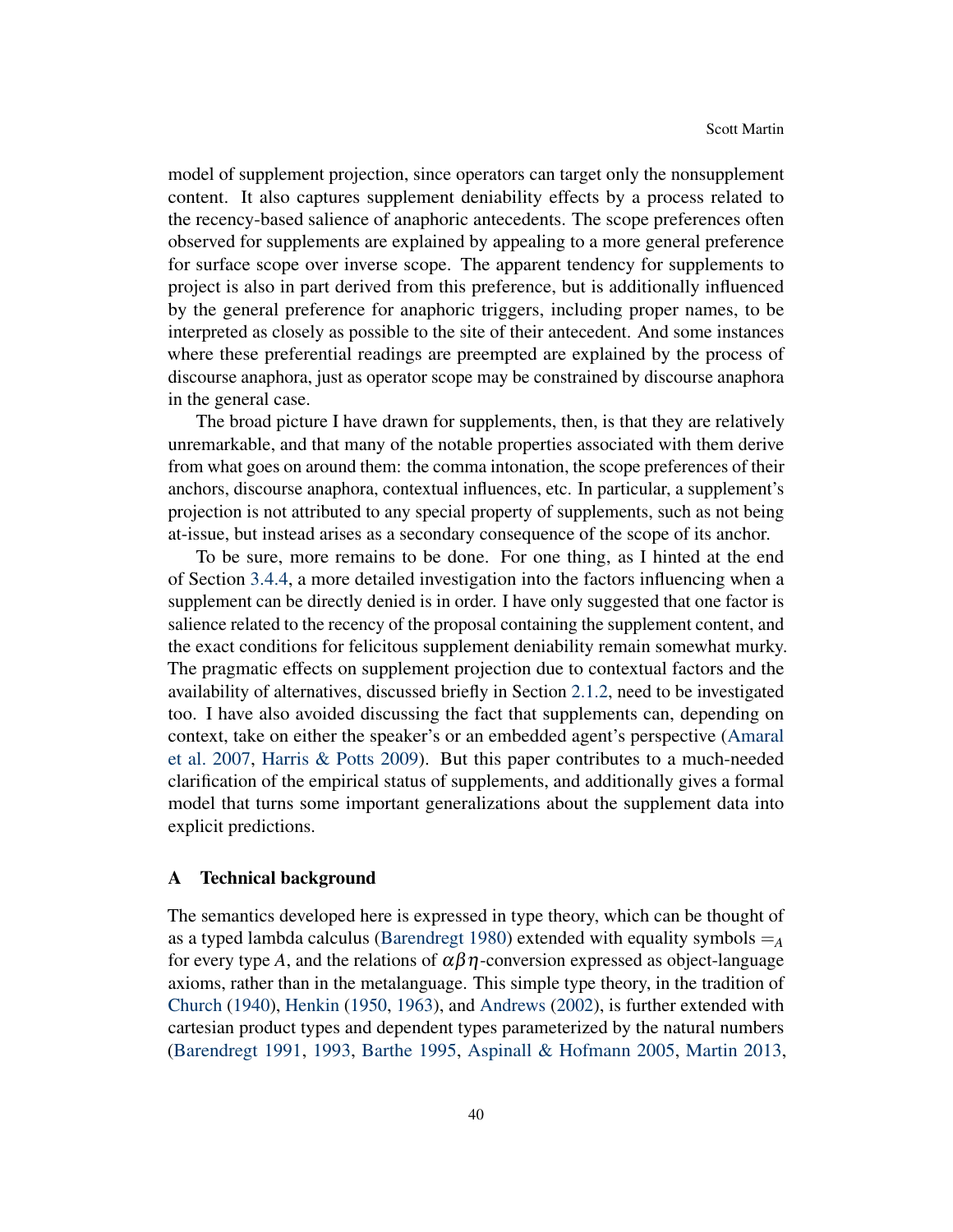model of supplement projection, since operators can target only the nonsupplement content. It also captures supplement deniability effects by a process related to the recency-based salience of anaphoric antecedents. The scope preferences often observed for supplements are explained by appealing to a more general preference for surface scope over inverse scope. The apparent tendency for supplements to project is also in part derived from this preference, but is additionally influenced by the general preference for anaphoric triggers, including proper names, to be interpreted as closely as possible to the site of their antecedent. And some instances where these preferential readings are preempted are explained by the process of discourse anaphora, just as operator scope may be constrained by discourse anaphora in the general case.

The broad picture I have drawn for supplements, then, is that they are relatively unremarkable, and that many of the notable properties associated with them derive from what goes on around them: the comma intonation, the scope preferences of their anchors, discourse anaphora, contextual influences, etc. In particular, a supplement's projection is not attributed to any special property of supplements, such as not being at-issue, but instead arises as a secondary consequence of the scope of its anchor.

To be sure, more remains to be done. For one thing, as I hinted at the end of Section 3.4.4, a more detailed investigation into the factors influencing when a supplement can be directly denied is in order. I have only suggested that one factor is salience related to the recency of the proposal containing the supplement content, and the exact conditions for felicitous supplement deniability remain somewhat murky. The pragmatic effects on supplement projection due to contextual factors and the availability of alternatives, discussed briefly in Section 2.1.2, need to be investigated too. I have also avoided discussing the fact that supplements can, depending on context, take on either the speaker's or an embedded agent's perspective (Amaral et al. 2007, Harris & Potts 2009). But this paper contributes to a much-needed clarification of the empirical status of supplements, and additionally gives a formal model that turns some important generalizations about the supplement data into explicit predictions.

## A Technical background

The semantics developed here is expressed in type theory, which can be thought of as a typed lambda calculus (Barendregt 1980) extended with equality symbols $=_A$ for every type $A$, and the relations of $\alpha\beta\eta$-conversion expressed as object-language axioms, rather than in the metalanguage. This simple type theory, in the tradition of Church (1940), Henkin (1950, 1963), and Andrews (2002), is further extended with cartesian product types and dependent types parameterized by the natural numbers (Barendregt 1991, 1993, Barthe 1995, Aspinall & Hofmann 2005, Martin 2013,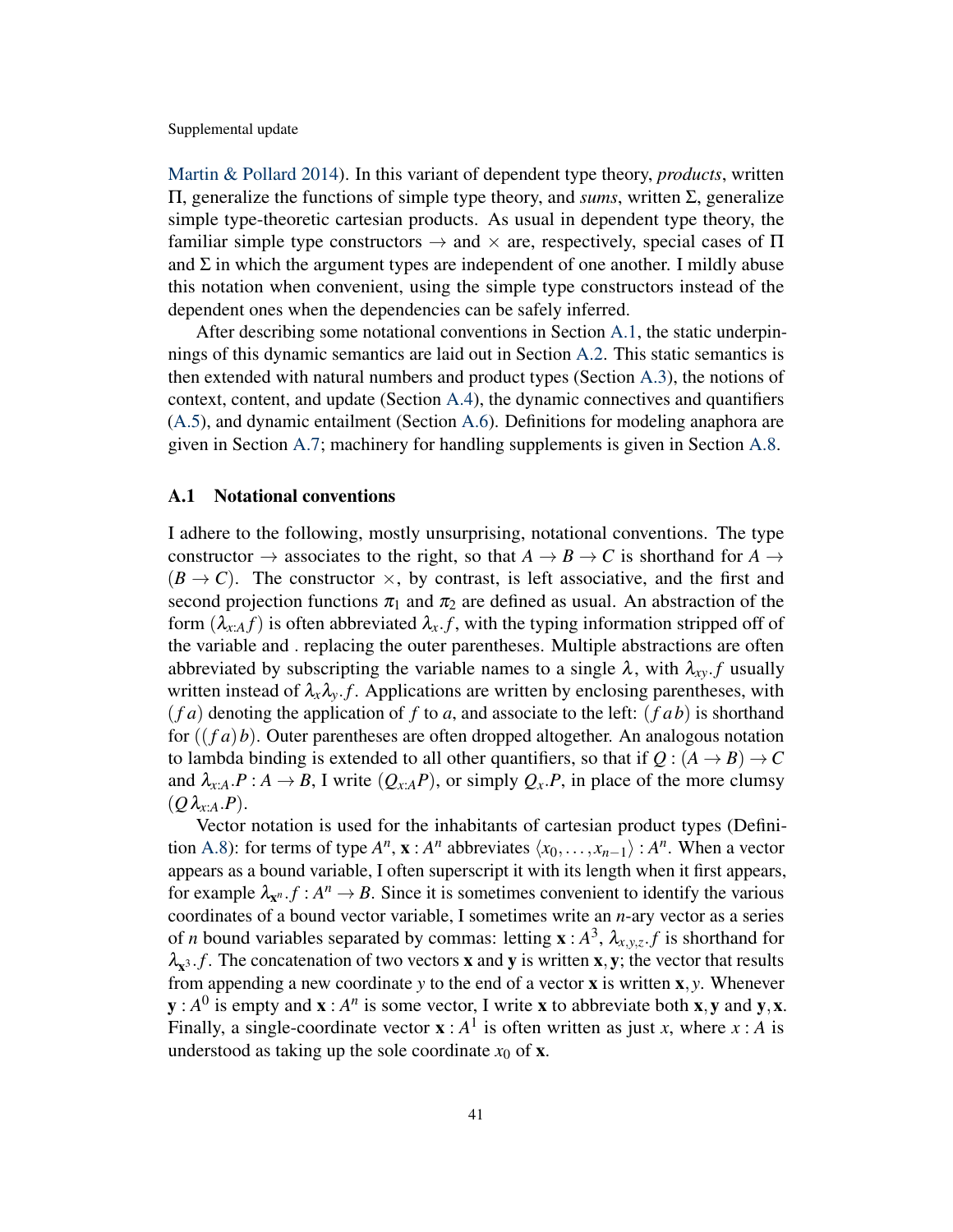Martin & Pollard 2014). In this variant of dependent type theory, *products*, written $\Pi$, generalize the functions of simple type theory, and *sums*, written $\Sigma$, generalize simple type-theoretic cartesian products. As usual in dependent type theory, the familiar simple type constructors $\rightarrow$ and $\times$ are, respectively, special cases of $\Pi$ and $\Sigma$ in which the argument types are independent of one another. I mildly abuse this notation when convenient, using the simple type constructors instead of the dependent ones when the dependencies can be safely inferred.

After describing some notational conventions in Section A.1, the static underpinnings of this dynamic semantics are laid out in Section A.2. This static semantics is then extended with natural numbers and product types (Section A.3), the notions of context, content, and update (Section A.4), the dynamic connectives and quantifiers (A.5), and dynamic entailment (Section A.6). Definitions for modeling anaphora are given in Section A.7; machinery for handling supplements is given in Section A.8.

### A.1 Notational conventions

I adhere to the following, mostly unsurprising, notational conventions. The type constructor $\rightarrow$ associates to the right, so that $A \rightarrow B \rightarrow C$ is shorthand for $A \rightarrow (B \rightarrow C)$. The constructor $\times$, by contrast, is left associative, and the first and second projection functions $\pi_1$ and $\pi_2$ are defined as usual. An abstraction of the form $(\lambda_{x:A} f)$ is often abbreviated $\lambda_x.f$, with the typing information stripped off of the variable and . replacing the outer parentheses. Multiple abstractions are often abbreviated by subscripting the variable names to a single $\lambda$, with $\lambda_{xy}.f$ usually written instead of $\lambda_x \lambda_y.f$. Applications are written by enclosing parentheses, with $(f\,a)$ denoting the application of $f$ to $a$, and associate to the left: $(f\,a\,b)$ is shorthand for $((f\,a)\,b)$. Outer parentheses are often dropped altogether. An analogous notation to lambda binding is extended to all other quantifiers, so that if $Q : (A \rightarrow B) \rightarrow C$ and $\lambda_{x:A}.P : A \rightarrow B$, I write $(Q_{x:A} P)$, or simply $Q_x.P$, in place of the more clumsy $(Q\,\lambda_{x:A}.P)$.

Vector notation is used for the inhabitants of cartesian product types (Definition A.8): for terms of type $A^n$, $\mathbf{x} : A^n$ abbreviates $\langle x_0, \ldots, x_{n-1} \rangle : A^n$. When a vector appears as a bound variable, I often superscript it with its length when it first appears, for example $\lambda_{\mathbf{x}^n}.f : A^n \rightarrow B$. Since it is sometimes convenient to identify the various coordinates of a bound vector variable, I sometimes write an $n$-ary vector as a series of $n$ bound variables separated by commas: letting $\mathbf{x} : A^3$, $\lambda_{x,y,z}.f$ is shorthand for $\lambda_{\mathbf{x}^3}.f$. The concatenation of two vectors $\mathbf{x}$ and $\mathbf{y}$ is written $\mathbf{x}, \mathbf{y}$; the vector that results from appending a new coordinate $y$ to the end of a vector $\mathbf{x}$ is written $\mathbf{x}, y$. Whenever $\mathbf{y} : A^0$ is empty and $\mathbf{x} : A^n$ is some vector, I write $\mathbf{x}$ to abbreviate both $\mathbf{x}, \mathbf{y}$ and $\mathbf{y}, \mathbf{x}$. Finally, a single-coordinate vector $\mathbf{x} : A^1$ is often written as just $x$, where $x : A$ is understood as taking up the sole coordinate $x_0$ of $\mathbf{x}$.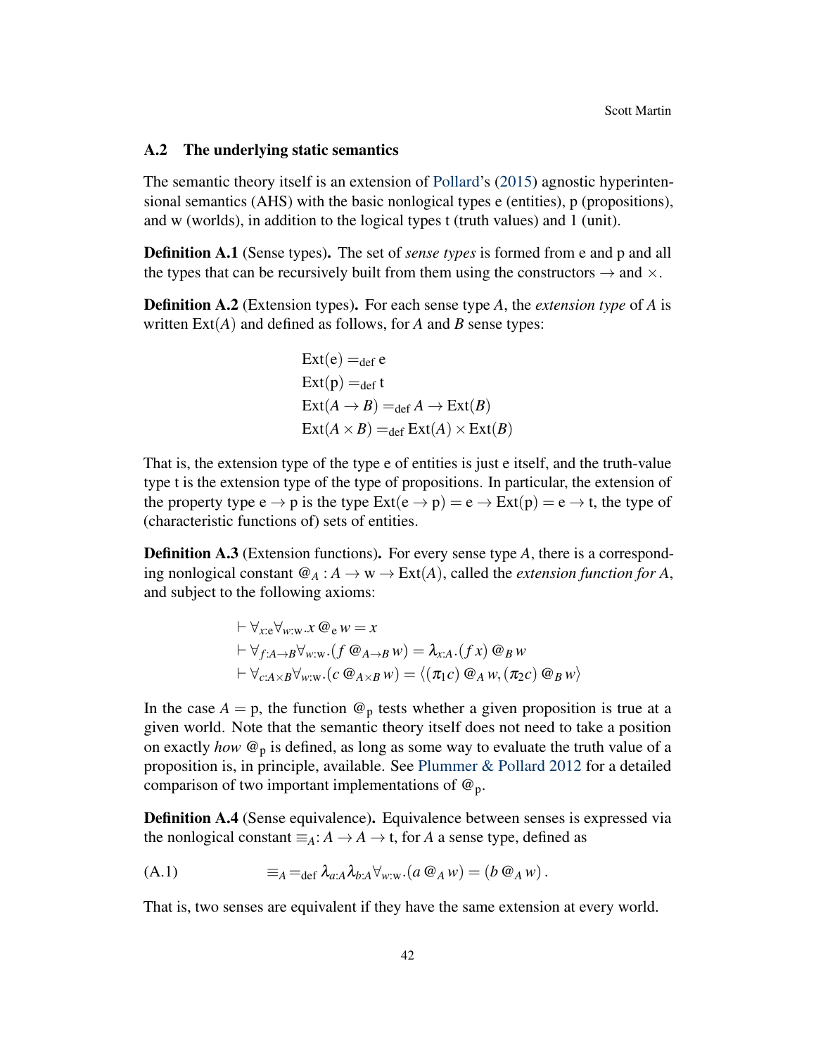## A.2 The underlying static semantics

The semantic theory itself is an extension of Pollard's (2015) agnostic hyperintensional semantics (AHS) with the basic nonlogical types e (entities), p (propositions), and w (worlds), in addition to the logical types t (truth values) and 1 (unit).

**Definition A.1** (Sense types)**.** The set of *sense types* is formed from e and p and all the types that can be recursively built from them using the constructors $\to$ and $\times$.

**Definition A.2** (Extension types)**.** For each sense type $A$, the *extension type* of $A$ is written $\mathrm{Ext}(A)$ and defined as follows, for $A$ and $B$ sense types:

$$
\begin{aligned}
&\mathrm{Ext}(\mathrm{e}) =_{\mathrm{def}} \mathrm{e}\\
&\mathrm{Ext}(\mathrm{p}) =_{\mathrm{def}} \mathrm{t}\\
&\mathrm{Ext}(A \to B) =_{\mathrm{def}} A \to \mathrm{Ext}(B)\\
&\mathrm{Ext}(A \times B) =_{\mathrm{def}} \mathrm{Ext}(A) \times \mathrm{Ext}(B)
\end{aligned}
$$

That is, the extension type of the type e of entities is just e itself, and the truth-value type t is the extension type of the type of propositions. In particular, the extension of the property type $\mathrm{e} \to \mathrm{p}$ is the type $\mathrm{Ext}(\mathrm{e} \to \mathrm{p}) = \mathrm{e} \to \mathrm{Ext}(\mathrm{p}) = \mathrm{e} \to \mathrm{t}$, the type of (characteristic functions of) sets of entities.

**Definition A.3** (Extension functions)**.** For every sense type $A$, there is a corresponding nonlogical constant $@_A : A \to \mathrm{w} \to \mathrm{Ext}(A)$, called the *extension function for* $A$, and subject to the following axioms:

$$
\begin{aligned}
&\vdash \forall_{x:\mathrm{e}} \forall_{w:\mathrm{w}} . x \mathbin{@_{\mathrm{e}}} w = x\\
&\vdash \forall_{f:A \to B} \forall_{w:\mathrm{w}} . (f \mathbin{@_{A \to B}} w) = \lambda_{x:A} . (f\,x) \mathbin{@_B} w\\
&\vdash \forall_{c:A \times B} \forall_{w:\mathrm{w}} . (c \mathbin{@_{A \times B}} w) = \langle (\pi_1 c) \mathbin{@_A} w, (\pi_2 c) \mathbin{@_B} w \rangle
\end{aligned}
$$

In the case $A = \mathrm{p}$, the function $@_{\mathrm{p}}$ tests whether a given proposition is true at a given world. Note that the semantic theory itself does not need to take a position on exactly *how* $@_{\mathrm{p}}$ is defined, as long as some way to evaluate the truth value of a proposition is, in principle, available. See Plummer & Pollard 2012 for a detailed comparison of two important implementations of $@_{\mathrm{p}}$.

**Definition A.4** (Sense equivalence)**.** Equivalence between senses is expressed via the nonlogical constant $\equiv_A : A \to A \to \mathrm{t}$, for $A$ a sense type, defined as

$$
\equiv_A =_{\mathrm{def}} \lambda_{a:A} \lambda_{b:A} \forall_{w:\mathrm{w}} . (a \mathbin{@_A} w) = (b \mathbin{@_A} w)\,. \tag{A.1}
$$

That is, two senses are equivalent if they have the same extension at every world.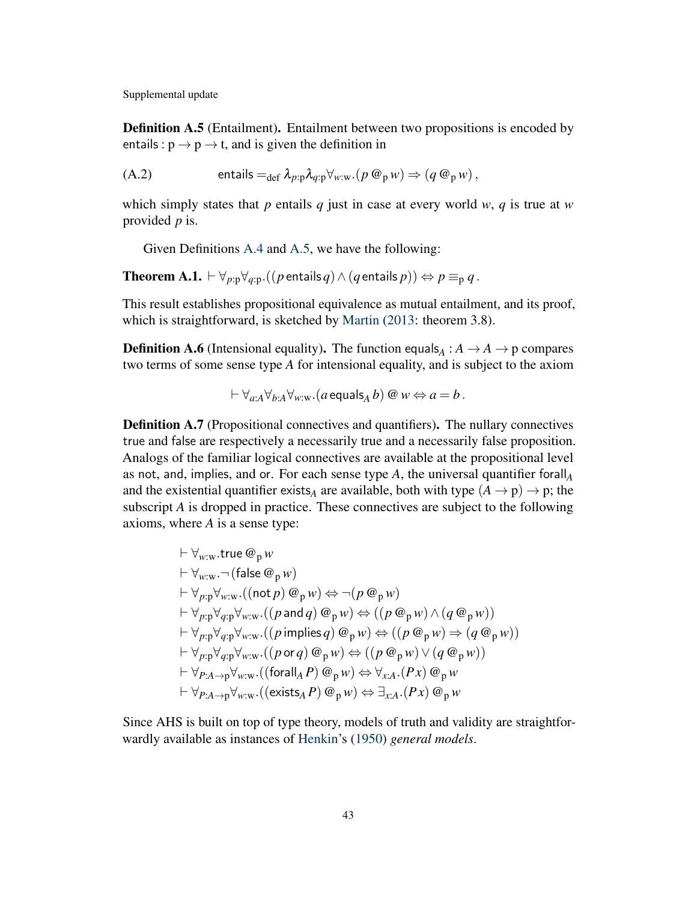**Definition A.5** (Entailment)**.** Entailment between two propositions is encoded by $\mathsf{entails} : \mathrm{p} \to \mathrm{p} \to \mathrm{t}$, and is given the definition in

$$\text{(A.2)} \qquad \mathsf{entails} =_{\text{def}} \lambda_{p:\mathrm{p}} \lambda_{q:\mathrm{p}} \forall_{w:\mathrm{w}}.(p \mathbin{@_{\mathrm{p}}} w) \Rightarrow (q \mathbin{@_{\mathrm{p}}} w)\,,$$

which simply states that $p$ entails $q$ just in case at every world $w$, $q$ is true at $w$ provided $p$ is.

Given Definitions A.4 and A.5, we have the following:

**Theorem A.1.** $\vdash \forall_{p:\mathrm{p}} \forall_{q:\mathrm{p}}.((p \mathbin{\mathsf{entails}} q) \wedge (q \mathbin{\mathsf{entails}} p)) \Leftrightarrow p \equiv_{\mathrm{p}} q\,.$

This result establishes propositional equivalence as mutual entailment, and its proof, which is straightforward, is sketched by Martin (2013: theorem 3.8).

**Definition A.6** (Intensional equality)**.** The function $\mathsf{equals}_A : A \to A \to \mathrm{p}$ compares two terms of some sense type $A$ for intensional equality, and is subject to the axiom

$$\vdash \forall_{a:A} \forall_{b:A} \forall_{w:\mathrm{w}}.(a \mathbin{\mathsf{equals}_A} b) \mathbin{@} w \Leftrightarrow a = b\,.$$

**Definition A.7** (Propositional connectives and quantifiers)**.** The nullary connectives $\mathsf{true}$ and $\mathsf{false}$ are respectively a necessarily true and a necessarily false proposition. Analogs of the familiar logical connectives are available at the propositional level as $\mathsf{not}$, $\mathsf{and}$, $\mathsf{implies}$, and $\mathsf{or}$. For each sense type $A$, the universal quantifier $\mathsf{forall}_A$ and the existential quantifier $\mathsf{exists}_A$ are available, both with type $(A \to \mathrm{p}) \to \mathrm{p}$; the subscript $A$ is dropped in practice. These connectives are subject to the following axioms, where $A$ is a sense type:

$$\begin{aligned}
&\vdash \forall_{w:\mathrm{w}}.\mathsf{true} \mathbin{@_{\mathrm{p}}} w \\
&\vdash \forall_{w:\mathrm{w}}.\neg\,(\mathsf{false} \mathbin{@_{\mathrm{p}}} w) \\
&\vdash \forall_{p:\mathrm{p}} \forall_{w:\mathrm{w}}.((\mathsf{not}\, p) \mathbin{@_{\mathrm{p}}} w) \Leftrightarrow \neg(p \mathbin{@_{\mathrm{p}}} w) \\
&\vdash \forall_{p:\mathrm{p}} \forall_{q:\mathrm{p}} \forall_{w:\mathrm{w}}.((p \mathbin{\mathsf{and}} q) \mathbin{@_{\mathrm{p}}} w) \Leftrightarrow ((p \mathbin{@_{\mathrm{p}}} w) \wedge (q \mathbin{@_{\mathrm{p}}} w)) \\
&\vdash \forall_{p:\mathrm{p}} \forall_{q:\mathrm{p}} \forall_{w:\mathrm{w}}.((p \mathbin{\mathsf{implies}} q) \mathbin{@_{\mathrm{p}}} w) \Leftrightarrow ((p \mathbin{@_{\mathrm{p}}} w) \Rightarrow (q \mathbin{@_{\mathrm{p}}} w)) \\
&\vdash \forall_{p:\mathrm{p}} \forall_{q:\mathrm{p}} \forall_{w:\mathrm{w}}.((p \mathbin{\mathsf{or}} q) \mathbin{@_{\mathrm{p}}} w) \Leftrightarrow ((p \mathbin{@_{\mathrm{p}}} w) \vee (q \mathbin{@_{\mathrm{p}}} w)) \\
&\vdash \forall_{P:A \to \mathrm{p}} \forall_{w:\mathrm{w}}.((\mathsf{forall}_A\, P) \mathbin{@_{\mathrm{p}}} w) \Leftrightarrow \forall_{x:A}.(P\,x) \mathbin{@_{\mathrm{p}}} w \\
&\vdash \forall_{P:A \to \mathrm{p}} \forall_{w:\mathrm{w}}.((\mathsf{exists}_A\, P) \mathbin{@_{\mathrm{p}}} w) \Leftrightarrow \exists_{x:A}.(P\,x) \mathbin{@_{\mathrm{p}}} w
\end{aligned}$$

Since AHS is built on top of type theory, models of truth and validity are straightforwardly available as instances of Henkin's (1950) *general models*.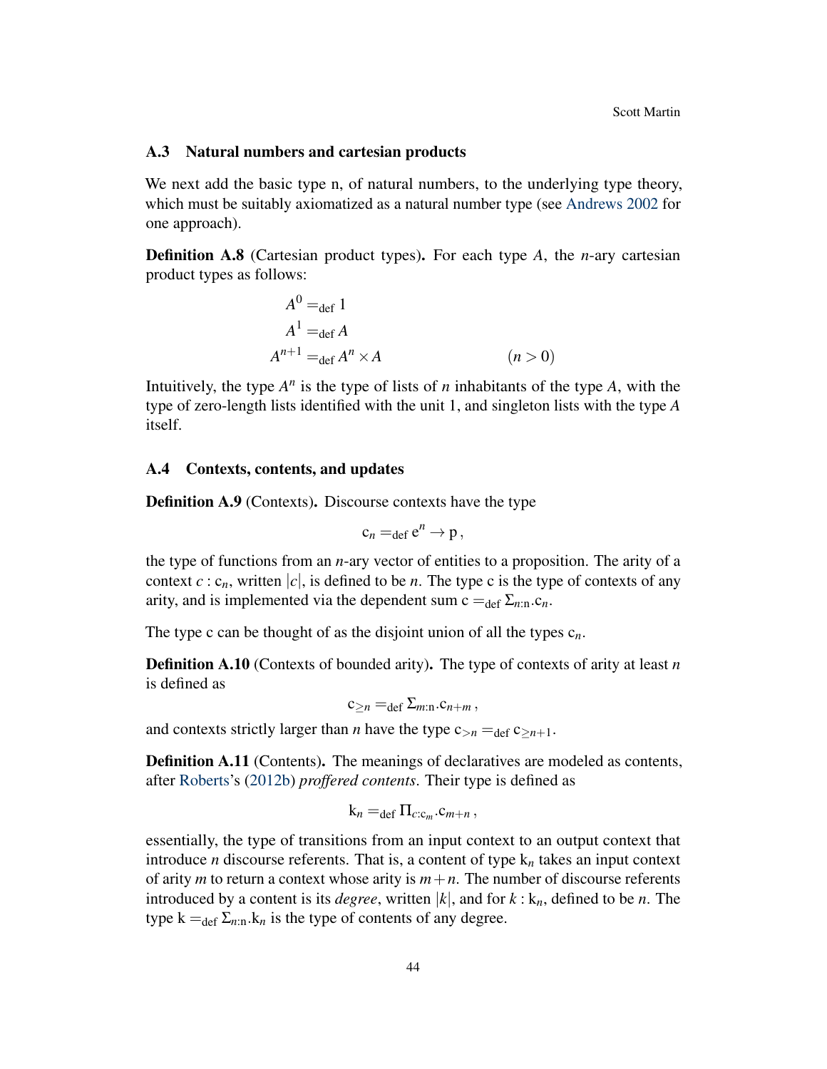### A.3 Natural numbers and cartesian products

We next add the basic type n, of natural numbers, to the underlying type theory, which must be suitably axiomatized as a natural number type (see Andrews 2002 for one approach).

**Definition A.8** (Cartesian product types)**.** For each type $A$, the $n$-ary cartesian product types as follows:

$$
\begin{aligned}
A^0 &=_{\text{def}} 1 \\
A^1 &=_{\text{def}} A \\
A^{n+1} &=_{\text{def}} A^n \times A \qquad\qquad (n > 0)
\end{aligned}
$$

Intuitively, the type $A^n$ is the type of lists of $n$ inhabitants of the type $A$, with the type of zero-length lists identified with the unit 1, and singleton lists with the type $A$ itself.

### A.4 Contexts, contents, and updates

**Definition A.9** (Contexts)**.** Discourse contexts have the type

$$
\mathrm{c}_n =_{\text{def}} \mathrm{e}^n \to \mathrm{p}\,,
$$

the type of functions from an $n$-ary vector of entities to a proposition. The arity of a context $c : \mathrm{c}_n$, written $|c|$, is defined to be $n$. The type c is the type of contexts of any arity, and is implemented via the dependent sum $\mathrm{c} =_{\text{def}} \Sigma_{n:\mathrm{n}}.\mathrm{c}_n$.

The type c can be thought of as the disjoint union of all the types $\mathrm{c}_n$.

**Definition A.10** (Contexts of bounded arity)**.** The type of contexts of arity at least $n$ is defined as

$$
\mathrm{c}_{\geq n} =_{\text{def}} \Sigma_{m:\mathrm{n}}.\mathrm{c}_{n+m}\,,
$$

and contexts strictly larger than $n$ have the type $\mathrm{c}_{>n} =_{\text{def}} \mathrm{c}_{\geq n+1}$.

**Definition A.11** (Contents)**.** The meanings of declaratives are modeled as contents, after Roberts's (2012b) *proffered contents*. Their type is defined as

$$
\mathrm{k}_n =_{\text{def}} \Pi_{c:\mathrm{c}_m}.\mathrm{c}_{m+n}\,,
$$

essentially, the type of transitions from an input context to an output context that introduce $n$ discourse referents. That is, a content of type $\mathrm{k}_n$ takes an input context of arity $m$ to return a context whose arity is $m+n$. The number of discourse referents introduced by a content is its *degree*, written $|k|$, and for $k : \mathrm{k}_n$, defined to be $n$. The type $\mathrm{k} =_{\text{def}} \Sigma_{n:\mathrm{n}}.\mathrm{k}_n$ is the type of contents of any degree.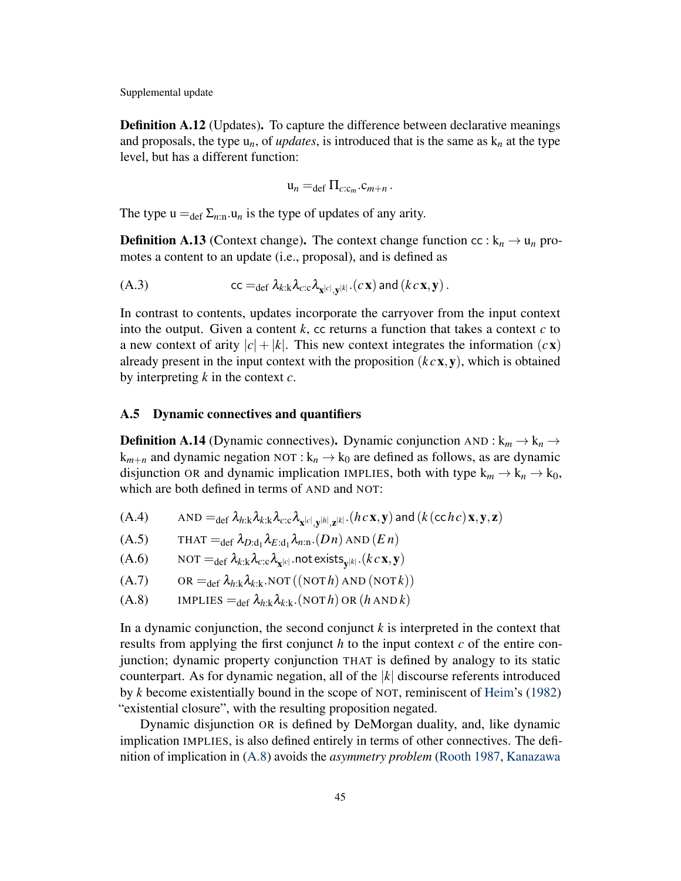**Definition A.12** (Updates)**.** To capture the difference between declarative meanings and proposals, the type $\mathrm{u}_n$, of *updates*, is introduced that is the same as $\mathrm{k}_n$ at the type level, but has a different function:

$$\mathrm{u}_n =_{\mathrm{def}} \Pi_{c:\mathrm{c}_m}.\mathrm{c}_{m+n}\,.$$

The type $\mathrm{u} =_{\mathrm{def}} \Sigma_{n:\mathrm{n}}.\mathrm{u}_n$ is the type of updates of any arity.

**Definition A.13** (Context change)**.** The context change function $\mathsf{cc} : \mathrm{k}_n \to \mathrm{u}_n$ promotes a content to an update (i.e., proposal), and is defined as

$$\text{(A.3)} \qquad \mathsf{cc} =_{\mathrm{def}} \lambda_{k:\mathrm{k}} \lambda_{c:\mathrm{c}} \lambda_{\mathbf{x}^{|c|},\mathbf{y}^{|k|}}.(c\,\mathbf{x})\;\mathsf{and}\;(k\,c\,\mathbf{x},\mathbf{y})\,.$$

In contrast to contents, updates incorporate the carryover from the input context into the output. Given a content $k$, $\mathsf{cc}$ returns a function that takes a context $c$ to a new context of arity $|c|+|k|$. This new context integrates the information $(c\,\mathbf{x})$ already present in the input context with the proposition $(k\,c\,\mathbf{x},\mathbf{y})$, which is obtained by interpreting $k$ in the context $c$.

## A.5 Dynamic connectives and quantifiers

**Definition A.14** (Dynamic connectives)**.** Dynamic conjunction $\textsc{and} : \mathrm{k}_m \to \mathrm{k}_n \to \mathrm{k}_{m+n}$ and dynamic negation $\textsc{not} : \mathrm{k}_n \to \mathrm{k}_0$ are defined as follows, as are dynamic disjunction $\textsc{or}$ and dynamic implication $\textsc{implies}$, both with type $\mathrm{k}_m \to \mathrm{k}_n \to \mathrm{k}_0$, which are both defined in terms of $\textsc{and}$ and $\textsc{not}$:

$$\text{(A.4)} \qquad \textsc{and} =_{\mathrm{def}} \lambda_{h:\mathrm{k}} \lambda_{k:\mathrm{k}} \lambda_{c:\mathrm{c}} \lambda_{\mathbf{x}^{|c|},\mathbf{y}^{|h|},\mathbf{z}^{|k|}}.(h\,c\,\mathbf{x},\mathbf{y})\;\mathsf{and}\;(k\,(\mathsf{cc}\,h\,c)\,\mathbf{x},\mathbf{y},\mathbf{z})$$

$$\text{(A.5)} \qquad \textsc{that} =_{\mathrm{def}} \lambda_{D:\mathrm{d}_1} \lambda_{E:\mathrm{d}_1} \lambda_{n:\mathrm{n}}.(D\,n)\;\textsc{and}\;(E\,n)$$

$$\text{(A.6)} \qquad \textsc{not} =_{\mathrm{def}} \lambda_{k:\mathrm{k}} \lambda_{c:\mathrm{c}} \lambda_{\mathbf{x}^{|c|}}.\mathsf{not\,exists}_{\mathbf{y}^{|k|}}.(k\,c\,\mathbf{x},\mathbf{y})$$

$$\text{(A.7)} \qquad \textsc{or} =_{\mathrm{def}} \lambda_{h:\mathrm{k}} \lambda_{k:\mathrm{k}}.\textsc{not}\,((\textsc{not}\,h)\;\textsc{and}\;(\textsc{not}\,k))$$

$$\text{(A.8)} \qquad \textsc{implies} =_{\mathrm{def}} \lambda_{h:\mathrm{k}} \lambda_{k:\mathrm{k}}.(\textsc{not}\,h)\;\textsc{or}\;(h\;\textsc{and}\;k)$$

In a dynamic conjunction, the second conjunct $k$ is interpreted in the context that results from applying the first conjunct $h$ to the input context $c$ of the entire conjunction; dynamic property conjunction $\textsc{that}$ is defined by analogy to its static counterpart. As for dynamic negation, all of the $|k|$ discourse referents introduced by $k$ become existentially bound in the scope of $\textsc{not}$, reminiscent of Heim's (1982) "existential closure", with the resulting proposition negated.

Dynamic disjunction $\textsc{or}$ is defined by DeMorgan duality, and, like dynamic implication $\textsc{implies}$, is also defined entirely in terms of other connectives. The definition of implication in (A.8) avoids the *asymmetry problem* (Rooth 1987, Kanazawa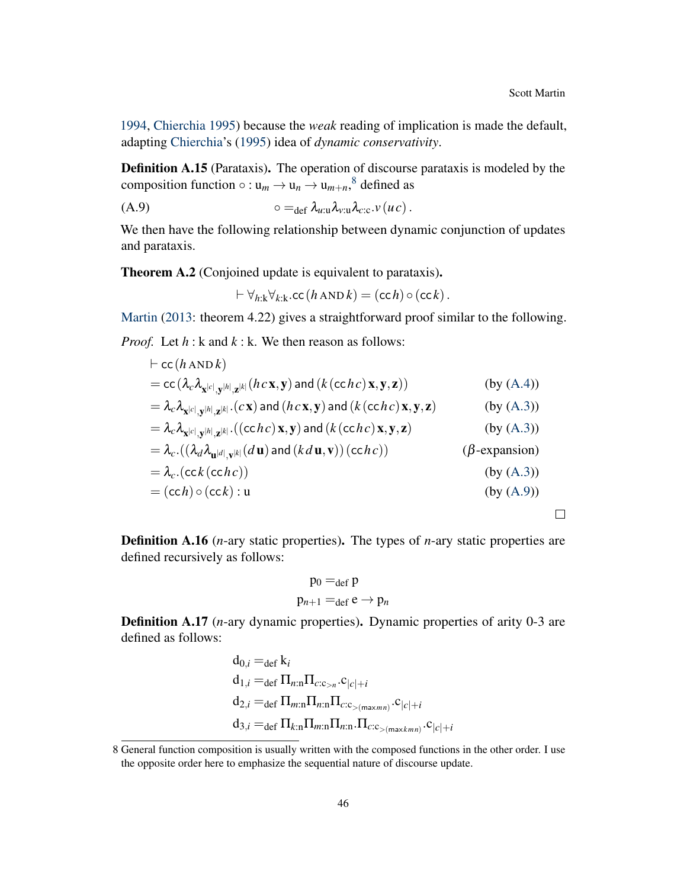1994, Chierchia 1995) because the *weak* reading of implication is made the default, adapting Chierchia's (1995) idea of *dynamic conservativity*.

**Definition A.15** (Parataxis)**.** The operation of discourse parataxis is modeled by the composition function $\circ : \mathrm{u}_m \rightarrow \mathrm{u}_n \rightarrow \mathrm{u}_{m+n}$,[8] defined as

$$\circ =_{\text{def}} \lambda_{u:\mathrm{u}} \lambda_{v:\mathrm{u}} \lambda_{c:\mathrm{c}} . v\,(u\,c)\,. \tag{A.9}$$

We then have the following relationship between dynamic conjunction of updates and parataxis.

**Theorem A.2** (Conjoined update is equivalent to parataxis)**.**

$$\vdash \forall_{h:\mathrm{k}} \forall_{k:\mathrm{k}} . \mathsf{cc}\,(h \,\text{AND}\, k) = (\mathsf{cc}\,h) \circ (\mathsf{cc}\,k)\,.$$

Martin (2013: theorem 4.22) gives a straightforward proof similar to the following.

*Proof.* Let $h : \mathrm{k}$ and $k : \mathrm{k}$. We then reason as follows:

$$\begin{aligned}
&\vdash \mathsf{cc}\,(h \,\text{AND}\, k) \\
&= \mathsf{cc}\,(\lambda_c \lambda_{\mathbf{x}^{|c|}, \mathbf{y}^{|h|}, \mathbf{z}^{|k|}} (h\,c\,\mathbf{x}, \mathbf{y}) \;\mathsf{and}\; (k\,(\mathsf{cc}\,h\,c)\,\mathbf{x}, \mathbf{y}, \mathbf{z})) && \text{(by (A.4))} \\
&= \lambda_c \lambda_{\mathbf{x}^{|c|}, \mathbf{y}^{|h|}, \mathbf{z}^{|k|}} . (c\,\mathbf{x}) \;\mathsf{and}\; (h\,c\,\mathbf{x}, \mathbf{y}) \;\mathsf{and}\; (k\,(\mathsf{cc}\,h\,c)\,\mathbf{x}, \mathbf{y}, \mathbf{z}) && \text{(by (A.3))} \\
&= \lambda_c \lambda_{\mathbf{x}^{|c|}, \mathbf{y}^{|h|}, \mathbf{z}^{|k|}} . ((\mathsf{cc}\,h\,c)\,\mathbf{x}, \mathbf{y}) \;\mathsf{and}\; (k\,(\mathsf{cc}\,h\,c)\,\mathbf{x}, \mathbf{y}, \mathbf{z}) && \text{(by (A.3))} \\
&= \lambda_c . ((\lambda_d \lambda_{\mathbf{u}^{|d|}, \mathbf{v}^{|k|}} (d\,\mathbf{u}) \;\mathsf{and}\; (k\,d\,\mathbf{u}, \mathbf{v}))\,(\mathsf{cc}\,h\,c)) && (\beta\text{-expansion}) \\
&= \lambda_c . (\mathsf{cc}\,k\,(\mathsf{cc}\,h\,c)) && \text{(by (A.3))} \\
&= (\mathsf{cc}\,h) \circ (\mathsf{cc}\,k) : \mathrm{u} && \text{(by (A.9))}
\end{aligned}$$

□

**Definition A.16** (*n*-ary static properties)**.** The types of *n*-ary static properties are defined recursively as follows:

$$\mathrm{p}_0 =_{\text{def}} \mathrm{p}$$
$$\mathrm{p}_{n+1} =_{\text{def}} \mathrm{e} \rightarrow \mathrm{p}_n$$

**Definition A.17** (*n*-ary dynamic properties)**.** Dynamic properties of arity 0-3 are defined as follows:

$$\begin{aligned}
\mathrm{d}_{0,i} &=_{\text{def}} \mathrm{k}_i \\
\mathrm{d}_{1,i} &=_{\text{def}} \Pi_{n:\mathrm{n}} \Pi_{c:\mathrm{c}_{>n}} . \mathrm{c}_{|c|+i} \\
\mathrm{d}_{2,i} &=_{\text{def}} \Pi_{m:\mathrm{n}} \Pi_{n:\mathrm{n}} \Pi_{c:\mathrm{c}_{>(\mathsf{max}\,m\,n)}} . \mathrm{c}_{|c|+i} \\
\mathrm{d}_{3,i} &=_{\text{def}} \Pi_{k:\mathrm{n}} \Pi_{m:\mathrm{n}} \Pi_{n:\mathrm{n}} . \Pi_{c:\mathrm{c}_{>(\mathsf{max}\,k\,m\,n)}} . \mathrm{c}_{|c|+i}
\end{aligned}$$

---

8 General function composition is usually written with the composed functions in the other order. I use the opposite order here to emphasize the sequential nature of discourse update.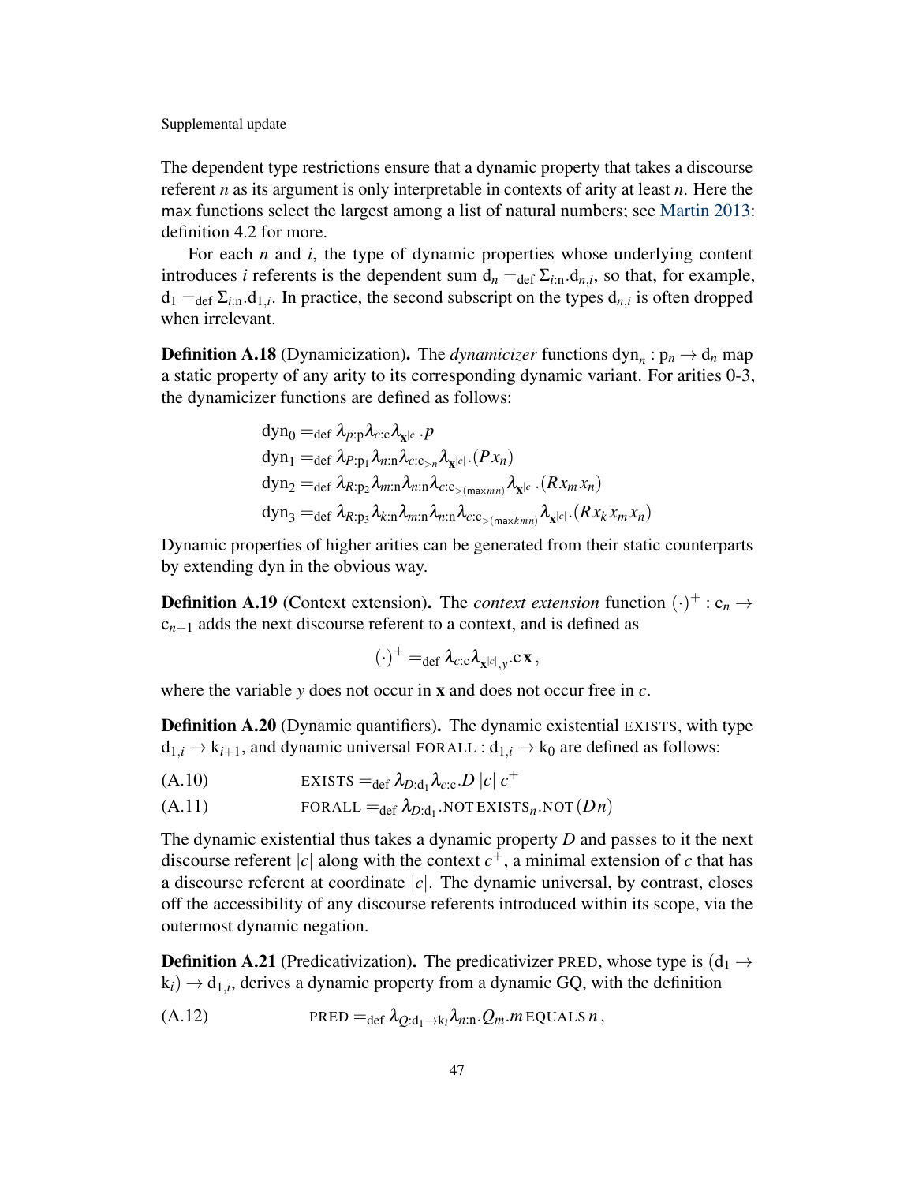The dependent type restrictions ensure that a dynamic property that takes a discourse referent $n$ as its argument is only interpretable in contexts of arity at least $n$. Here the max functions select the largest among a list of natural numbers; see Martin 2013: definition 4.2 for more.

For each $n$ and $i$, the type of dynamic properties whose underlying content introduces $i$ referents is the dependent sum $\mathrm{d}_n =_{\text{def}} \Sigma_{i:\mathrm{n}}.\mathrm{d}_{n,i}$, so that, for example, $\mathrm{d}_1 =_{\text{def}} \Sigma_{i:\mathrm{n}}.\mathrm{d}_{1,i}$. In practice, the second subscript on the types $\mathrm{d}_{n,i}$ is often dropped when irrelevant.

**Definition A.18** (Dynamicization)**.** The *dynamicizer* functions $\mathrm{dyn}_n : \mathrm{p}_n \to \mathrm{d}_n$ map a static property of any arity to its corresponding dynamic variant. For arities 0-3, the dynamicizer functions are defined as follows:

$$
\begin{aligned}
\mathrm{dyn}_0 &=_{\text{def}} \lambda_{p:\mathrm{p}}\lambda_{c:\mathrm{c}}\lambda_{\mathbf{x}^{|c|}}.p\\
\mathrm{dyn}_1 &=_{\text{def}} \lambda_{P:\mathrm{p}_1}\lambda_{n:\mathrm{n}}\lambda_{c:\mathrm{c}_{>n}}\lambda_{\mathbf{x}^{|c|}}.(P\,x_n)\\
\mathrm{dyn}_2 &=_{\text{def}} \lambda_{R:\mathrm{p}_2}\lambda_{m:\mathrm{n}}\lambda_{n:\mathrm{n}}\lambda_{c:\mathrm{c}_{>(\mathsf{max}\,mn)}}\lambda_{\mathbf{x}^{|c|}}.(R\,x_m\,x_n)\\
\mathrm{dyn}_3 &=_{\text{def}} \lambda_{R:\mathrm{p}_3}\lambda_{k:\mathrm{n}}\lambda_{m:\mathrm{n}}\lambda_{n:\mathrm{n}}\lambda_{c:\mathrm{c}_{>(\mathsf{max}\,kmn)}}\lambda_{\mathbf{x}^{|c|}}.(R\,x_k\,x_m\,x_n)
\end{aligned}
$$

Dynamic properties of higher arities can be generated from their static counterparts by extending dyn in the obvious way.

**Definition A.19** (Context extension)**.** The *context extension* function $(\cdot)^+ : \mathrm{c}_n \to \mathrm{c}_{n+1}$ adds the next discourse referent to a context, and is defined as

$$
(\cdot)^+ =_{\text{def}} \lambda_{c:\mathrm{c}}\lambda_{\mathbf{x}^{|c|},y}.\mathrm{c}\,\mathbf{x}\,,
$$

where the variable $y$ does not occur in $\mathbf{x}$ and does not occur free in $c$.

**Definition A.20** (Dynamic quantifiers)**.** The dynamic existential EXISTS, with type $\mathrm{d}_{1,i} \to \mathrm{k}_{i+1}$, and dynamic universal FORALL : $\mathrm{d}_{1,i} \to \mathrm{k}_0$ are defined as follows:

(A.10) $\quad$ $\text{EXISTS} =_{\text{def}} \lambda_{D:\mathrm{d}_1}\lambda_{c:\mathrm{c}}.D\,|c|\,c^+$

(A.11) $\quad$ $\text{FORALL} =_{\text{def}} \lambda_{D:\mathrm{d}_1}.\text{NOT}\,\text{EXISTS}_n.\text{NOT}\,(D n)$

The dynamic existential thus takes a dynamic property $D$ and passes to it the next discourse referent $|c|$ along with the context $c^+$, a minimal extension of $c$ that has a discourse referent at coordinate $|c|$. The dynamic universal, by contrast, closes off the accessibility of any discourse referents introduced within its scope, via the outermost dynamic negation.

**Definition A.21** (Predicativization)**.** The predicativizer PRED, whose type is $(\mathrm{d}_1 \to \mathrm{k}_i) \to \mathrm{d}_{1,i}$, derives a dynamic property from a dynamic GQ, with the definition

(A.12) $\quad$ $\text{PRED} =_{\text{def}} \lambda_{Q:\mathrm{d}_1\to\mathrm{k}_i}\lambda_{n:\mathrm{n}}.Q_m.m\,\text{EQUALS}\,n\,,$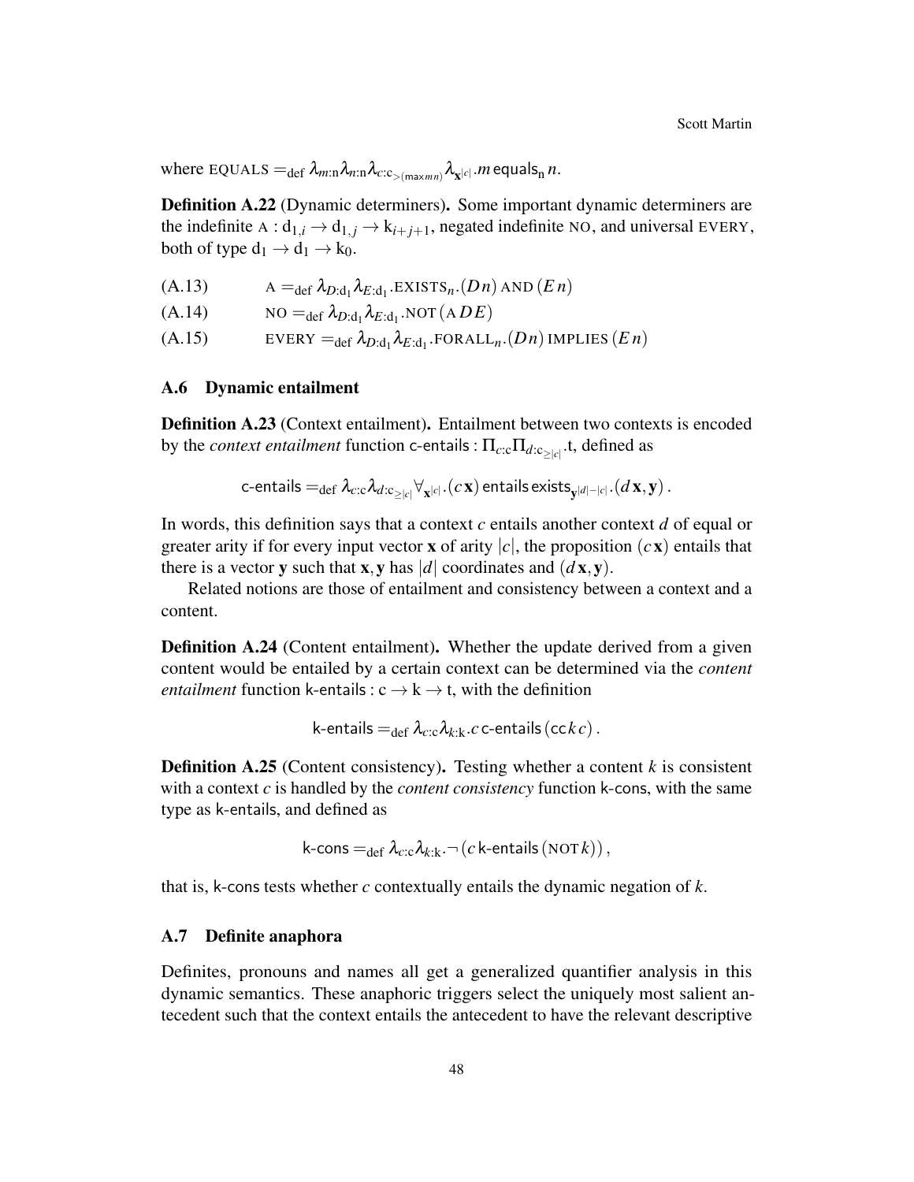where EQUALS $=_{\text{def}} \lambda_{m:\text{n}} \lambda_{n:\text{n}} \lambda_{c:\text{c}_{>(\max m n)}} \lambda_{\mathbf{x}^{|c|}}.m \,\mathsf{equals}_{\text{n}}\, n$.

**Definition A.22** (Dynamic determiners)**.** Some important dynamic determiners are the indefinite $\text{A} : \text{d}_{1,i} \to \text{d}_{1,j} \to \text{k}_{i+j+1}$, negated indefinite NO, and universal EVERY, both of type $\text{d}_1 \to \text{d}_1 \to \text{k}_0$.

(A.13) $\quad \text{A} =_{\text{def}} \lambda_{D:\text{d}_1} \lambda_{E:\text{d}_1}.\text{EXISTS}_n.(D\,n) \text{ AND } (E\,n)$

(A.14) $\quad \text{NO} =_{\text{def}} \lambda_{D:\text{d}_1} \lambda_{E:\text{d}_1}.\text{NOT}\,(\text{A}\,D\,E)$

(A.15) $\quad \text{EVERY} =_{\text{def}} \lambda_{D:\text{d}_1} \lambda_{E:\text{d}_1}.\text{FORALL}_n.(D\,n) \text{ IMPLIES } (E\,n)$

### A.6 Dynamic entailment

**Definition A.23** (Context entailment)**.** Entailment between two contexts is encoded by the *context entailment* function $\mathsf{c\text{-}entails} : \Pi_{c:\text{c}} \Pi_{d:\text{c}_{\geq|c|}}.\text{t}$, defined as

$$\mathsf{c\text{-}entails} =_{\text{def}} \lambda_{c:\text{c}} \lambda_{d:\text{c}_{\geq|c|}} \forall_{\mathbf{x}^{|c|}}.(c\,\mathbf{x})\,\mathsf{entails}\,\mathsf{exists}_{\mathbf{y}^{|d|-|c|}}.(d\,\mathbf{x},\mathbf{y})\,.$$

In words, this definition says that a context $c$ entails another context $d$ of equal or greater arity if for every input vector $\mathbf{x}$ of arity $|c|$, the proposition $(c\,\mathbf{x})$ entails that there is a vector $\mathbf{y}$ such that $\mathbf{x},\mathbf{y}$ has $|d|$ coordinates and $(d\,\mathbf{x},\mathbf{y})$.

Related notions are those of entailment and consistency between a context and a content.

**Definition A.24** (Content entailment)**.** Whether the update derived from a given content would be entailed by a certain context can be determined via the *content entailment* function $\mathsf{k\text{-}entails} : \text{c} \to \text{k} \to \text{t}$, with the definition

$$\mathsf{k\text{-}entails} =_{\text{def}} \lambda_{c:\text{c}} \lambda_{k:\text{k}}.c\,\mathsf{c\text{-}entails}\,(\mathsf{cc}\,k\,c)\,.$$

**Definition A.25** (Content consistency)**.** Testing whether a content $k$ is consistent with a context $c$ is handled by the *content consistency* function $\mathsf{k\text{-}cons}$, with the same type as $\mathsf{k\text{-}entails}$, and defined as

$$\mathsf{k\text{-}cons} =_{\text{def}} \lambda_{c:\text{c}} \lambda_{k:\text{k}}.\neg\,(c\,\mathsf{k\text{-}entails}\,(\text{NOT}\,k))\,,$$

that is, $\mathsf{k\text{-}cons}$ tests whether $c$ contextually entails the dynamic negation of $k$.

### A.7 Definite anaphora

Definites, pronouns and names all get a generalized quantifier analysis in this dynamic semantics. These anaphoric triggers select the uniquely most salient antecedent such that the context entails the antecedent to have the relevant descriptive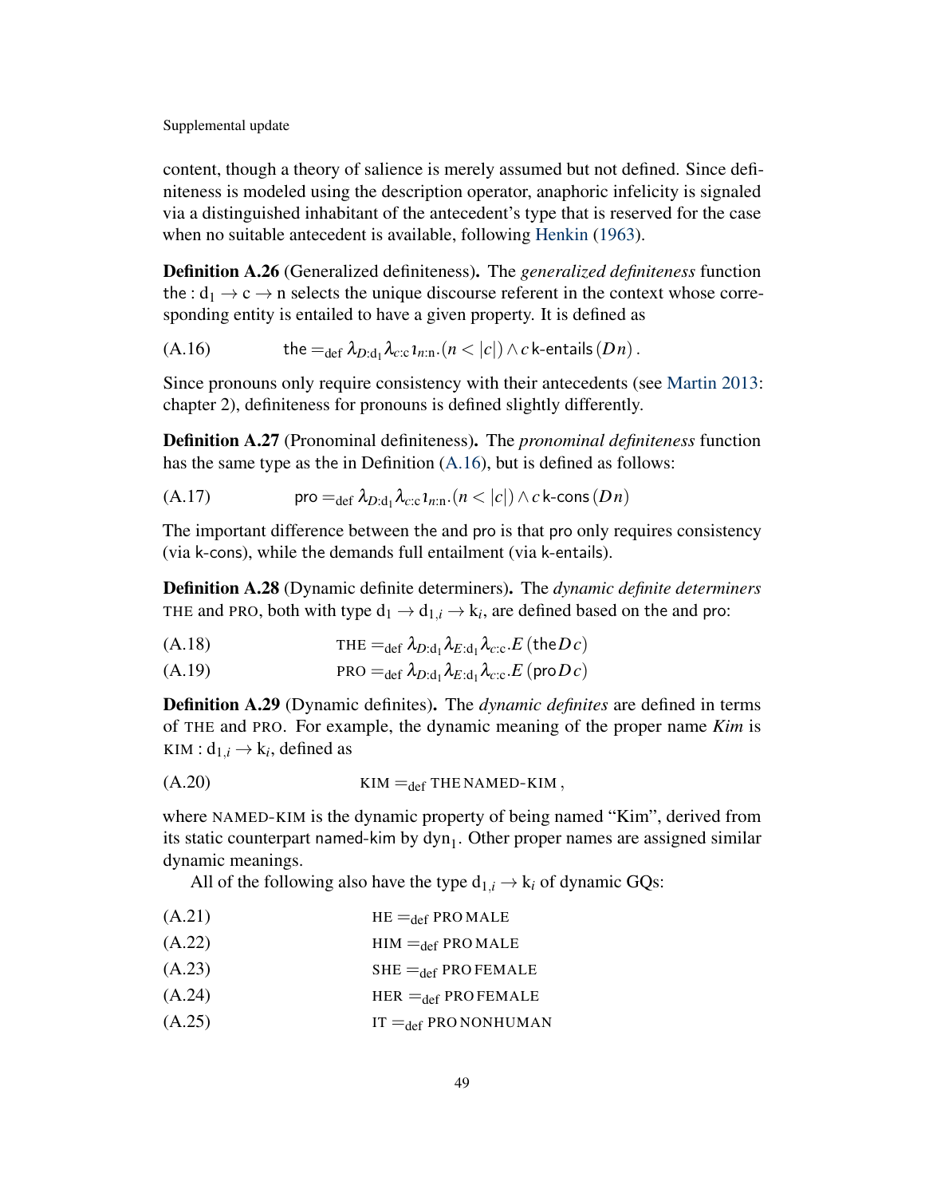content, though a theory of salience is merely assumed but not defined. Since definiteness is modeled using the description operator, anaphoric infelicity is signaled via a distinguished inhabitant of the antecedent's type that is reserved for the case when no suitable antecedent is available, following Henkin (1963).

**Definition A.26** (Generalized definiteness)**.** The *generalized definiteness* function $\mathsf{the} : \mathrm{d}_1 \to \mathrm{c} \to \mathrm{n}$ selects the unique discourse referent in the context whose corresponding entity is entailed to have a given property. It is defined as

$$\text{(A.16)} \qquad \mathsf{the} =_{\text{def}} \lambda_{D:\mathrm{d}_1} \lambda_{c:\mathrm{c}}\, \imath_{n:\mathrm{n}}.(n < |c|) \wedge c\, \mathsf{k\text{-}entails}\,(D\,n)\,.$$

Since pronouns only require consistency with their antecedents (see Martin 2013: chapter 2), definiteness for pronouns is defined slightly differently.

**Definition A.27** (Pronominal definiteness)**.** The *pronominal definiteness* function has the same type as $\mathsf{the}$ in Definition (A.16), but is defined as follows:

$$\text{(A.17)} \qquad \mathsf{pro} =_{\text{def}} \lambda_{D:\mathrm{d}_1} \lambda_{c:\mathrm{c}}\, \imath_{n:\mathrm{n}}.(n < |c|) \wedge c\, \mathsf{k\text{-}cons}\,(D\,n)$$

The important difference between $\mathsf{the}$ and $\mathsf{pro}$ is that $\mathsf{pro}$ only requires consistency (via $\mathsf{k\text{-}cons}$), while $\mathsf{the}$ demands full entailment (via $\mathsf{k\text{-}entails}$).

**Definition A.28** (Dynamic definite determiners)**.** The *dynamic definite determiners* THE and PRO, both with type $\mathrm{d}_1 \to \mathrm{d}_{1,i} \to \mathrm{k}_i$, are defined based on $\mathsf{the}$ and $\mathsf{pro}$:

$$\text{(A.18)} \qquad \text{THE} =_{\text{def}} \lambda_{D:\mathrm{d}_1} \lambda_{E:\mathrm{d}_1} \lambda_{c:\mathrm{c}}.E\,(\mathsf{the}\,D\,c)$$

$$\text{(A.19)} \qquad \text{PRO} =_{\text{def}} \lambda_{D:\mathrm{d}_1} \lambda_{E:\mathrm{d}_1} \lambda_{c:\mathrm{c}}.E\,(\mathsf{pro}\,D\,c)$$

**Definition A.29** (Dynamic definites)**.** The *dynamic definites* are defined in terms of THE and PRO. For example, the dynamic meaning of the proper name *Kim* is $\text{KIM} : \mathrm{d}_{1,i} \to \mathrm{k}_i$, defined as

$$\text{(A.20)} \qquad \text{KIM} =_{\text{def}} \text{THE}\,\text{NAMED-KIM}\,,$$

where NAMED-KIM is the dynamic property of being named "Kim", derived from its static counterpart $\mathsf{named\text{-}kim}$ by $\mathsf{dyn}_1$. Other proper names are assigned similar dynamic meanings.

All of the following also have the type $\mathrm{d}_{1,i} \to \mathrm{k}_i$ of dynamic GQs:

$$\text{(A.21)} \qquad \text{HE} =_{\text{def}} \text{PRO}\,\text{MALE}$$

$$\text{(A.22)} \qquad \text{HIM} =_{\text{def}} \text{PRO}\,\text{MALE}$$

$$\text{(A.23)} \qquad \text{SHE} =_{\text{def}} \text{PRO}\,\text{FEMALE}$$

$$\text{(A.24)} \qquad \text{HER} =_{\text{def}} \text{PRO}\,\text{FEMALE}$$

$$\text{(A.25)} \qquad \text{IT} =_{\text{def}} \text{PRO}\,\text{NONHUMAN}$$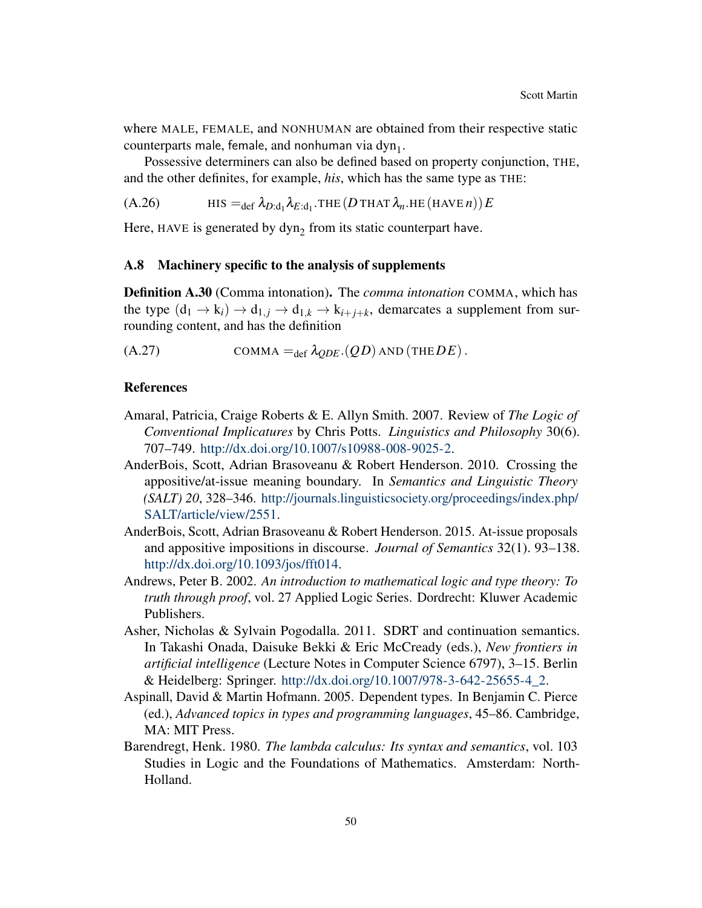where MALE, FEMALE, and NONHUMAN are obtained from their respective static counterparts male, female, and nonhuman via $\mathsf{dyn}_1$.

Possessive determiners can also be defined based on property conjunction, THE, and the other definites, for example, *his*, which has the same type as THE:

$$\text{(A.26)} \qquad \text{HIS} =_{\text{def}} \lambda_{D:\mathrm{d}_1} \lambda_{E:\mathrm{d}_1}.\text{THE}\,(D\,\text{THAT}\,\lambda_n.\text{HE}\,(\text{HAVE}\,n))\,E$$

Here, HAVE is generated by $\mathsf{dyn}_2$ from its static counterpart have.

### A.8 Machinery specific to the analysis of supplements

**Definition A.30** (Comma intonation)**.** The *comma intonation* COMMA, which has the type $(\mathrm{d}_1 \to \mathrm{k}_i) \to \mathrm{d}_{1,j} \to \mathrm{d}_{1,k} \to \mathrm{k}_{i+j+k}$, demarcates a supplement from surrounding content, and has the definition

$$\text{(A.27)} \qquad \text{COMMA} =_{\text{def}} \lambda_{QDE}.(Q\,D)\,\text{AND}\,(\text{THE}\,D\,E)\,.$$

## References

Amaral, Patricia, Craige Roberts & E. Allyn Smith. 2007. Review of *The Logic of Conventional Implicatures* by Chris Potts. *Linguistics and Philosophy* 30(6). 707–749. http://dx.doi.org/10.1007/s10988-008-9025-2.

AnderBois, Scott, Adrian Brasoveanu & Robert Henderson. 2010. Crossing the appositive/at-issue meaning boundary. In *Semantics and Linguistic Theory (SALT) 20*, 328–346. http://journals.linguisticsociety.org/proceedings/index.php/SALT/article/view/2551.

AnderBois, Scott, Adrian Brasoveanu & Robert Henderson. 2015. At-issue proposals and appositive impositions in discourse. *Journal of Semantics* 32(1). 93–138. http://dx.doi.org/10.1093/jos/fft014.

Andrews, Peter B. 2002. *An introduction to mathematical logic and type theory: To truth through proof*, vol. 27 Applied Logic Series. Dordrecht: Kluwer Academic Publishers.

Asher, Nicholas & Sylvain Pogodalla. 2011. SDRT and continuation semantics. In Takashi Onada, Daisuke Bekki & Eric McCready (eds.), *New frontiers in artificial intelligence* (Lecture Notes in Computer Science 6797), 3–15. Berlin & Heidelberg: Springer. http://dx.doi.org/10.1007/978-3-642-25655-4_2.

Aspinall, David & Martin Hofmann. 2005. Dependent types. In Benjamin C. Pierce (ed.), *Advanced topics in types and programming languages*, 45–86. Cambridge, MA: MIT Press.

Barendregt, Henk. 1980. *The lambda calculus: Its syntax and semantics*, vol. 103 Studies in Logic and the Foundations of Mathematics. Amsterdam: North-Holland.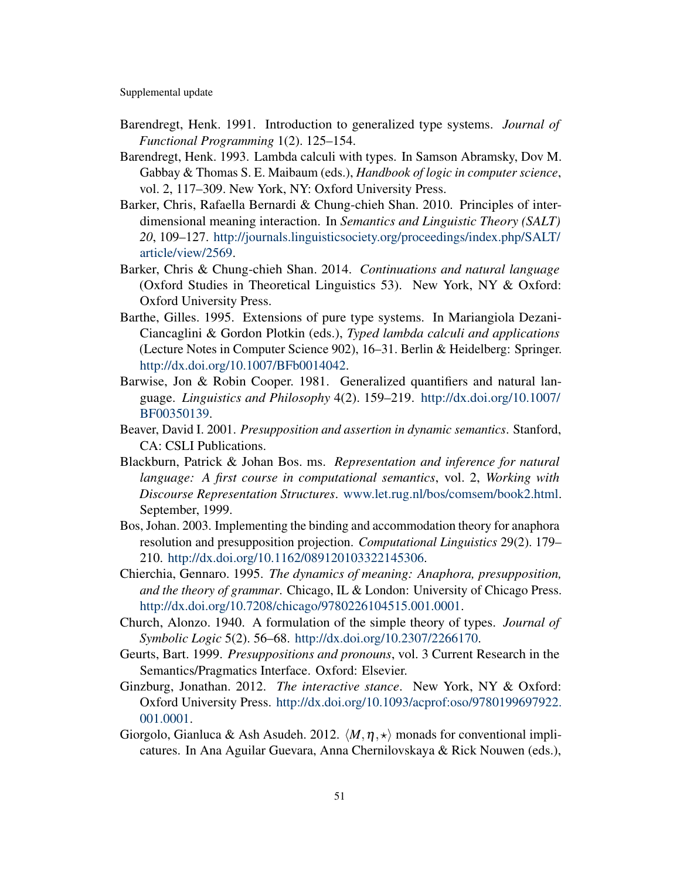Barendregt, Henk. 1991. Introduction to generalized type systems. *Journal of Functional Programming* 1(2). 125–154.

Barendregt, Henk. 1993. Lambda calculi with types. In Samson Abramsky, Dov M. Gabbay & Thomas S. E. Maibaum (eds.), *Handbook of logic in computer science*, vol. 2, 117–309. New York, NY: Oxford University Press.

Barker, Chris, Rafaella Bernardi & Chung-chieh Shan. 2010. Principles of interdimensional meaning interaction. In *Semantics and Linguistic Theory (SALT) 20*, 109–127. http://journals.linguisticsociety.org/proceedings/index.php/SALT/article/view/2569.

Barker, Chris & Chung-chieh Shan. 2014. *Continuations and natural language* (Oxford Studies in Theoretical Linguistics 53). New York, NY & Oxford: Oxford University Press.

Barthe, Gilles. 1995. Extensions of pure type systems. In Mariangiola Dezani-Ciancaglini & Gordon Plotkin (eds.), *Typed lambda calculi and applications* (Lecture Notes in Computer Science 902), 16–31. Berlin & Heidelberg: Springer. http://dx.doi.org/10.1007/BFb0014042.

Barwise, Jon & Robin Cooper. 1981. Generalized quantifiers and natural language. *Linguistics and Philosophy* 4(2). 159–219. http://dx.doi.org/10.1007/BF00350139.

Beaver, David I. 2001. *Presupposition and assertion in dynamic semantics*. Stanford, CA: CSLI Publications.

Blackburn, Patrick & Johan Bos. ms. *Representation and inference for natural language: A first course in computational semantics*, vol. 2, *Working with Discourse Representation Structures*. www.let.rug.nl/bos/comsem/book2.html. September, 1999.

Bos, Johan. 2003. Implementing the binding and accommodation theory for anaphora resolution and presupposition projection. *Computational Linguistics* 29(2). 179–210. http://dx.doi.org/10.1162/089120103322145306.

Chierchia, Gennaro. 1995. *The dynamics of meaning: Anaphora, presupposition, and the theory of grammar*. Chicago, IL & London: University of Chicago Press. http://dx.doi.org/10.7208/chicago/9780226104515.001.0001.

Church, Alonzo. 1940. A formulation of the simple theory of types. *Journal of Symbolic Logic* 5(2). 56–68. http://dx.doi.org/10.2307/2266170.

Geurts, Bart. 1999. *Presuppositions and pronouns*, vol. 3 Current Research in the Semantics/Pragmatics Interface. Oxford: Elsevier.

Ginzburg, Jonathan. 2012. *The interactive stance*. New York, NY & Oxford: Oxford University Press. http://dx.doi.org/10.1093/acprof:oso/9780199697922.001.0001.

Giorgolo, Gianluca & Ash Asudeh. 2012. $\langle M, \eta, \star \rangle$ monads for conventional implicatures. In Ana Aguilar Guevara, Anna Chernilovskaya & Rick Nouwen (eds.),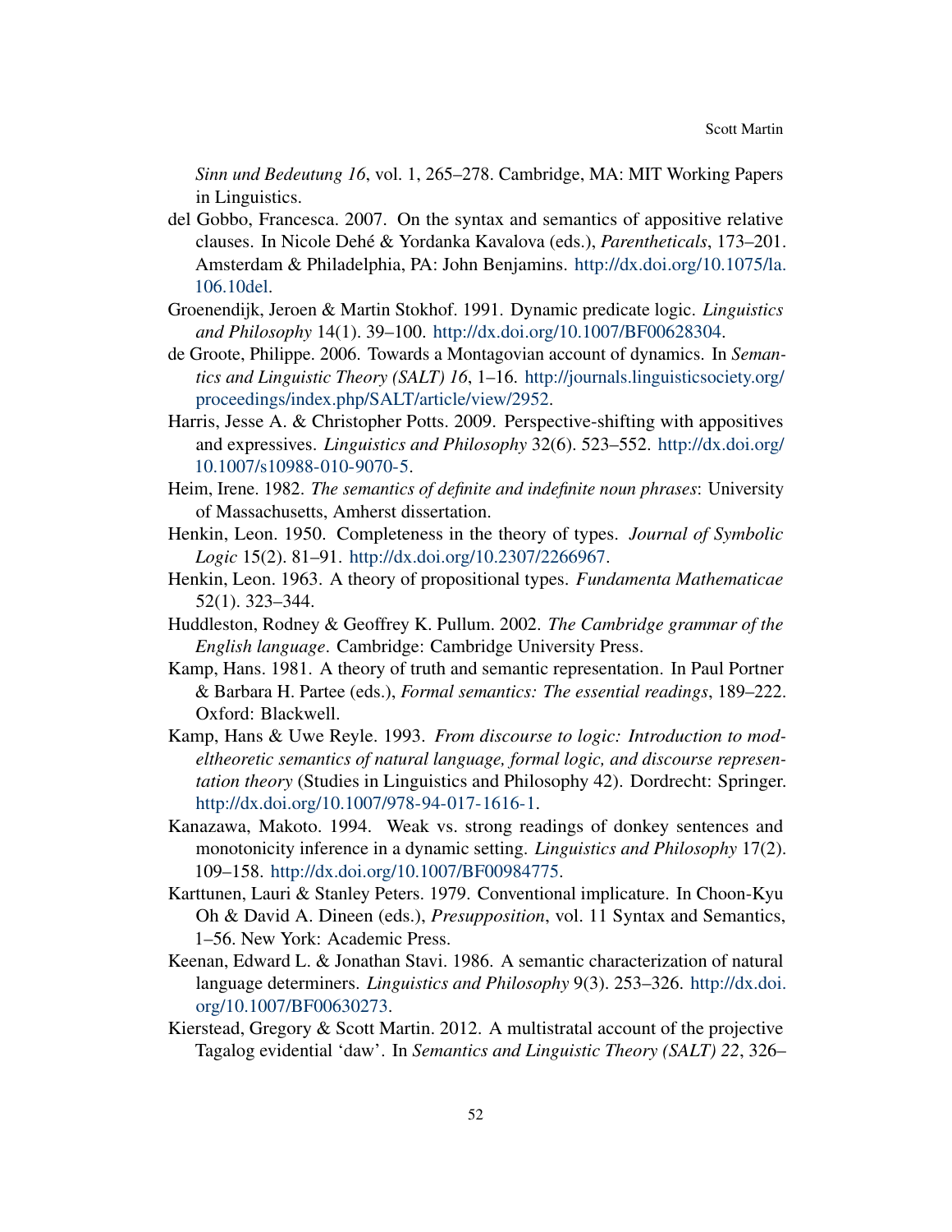*Sinn und Bedeutung 16*, vol. 1, 265–278. Cambridge, MA: MIT Working Papers in Linguistics.

del Gobbo, Francesca. 2007. On the syntax and semantics of appositive relative clauses. In Nicole Dehé & Yordanka Kavalova (eds.), *Parentheticals*, 173–201. Amsterdam & Philadelphia, PA: John Benjamins. http://dx.doi.org/10.1075/la.106.10del.

Groenendijk, Jeroen & Martin Stokhof. 1991. Dynamic predicate logic. *Linguistics and Philosophy* 14(1). 39–100. http://dx.doi.org/10.1007/BF00628304.

de Groote, Philippe. 2006. Towards a Montagovian account of dynamics. In *Semantics and Linguistic Theory (SALT) 16*, 1–16. http://journals.linguisticsociety.org/proceedings/index.php/SALT/article/view/2952.

Harris, Jesse A. & Christopher Potts. 2009. Perspective-shifting with appositives and expressives. *Linguistics and Philosophy* 32(6). 523–552. http://dx.doi.org/10.1007/s10988-010-9070-5.

Heim, Irene. 1982. *The semantics of definite and indefinite noun phrases*: University of Massachusetts, Amherst dissertation.

Henkin, Leon. 1950. Completeness in the theory of types. *Journal of Symbolic Logic* 15(2). 81–91. http://dx.doi.org/10.2307/2266967.

Henkin, Leon. 1963. A theory of propositional types. *Fundamenta Mathematicae* 52(1). 323–344.

Huddleston, Rodney & Geoffrey K. Pullum. 2002. *The Cambridge grammar of the English language*. Cambridge: Cambridge University Press.

Kamp, Hans. 1981. A theory of truth and semantic representation. In Paul Portner & Barbara H. Partee (eds.), *Formal semantics: The essential readings*, 189–222. Oxford: Blackwell.

Kamp, Hans & Uwe Reyle. 1993. *From discourse to logic: Introduction to modeltheoretic semantics of natural language, formal logic, and discourse representation theory* (Studies in Linguistics and Philosophy 42). Dordrecht: Springer. http://dx.doi.org/10.1007/978-94-017-1616-1.

Kanazawa, Makoto. 1994. Weak vs. strong readings of donkey sentences and monotonicity inference in a dynamic setting. *Linguistics and Philosophy* 17(2). 109–158. http://dx.doi.org/10.1007/BF00984775.

Karttunen, Lauri & Stanley Peters. 1979. Conventional implicature. In Choon-Kyu Oh & David A. Dineen (eds.), *Presupposition*, vol. 11 Syntax and Semantics, 1–56. New York: Academic Press.

Keenan, Edward L. & Jonathan Stavi. 1986. A semantic characterization of natural language determiners. *Linguistics and Philosophy* 9(3). 253–326. http://dx.doi.org/10.1007/BF00630273.

Kierstead, Gregory & Scott Martin. 2012. A multistratal account of the projective Tagalog evidential 'daw'. In *Semantics and Linguistic Theory (SALT) 22*, 326–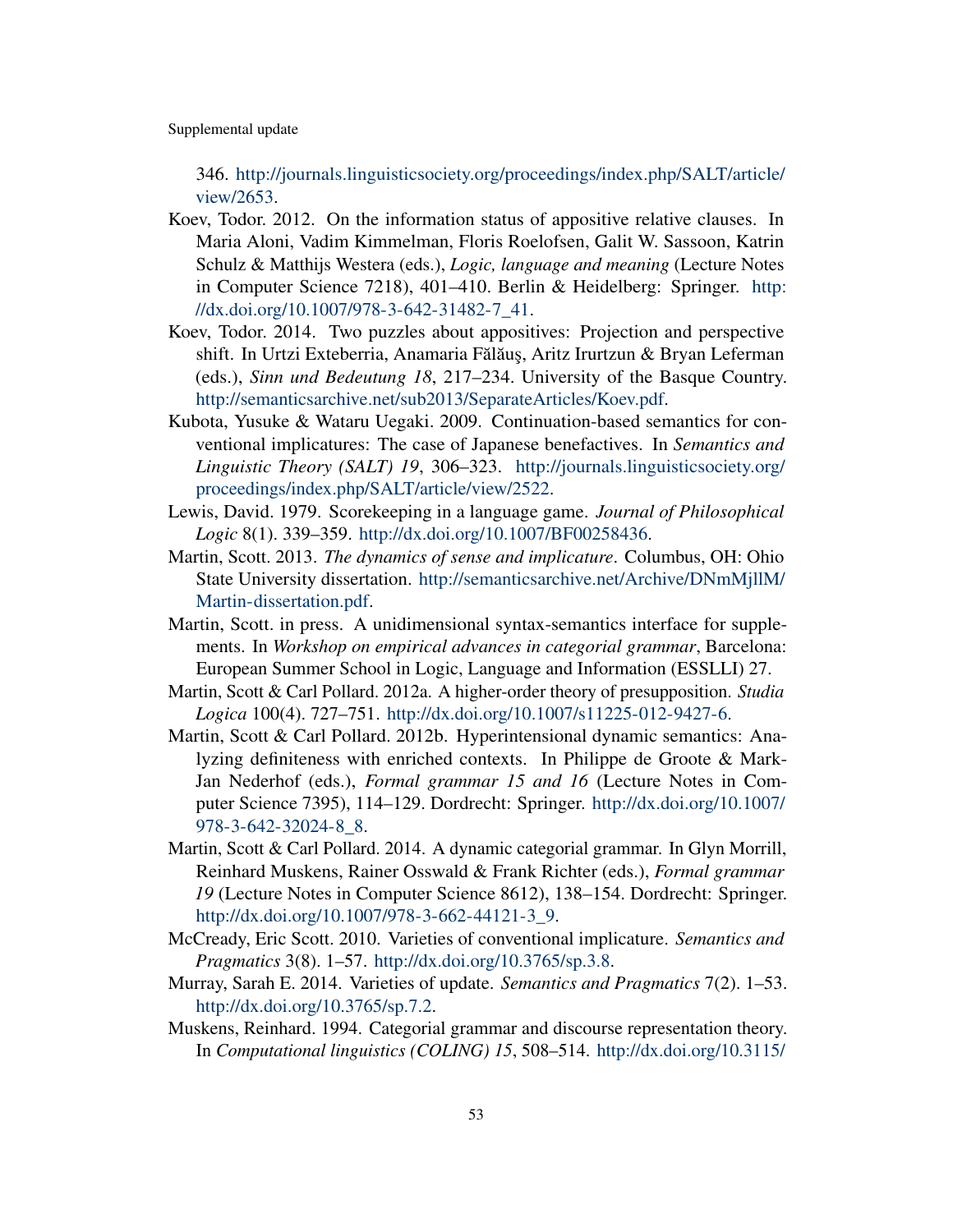346. http://journals.linguisticsociety.org/proceedings/index.php/SALT/article/view/2653.

Koev, Todor. 2012. On the information status of appositive relative clauses. In Maria Aloni, Vadim Kimmelman, Floris Roelofsen, Galit W. Sassoon, Katrin Schulz & Matthijs Westera (eds.), *Logic, language and meaning* (Lecture Notes in Computer Science 7218), 401–410. Berlin & Heidelberg: Springer. http://dx.doi.org/10.1007/978-3-642-31482-7_41.

Koev, Todor. 2014. Two puzzles about appositives: Projection and perspective shift. In Urtzi Exteberria, Anamaria Fălăuş, Aritz Irurtzun & Bryan Leferman (eds.), *Sinn und Bedeutung 18*, 217–234. University of the Basque Country. http://semanticsarchive.net/sub2013/SeparateArticles/Koev.pdf.

Kubota, Yusuke & Wataru Uegaki. 2009. Continuation-based semantics for conventional implicatures: The case of Japanese benefactives. In *Semantics and Linguistic Theory (SALT) 19*, 306–323. http://journals.linguisticsociety.org/proceedings/index.php/SALT/article/view/2522.

Lewis, David. 1979. Scorekeeping in a language game. *Journal of Philosophical Logic* 8(1). 339–359. http://dx.doi.org/10.1007/BF00258436.

Martin, Scott. 2013. *The dynamics of sense and implicature*. Columbus, OH: Ohio State University dissertation. http://semanticsarchive.net/Archive/DNmMjllM/Martin-dissertation.pdf.

Martin, Scott. in press. A unidimensional syntax-semantics interface for supplements. In *Workshop on empirical advances in categorial grammar*, Barcelona: European Summer School in Logic, Language and Information (ESSLLI) 27.

Martin, Scott & Carl Pollard. 2012a. A higher-order theory of presupposition. *Studia Logica* 100(4). 727–751. http://dx.doi.org/10.1007/s11225-012-9427-6.

Martin, Scott & Carl Pollard. 2012b. Hyperintensional dynamic semantics: Analyzing definiteness with enriched contexts. In Philippe de Groote & Mark-Jan Nederhof (eds.), *Formal grammar 15 and 16* (Lecture Notes in Computer Science 7395), 114–129. Dordrecht: Springer. http://dx.doi.org/10.1007/978-3-642-32024-8_8.

Martin, Scott & Carl Pollard. 2014. A dynamic categorial grammar. In Glyn Morrill, Reinhard Muskens, Rainer Osswald & Frank Richter (eds.), *Formal grammar 19* (Lecture Notes in Computer Science 8612), 138–154. Dordrecht: Springer. http://dx.doi.org/10.1007/978-3-662-44121-3_9.

McCready, Eric Scott. 2010. Varieties of conventional implicature. *Semantics and Pragmatics* 3(8). 1–57. http://dx.doi.org/10.3765/sp.3.8.

Murray, Sarah E. 2014. Varieties of update. *Semantics and Pragmatics* 7(2). 1–53. http://dx.doi.org/10.3765/sp.7.2.

Muskens, Reinhard. 1994. Categorial grammar and discourse representation theory. In *Computational linguistics (COLING) 15*, 508–514. http://dx.doi.org/10.3115/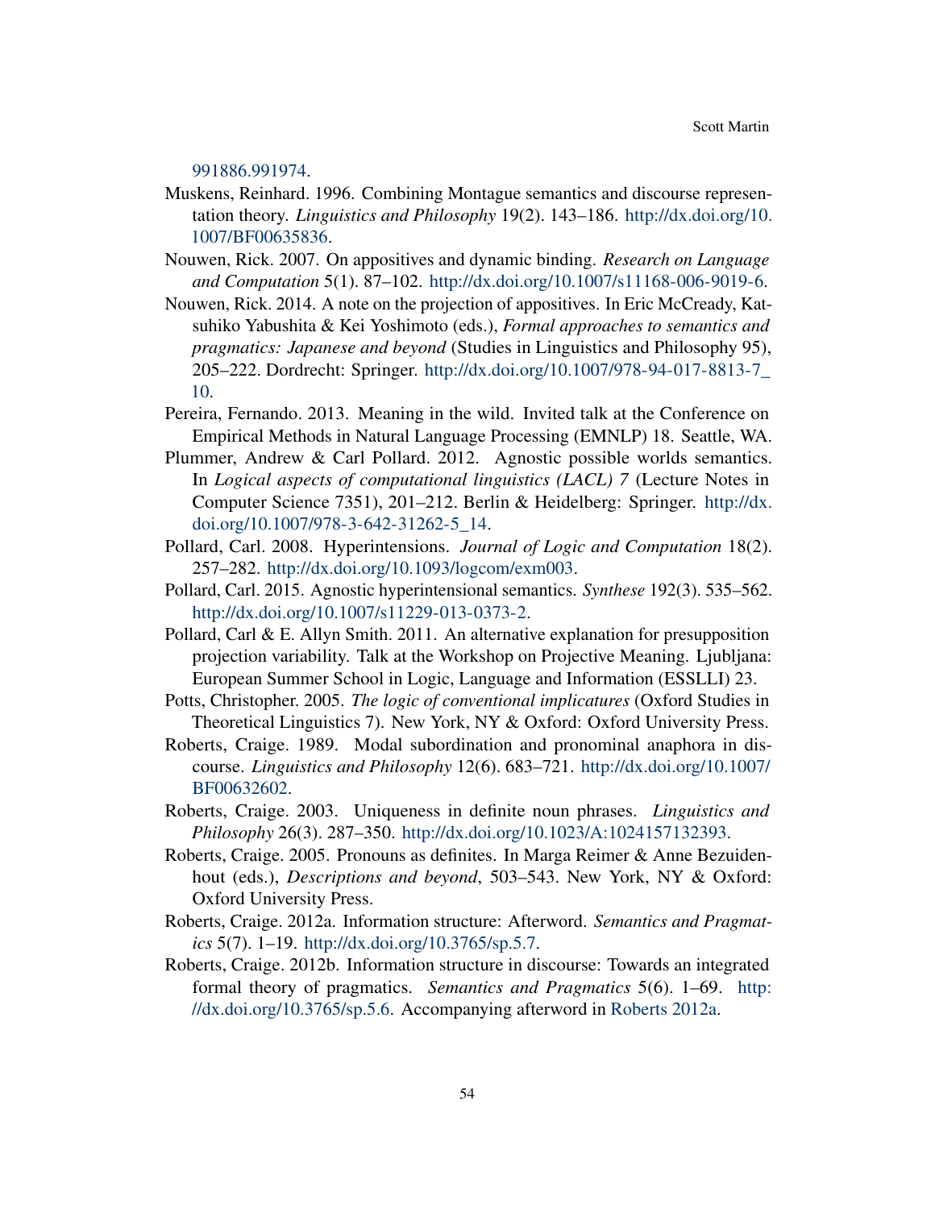991886.991974.

Muskens, Reinhard. 1996. Combining Montague semantics and discourse representation theory. *Linguistics and Philosophy* 19(2). 143–186. http://dx.doi.org/10.1007/BF00635836.

Nouwen, Rick. 2007. On appositives and dynamic binding. *Research on Language and Computation* 5(1). 87–102. http://dx.doi.org/10.1007/s11168-006-9019-6.

Nouwen, Rick. 2014. A note on the projection of appositives. In Eric McCready, Katsuhiko Yabushita & Kei Yoshimoto (eds.), *Formal approaches to semantics and pragmatics: Japanese and beyond* (Studies in Linguistics and Philosophy 95), 205–222. Dordrecht: Springer. http://dx.doi.org/10.1007/978-94-017-8813-7_10.

Pereira, Fernando. 2013. Meaning in the wild. Invited talk at the Conference on Empirical Methods in Natural Language Processing (EMNLP) 18. Seattle, WA.

Plummer, Andrew & Carl Pollard. 2012. Agnostic possible worlds semantics. In *Logical aspects of computational linguistics (LACL) 7* (Lecture Notes in Computer Science 7351), 201–212. Berlin & Heidelberg: Springer. http://dx.doi.org/10.1007/978-3-642-31262-5_14.

Pollard, Carl. 2008. Hyperintensions. *Journal of Logic and Computation* 18(2). 257–282. http://dx.doi.org/10.1093/logcom/exm003.

Pollard, Carl. 2015. Agnostic hyperintensional semantics. *Synthese* 192(3). 535–562. http://dx.doi.org/10.1007/s11229-013-0373-2.

Pollard, Carl & E. Allyn Smith. 2011. An alternative explanation for presupposition projection variability. Talk at the Workshop on Projective Meaning. Ljubljana: European Summer School in Logic, Language and Information (ESSLLI) 23.

Potts, Christopher. 2005. *The logic of conventional implicatures* (Oxford Studies in Theoretical Linguistics 7). New York, NY & Oxford: Oxford University Press.

Roberts, Craige. 1989. Modal subordination and pronominal anaphora in discourse. *Linguistics and Philosophy* 12(6). 683–721. http://dx.doi.org/10.1007/BF00632602.

Roberts, Craige. 2003. Uniqueness in definite noun phrases. *Linguistics and Philosophy* 26(3). 287–350. http://dx.doi.org/10.1023/A:1024157132393.

Roberts, Craige. 2005. Pronouns as definites. In Marga Reimer & Anne Bezuidenhout (eds.), *Descriptions and beyond*, 503–543. New York, NY & Oxford: Oxford University Press.

Roberts, Craige. 2012a. Information structure: Afterword. *Semantics and Pragmatics* 5(7). 1–19. http://dx.doi.org/10.3765/sp.5.7.

Roberts, Craige. 2012b. Information structure in discourse: Towards an integrated formal theory of pragmatics. *Semantics and Pragmatics* 5(6). 1–69. http://dx.doi.org/10.3765/sp.5.6. Accompanying afterword in Roberts 2012a.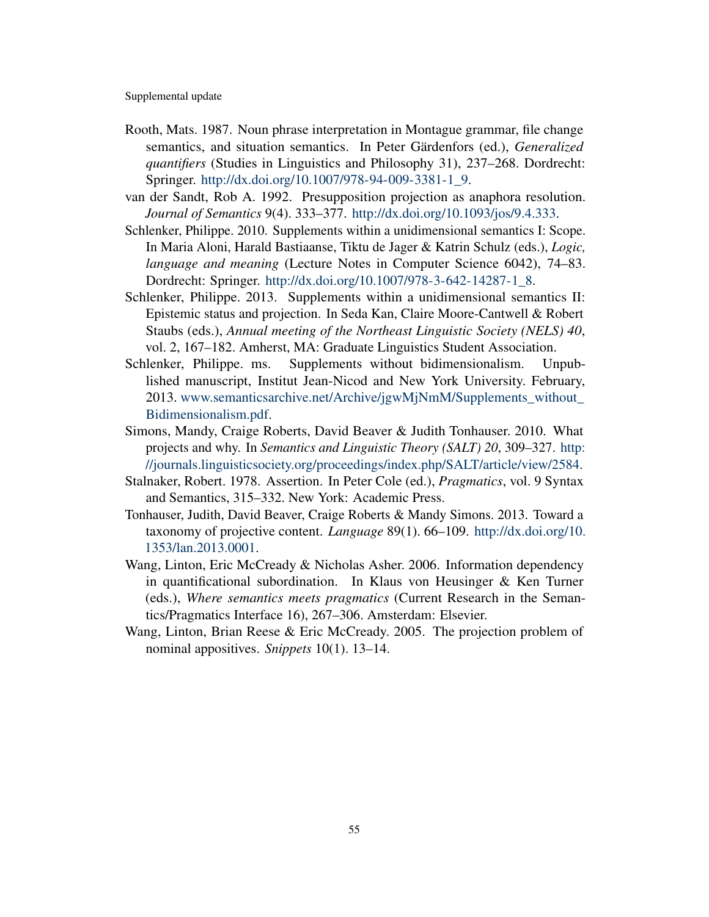Rooth, Mats. 1987. Noun phrase interpretation in Montague grammar, file change semantics, and situation semantics. In Peter Gärdenfors (ed.), *Generalized quantifiers* (Studies in Linguistics and Philosophy 31), 237–268. Dordrecht: Springer. http://dx.doi.org/10.1007/978-94-009-3381-1_9.

van der Sandt, Rob A. 1992. Presupposition projection as anaphora resolution. *Journal of Semantics* 9(4). 333–377. http://dx.doi.org/10.1093/jos/9.4.333.

Schlenker, Philippe. 2010. Supplements within a unidimensional semantics I: Scope. In Maria Aloni, Harald Bastiaanse, Tiktu de Jager & Katrin Schulz (eds.), *Logic, language and meaning* (Lecture Notes in Computer Science 6042), 74–83. Dordrecht: Springer. http://dx.doi.org/10.1007/978-3-642-14287-1_8.

Schlenker, Philippe. 2013. Supplements within a unidimensional semantics II: Epistemic status and projection. In Seda Kan, Claire Moore-Cantwell & Robert Staubs (eds.), *Annual meeting of the Northeast Linguistic Society (NELS) 40*, vol. 2, 167–182. Amherst, MA: Graduate Linguistics Student Association.

Schlenker, Philippe. ms. Supplements without bidimensionalism. Unpublished manuscript, Institut Jean-Nicod and New York University. February, 2013. www.semanticsarchive.net/Archive/jgwMjNmM/Supplements_without_Bidimensionalism.pdf.

Simons, Mandy, Craige Roberts, David Beaver & Judith Tonhauser. 2010. What projects and why. In *Semantics and Linguistic Theory (SALT) 20*, 309–327. http://journals.linguisticsociety.org/proceedings/index.php/SALT/article/view/2584.

Stalnaker, Robert. 1978. Assertion. In Peter Cole (ed.), *Pragmatics*, vol. 9 Syntax and Semantics, 315–332. New York: Academic Press.

Tonhauser, Judith, David Beaver, Craige Roberts & Mandy Simons. 2013. Toward a taxonomy of projective content. *Language* 89(1). 66–109. http://dx.doi.org/10.1353/lan.2013.0001.

Wang, Linton, Eric McCready & Nicholas Asher. 2006. Information dependency in quantificational subordination. In Klaus von Heusinger & Ken Turner (eds.), *Where semantics meets pragmatics* (Current Research in the Semantics/Pragmatics Interface 16), 267–306. Amsterdam: Elsevier.

Wang, Linton, Brian Reese & Eric McCready. 2005. The projection problem of nominal appositives. *Snippets* 10(1). 13–14.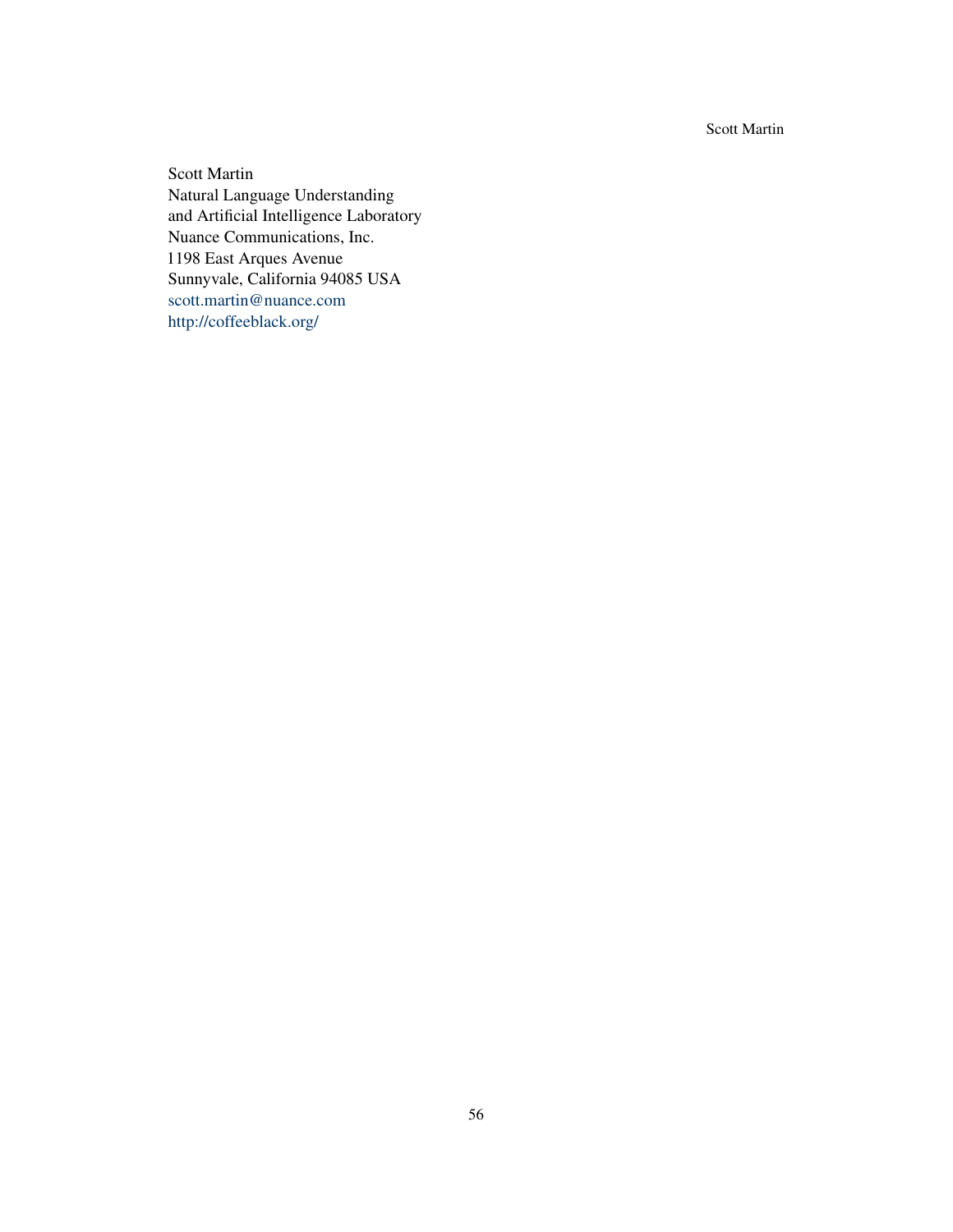Scott Martin
Natural Language Understanding
and Artificial Intelligence Laboratory
Nuance Communications, Inc.
1198 East Arques Avenue
Sunnyvale, California 94085 USA
scott.martin@nuance.com
http://coffeeblack.org/